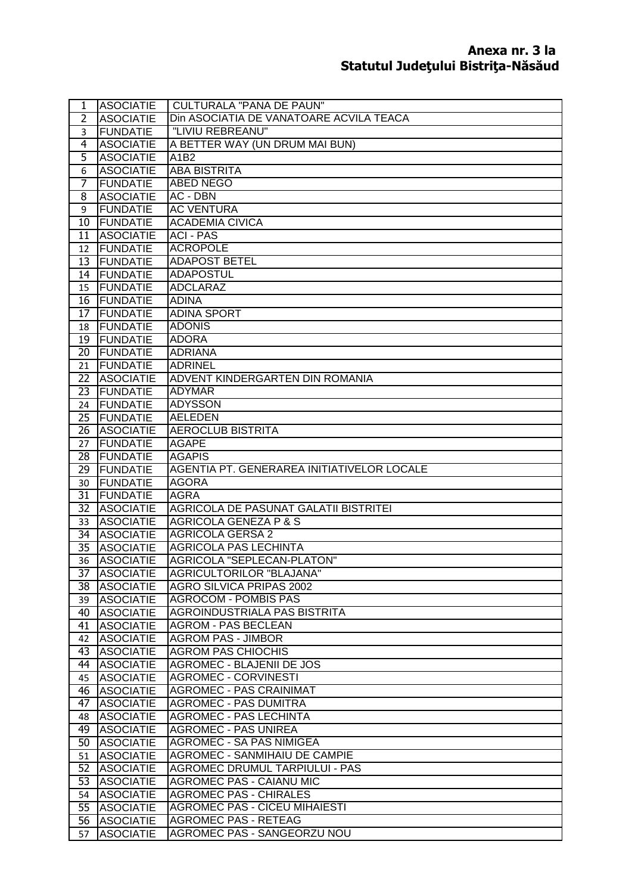**Anexa nr. 3 la**
**Statutul Judeţului Bistriţa-Năsăud**

| | | |
|---|---|---|
| 1 | ASOCIATIE | CULTURALA "PANA DE PAUN" |
| 2 | ASOCIATIE | Din ASOCIATIA DE VANATOARE ACVILA TEACA |
| 3 | FUNDATIE | "LIVIU REBREANU" |
| 4 | ASOCIATIE | A BETTER WAY (UN DRUM MAI BUN) |
| 5 | ASOCIATIE | A1B2 |
| 6 | ASOCIATIE | ABA BISTRITA |
| 7 | FUNDATIE | ABED NEGO |
| 8 | ASOCIATIE | AC - DBN |
| 9 | FUNDATIE | AC VENTURA |
| 10 | FUNDATIE | ACADEMIA CIVICA |
| 11 | ASOCIATIE | ACI - PAS |
| 12 | FUNDATIE | ACROPOLE |
| 13 | FUNDATIE | ADAPOST BETEL |
| 14 | FUNDATIE | ADAPOSTUL |
| 15 | FUNDATIE | ADCLARAZ |
| 16 | FUNDATIE | ADINA |
| 17 | FUNDATIE | ADINA SPORT |
| 18 | FUNDATIE | ADONIS |
| 19 | FUNDATIE | ADORA |
| 20 | FUNDATIE | ADRIANA |
| 21 | FUNDATIE | ADRINEL |
| 22 | ASOCIATIE | ADVENT KINDERGARTEN DIN ROMANIA |
| 23 | FUNDATIE | ADYMAR |
| 24 | FUNDATIE | ADYSSON |
| 25 | FUNDATIE | AELEDEN |
| 26 | ASOCIATIE | AEROCLUB BISTRITA |
| 27 | FUNDATIE | AGAPE |
| 28 | FUNDATIE | AGAPIS |
| 29 | FUNDATIE | AGENTIA PT. GENERAREA INITIATIVELOR LOCALE |
| 30 | FUNDATIE | AGORA |
| 31 | FUNDATIE | AGRA |
| 32 | ASOCIATIE | AGRICOLA DE PASUNAT GALATII BISTRITEI |
| 33 | ASOCIATIE | AGRICOLA GENEZA P & S |
| 34 | ASOCIATIE | AGRICOLA GERSA 2 |
| 35 | ASOCIATIE | AGRICOLA PAS LECHINTA |
| 36 | ASOCIATIE | AGRICOLA "SEPLECAN-PLATON" |
| 37 | ASOCIATIE | AGRICULTORILOR "BLAJANA" |
| 38 | ASOCIATIE | AGRO SILVICA PRIPAS 2002 |
| 39 | ASOCIATIE | AGROCOM - POMBIS PAS |
| 40 | ASOCIATIE | AGROINDUSTRIALA PAS BISTRITA |
| 41 | ASOCIATIE | AGROM - PAS BECLEAN |
| 42 | ASOCIATIE | AGROM PAS - JIMBOR |
| 43 | ASOCIATIE | AGROM PAS CHIOCHIS |
| 44 | ASOCIATIE | AGROMEC - BLAJENII DE JOS |
| 45 | ASOCIATIE | AGROMEC - CORVINESTI |
| 46 | ASOCIATIE | AGROMEC - PAS CRAINIMAT |
| 47 | ASOCIATIE | AGROMEC - PAS DUMITRA |
| 48 | ASOCIATIE | AGROMEC - PAS LECHINTA |
| 49 | ASOCIATIE | AGROMEC - PAS UNIREA |
| 50 | ASOCIATIE | AGROMEC - SA PAS NIMIGEA |
| 51 | ASOCIATIE | AGROMEC - SANMIHAIU DE CAMPIE |
| 52 | ASOCIATIE | AGROMEC DRUMUL TARPIULUI - PAS |
| 53 | ASOCIATIE | AGROMEC PAS - CAIANU MIC |
| 54 | ASOCIATIE | AGROMEC PAS - CHIRALES |
| 55 | ASOCIATIE | AGROMEC PAS - CICEU MIHAIESTI |
| 56 | ASOCIATIE | AGROMEC PAS - RETEAG |
| 57 | ASOCIATIE | AGROMEC PAS - SANGEORZU NOU |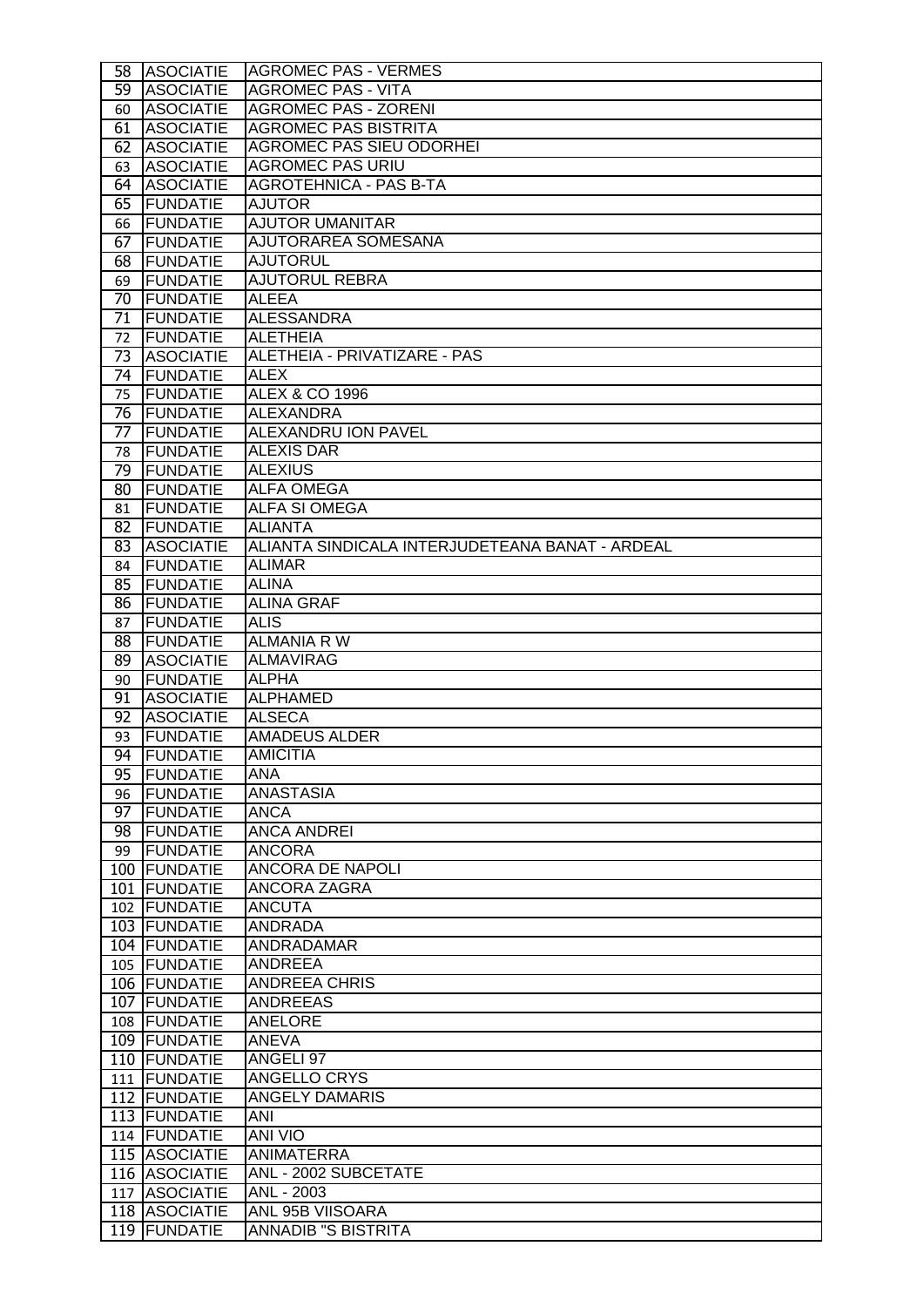| 58 | ASOCIATIE | AGROMEC PAS - VERMES |
|---|---|---|
| 59 | ASOCIATIE | AGROMEC PAS - VITA |
| 60 | ASOCIATIE | AGROMEC PAS - ZORENI |
| 61 | ASOCIATIE | AGROMEC PAS BISTRITA |
| 62 | ASOCIATIE | AGROMEC PAS SIEU ODORHEI |
| 63 | ASOCIATIE | AGROMEC PAS URIU |
| 64 | ASOCIATIE | AGROTEHNICA - PAS B-TA |
| 65 | FUNDATIE | AJUTOR |
| 66 | FUNDATIE | AJUTOR UMANITAR |
| 67 | FUNDATIE | AJUTORAREA SOMESANA |
| 68 | FUNDATIE | AJUTORUL |
| 69 | FUNDATIE | AJUTORUL REBRA |
| 70 | FUNDATIE | ALEEA |
| 71 | FUNDATIE | ALESSANDRA |
| 72 | FUNDATIE | ALETHEIA |
| 73 | ASOCIATIE | ALETHEIA - PRIVATIZARE - PAS |
| 74 | FUNDATIE | ALEX |
| 75 | FUNDATIE | ALEX & CO 1996 |
| 76 | FUNDATIE | ALEXANDRA |
| 77 | FUNDATIE | ALEXANDRU ION PAVEL |
| 78 | FUNDATIE | ALEXIS DAR |
| 79 | FUNDATIE | ALEXIUS |
| 80 | FUNDATIE | ALFA OMEGA |
| 81 | FUNDATIE | ALFA SI OMEGA |
| 82 | FUNDATIE | ALIANTA |
| 83 | ASOCIATIE | ALIANTA SINDICALA INTERJUDETEANA BANAT - ARDEAL |
| 84 | FUNDATIE | ALIMAR |
| 85 | FUNDATIE | ALINA |
| 86 | FUNDATIE | ALINA GRAF |
| 87 | FUNDATIE | ALIS |
| 88 | FUNDATIE | ALMANIA R W |
| 89 | ASOCIATIE | ALMAVIRAG |
| 90 | FUNDATIE | ALPHA |
| 91 | ASOCIATIE | ALPHAMED |
| 92 | ASOCIATIE | ALSECA |
| 93 | FUNDATIE | AMADEUS ALDER |
| 94 | FUNDATIE | AMICITIA |
| 95 | FUNDATIE | ANA |
| 96 | FUNDATIE | ANASTASIA |
| 97 | FUNDATIE | ANCA |
| 98 | FUNDATIE | ANCA ANDREI |
| 99 | FUNDATIE | ANCORA |
| 100 | FUNDATIE | ANCORA DE NAPOLI |
| 101 | FUNDATIE | ANCORA ZAGRA |
| 102 | FUNDATIE | ANCUTA |
| 103 | FUNDATIE | ANDRADA |
| 104 | FUNDATIE | ANDRADAMAR |
| 105 | FUNDATIE | ANDREEA |
| 106 | FUNDATIE | ANDREEA CHRIS |
| 107 | FUNDATIE | ANDREEAS |
| 108 | FUNDATIE | ANELORE |
| 109 | FUNDATIE | ANEVA |
| 110 | FUNDATIE | ANGELI 97 |
| 111 | FUNDATIE | ANGELLO CRYS |
| 112 | FUNDATIE | ANGELY DAMARIS |
| 113 | FUNDATIE | ANI |
| 114 | FUNDATIE | ANI VIO |
| 115 | ASOCIATIE | ANIMATERRA |
| 116 | ASOCIATIE | ANL - 2002 SUBCETATE |
| 117 | ASOCIATIE | ANL - 2003 |
| 118 | ASOCIATIE | ANL 95B VIISOARA |
| 119 | FUNDATIE | ANNADIB "S BISTRITA |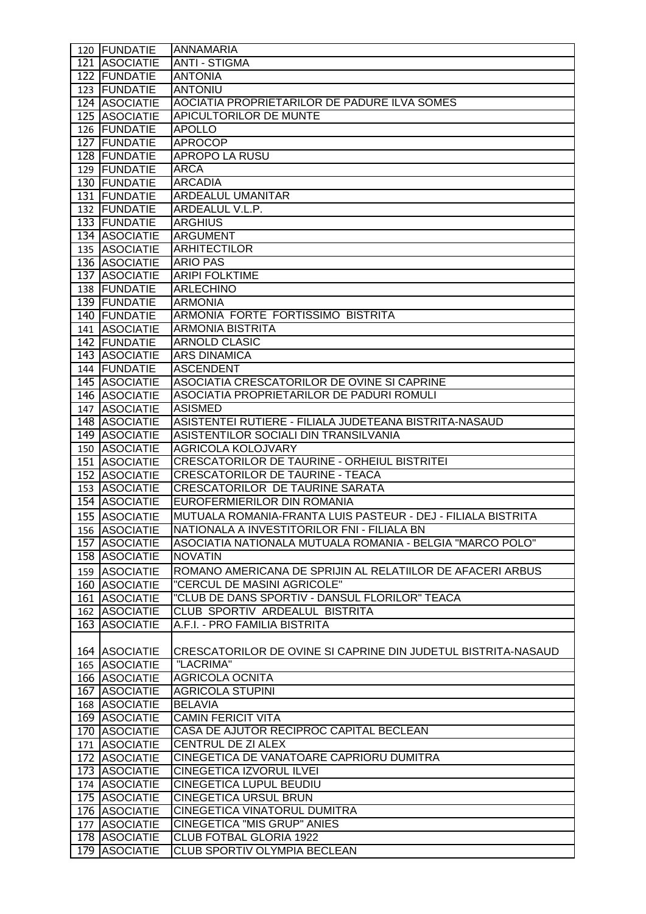| | | |
|---|---|---|
| 120 | FUNDATIE | ANNAMARIA |
| 121 | ASOCIATIE | ANTI - STIGMA |
| 122 | FUNDATIE | ANTONIA |
| 123 | FUNDATIE | ANTONIU |
| 124 | ASOCIATIE | AOCIATIA PROPRIETARILOR DE PADURE ILVA SOMES |
| 125 | ASOCIATIE | APICULTORILOR DE MUNTE |
| 126 | FUNDATIE | APOLLO |
| 127 | FUNDATIE | APROCOP |
| 128 | FUNDATIE | APROPO LA RUSU |
| 129 | FUNDATIE | ARCA |
| 130 | FUNDATIE | ARCADIA |
| 131 | FUNDATIE | ARDEALUL UMANITAR |
| 132 | FUNDATIE | ARDEALUL V.L.P. |
| 133 | FUNDATIE | ARGHIUS |
| 134 | ASOCIATIE | ARGUMENT |
| 135 | ASOCIATIE | ARHITECTILOR |
| 136 | ASOCIATIE | ARIO PAS |
| 137 | ASOCIATIE | ARIPI FOLKTIME |
| 138 | FUNDATIE | ARLECHINO |
| 139 | FUNDATIE | ARMONIA |
| 140 | FUNDATIE | ARMONIA FORTE FORTISSIMO BISTRITA |
| 141 | ASOCIATIE | ARMONIA BISTRITA |
| 142 | FUNDATIE | ARNOLD CLASIC |
| 143 | ASOCIATIE | ARS DINAMICA |
| 144 | FUNDATIE | ASCENDENT |
| 145 | ASOCIATIE | ASOCIATIA CRESCATORILOR DE OVINE SI CAPRINE |
| 146 | ASOCIATIE | ASOCIATIA PROPRIETARILOR DE PADURI ROMULI |
| 147 | ASOCIATIE | ASISMED |
| 148 | ASOCIATIE | ASISTENTEI RUTIERE - FILIALA JUDETEANA BISTRITA-NASAUD |
| 149 | ASOCIATIE | ASISTENTILOR SOCIALI DIN TRANSILVANIA |
| 150 | ASOCIATIE | AGRICOLA KOLOJVARY |
| 151 | ASOCIATIE | CRESCATORILOR DE TAURINE - ORHEIUL BISTRITEI |
| 152 | ASOCIATIE | CRESCATORILOR DE TAURINE - TEACA |
| 153 | ASOCIATIE | CRESCATORILOR DE TAURINE SARATA |
| 154 | ASOCIATIE | EUROFERMIERILOR DIN ROMANIA |
| 155 | ASOCIATIE | MUTUALA ROMANIA-FRANTA LUIS PASTEUR - DEJ - FILIALA BISTRITA |
| 156 | ASOCIATIE | NATIONALA A INVESTITORILOR FNI - FILIALA BN |
| 157 | ASOCIATIE | ASOCIATIA NATIONALA MUTUALA ROMANIA - BELGIA "MARCO POLO" |
| 158 | ASOCIATIE | NOVATIN |
| 159 | ASOCIATIE | ROMANO AMERICANA DE SPRIJIN AL RELATIILOR DE AFACERI ARBUS |
| 160 | ASOCIATIE | "CERCUL DE MASINI AGRICOLE" |
| 161 | ASOCIATIE | "CLUB DE DANS SPORTIV - DANSUL FLORILOR" TEACA |
| 162 | ASOCIATIE | CLUB SPORTIV ARDEALUL BISTRITA |
| 163 | ASOCIATIE | A.F.I. - PRO FAMILIA BISTRITA |
| 164 | ASOCIATIE | CRESCATORILOR DE OVINE SI CAPRINE DIN JUDETUL BISTRITA-NASAUD |
| 165 | ASOCIATIE | "LACRIMA" |
| 166 | ASOCIATIE | AGRICOLA OCNITA |
| 167 | ASOCIATIE | AGRICOLA STUPINI |
| 168 | ASOCIATIE | BELAVIA |
| 169 | ASOCIATIE | CAMIN FERICIT VITA |
| 170 | ASOCIATIE | CASA DE AJUTOR RECIPROC CAPITAL BECLEAN |
| 171 | ASOCIATIE | CENTRUL DE ZI ALEX |
| 172 | ASOCIATIE | CINEGETICA DE VANATOARE CAPRIORU DUMITRA |
| 173 | ASOCIATIE | CINEGETICA IZVORUL ILVEI |
| 174 | ASOCIATIE | CINEGETICA LUPUL BEUDIU |
| 175 | ASOCIATIE | CINEGETICA URSUL BRUN |
| 176 | ASOCIATIE | CINEGETICA VINATORUL DUMITRA |
| 177 | ASOCIATIE | CINEGETICA "MIS GRUP" ANIES |
| 178 | ASOCIATIE | CLUB FOTBAL GLORIA 1922 |
| 179 | ASOCIATIE | CLUB SPORTIV OLYMPIA BECLEAN |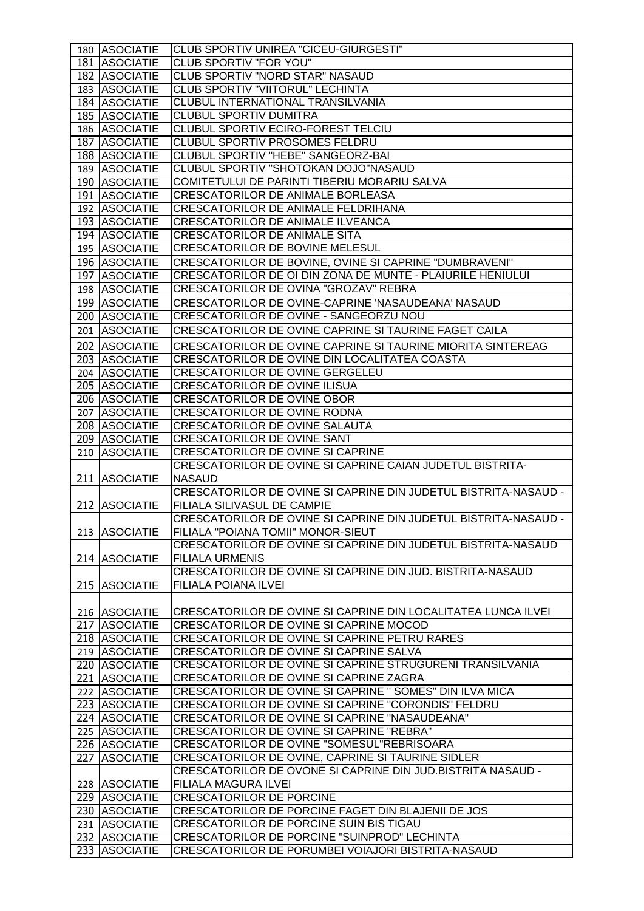| | | |
|---|---|---|
| 180 | ASOCIATIE | CLUB SPORTIV UNIREA "CICEU-GIURGESTI" |
| 181 | ASOCIATIE | CLUB SPORTIV "FOR YOU" |
| 182 | ASOCIATIE | CLUB SPORTIV "NORD STAR" NASAUD |
| 183 | ASOCIATIE | CLUB SPORTIV "VIITORUL" LECHINTA |
| 184 | ASOCIATIE | CLUBUL INTERNATIONAL TRANSILVANIA |
| 185 | ASOCIATIE | CLUBUL SPORTIV DUMITRA |
| 186 | ASOCIATIE | CLUBUL SPORTIV ECIRO-FOREST TELCIU |
| 187 | ASOCIATIE | CLUBUL SPORTIV PROSOMES FELDRU |
| 188 | ASOCIATIE | CLUBUL SPORTIV "HEBE" SANGEORZ-BAI |
| 189 | ASOCIATIE | CLUBUL SPORTIV "SHOTOKAN DOJO"NASAUD |
| 190 | ASOCIATIE | COMITETULUI DE PARINTI TIBERIU MORARIU SALVA |
| 191 | ASOCIATIE | CRESCATORILOR DE ANIMALE BORLEASA |
| 192 | ASOCIATIE | CRESCATORILOR DE ANIMALE FELDRIHANA |
| 193 | ASOCIATIE | CRESCATORILOR DE ANIMALE ILVEANCA |
| 194 | ASOCIATIE | CRESCATORILOR DE ANIMALE SITA |
| 195 | ASOCIATIE | CRESCATORILOR DE BOVINE MELESUL |
| 196 | ASOCIATIE | CRESCATORILOR DE BOVINE, OVINE SI CAPRINE "DUMBRAVENI" |
| 197 | ASOCIATIE | CRESCATORILOR DE OI DIN ZONA DE MUNTE - PLAIURILE HENIULUI |
| 198 | ASOCIATIE | CRESCATORILOR DE OVINA "GROZAV" REBRA |
| 199 | ASOCIATIE | CRESCATORILOR DE OVINE-CAPRINE 'NASAUDEANA' NASAUD |
| 200 | ASOCIATIE | CRESCATORILOR DE OVINE - SANGEORZU NOU |
| 201 | ASOCIATIE | CRESCATORILOR DE OVINE CAPRINE SI TAURINE FAGET CAILA |
| 202 | ASOCIATIE | CRESCATORILOR DE OVINE CAPRINE SI TAURINE MIORITA SINTEREAG |
| 203 | ASOCIATIE | CRESCATORILOR DE OVINE DIN LOCALITATEA COASTA |
| 204 | ASOCIATIE | CRESCATORILOR DE OVINE GERGELEU |
| 205 | ASOCIATIE | CRESCATORILOR DE OVINE ILISUA |
| 206 | ASOCIATIE | CRESCATORILOR DE OVINE OBOR |
| 207 | ASOCIATIE | CRESCATORILOR DE OVINE RODNA |
| 208 | ASOCIATIE | CRESCATORILOR DE OVINE SALAUTA |
| 209 | ASOCIATIE | CRESCATORILOR DE OVINE SANT |
| 210 | ASOCIATIE | CRESCATORILOR DE OVINE SI CAPRINE |
| 211 | ASOCIATIE | CRESCATORILOR DE OVINE SI CAPRINE CAIAN JUDETUL BISTRITA-NASAUD |
| 212 | ASOCIATIE | CRESCATORILOR DE OVINE SI CAPRINE DIN JUDETUL BISTRITA-NASAUD - FILIALA SILIVASUL DE CAMPIE |
| 213 | ASOCIATIE | CRESCATORILOR DE OVINE SI CAPRINE DIN JUDETUL BISTRITA-NASAUD - FILIALA "POIANA TOMII" MONOR-SIEUT |
| 214 | ASOCIATIE | CRESCATORILOR DE OVINE SI CAPRINE DIN JUDETUL BISTRITA-NASAUD FILIALA URMENIS |
| 215 | ASOCIATIE | CRESCATORILOR DE OVINE SI CAPRINE DIN JUD. BISTRITA-NASAUD FILIALA POIANA ILVEI |
| 216 | ASOCIATIE | CRESCATORILOR DE OVINE SI CAPRINE DIN LOCALITATEA LUNCA ILVEI |
| 217 | ASOCIATIE | CRESCATORILOR DE OVINE SI CAPRINE MOCOD |
| 218 | ASOCIATIE | CRESCATORILOR DE OVINE SI CAPRINE PETRU RARES |
| 219 | ASOCIATIE | CRESCATORILOR DE OVINE SI CAPRINE SALVA |
| 220 | ASOCIATIE | CRESCATORILOR DE OVINE SI CAPRINE STRUGURENI TRANSILVANIA |
| 221 | ASOCIATIE | CRESCATORILOR DE OVINE SI CAPRINE ZAGRA |
| 222 | ASOCIATIE | CRESCATORILOR DE OVINE SI CAPRINE " SOMES" DIN ILVA MICA |
| 223 | ASOCIATIE | CRESCATORILOR DE OVINE SI CAPRINE "CORONDIS" FELDRU |
| 224 | ASOCIATIE | CRESCATORILOR DE OVINE SI CAPRINE "NASAUDEANA" |
| 225 | ASOCIATIE | CRESCATORILOR DE OVINE SI CAPRINE "REBRA" |
| 226 | ASOCIATIE | CRESCATORILOR DE OVINE "SOMESUL"REBRISOARA |
| 227 | ASOCIATIE | CRESCATORILOR DE OVINE, CAPRINE SI TAURINE SIDLER |
| 228 | ASOCIATIE | CRESCATORILOR DE OVONE SI CAPRINE DIN JUD.BISTRITA NASAUD - FILIALA MAGURA ILVEI |
| 229 | ASOCIATIE | CRESCATORILOR DE PORCINE |
| 230 | ASOCIATIE | CRESCATORILOR DE PORCINE FAGET DIN BLAJENII DE JOS |
| 231 | ASOCIATIE | CRESCATORILOR DE PORCINE SUIN BIS TIGAU |
| 232 | ASOCIATIE | CRESCATORILOR DE PORCINE "SUINPROD" LECHINTA |
| 233 | ASOCIATIE | CRESCATORILOR DE PORUMBEI VOIAJORI BISTRITA-NASAUD |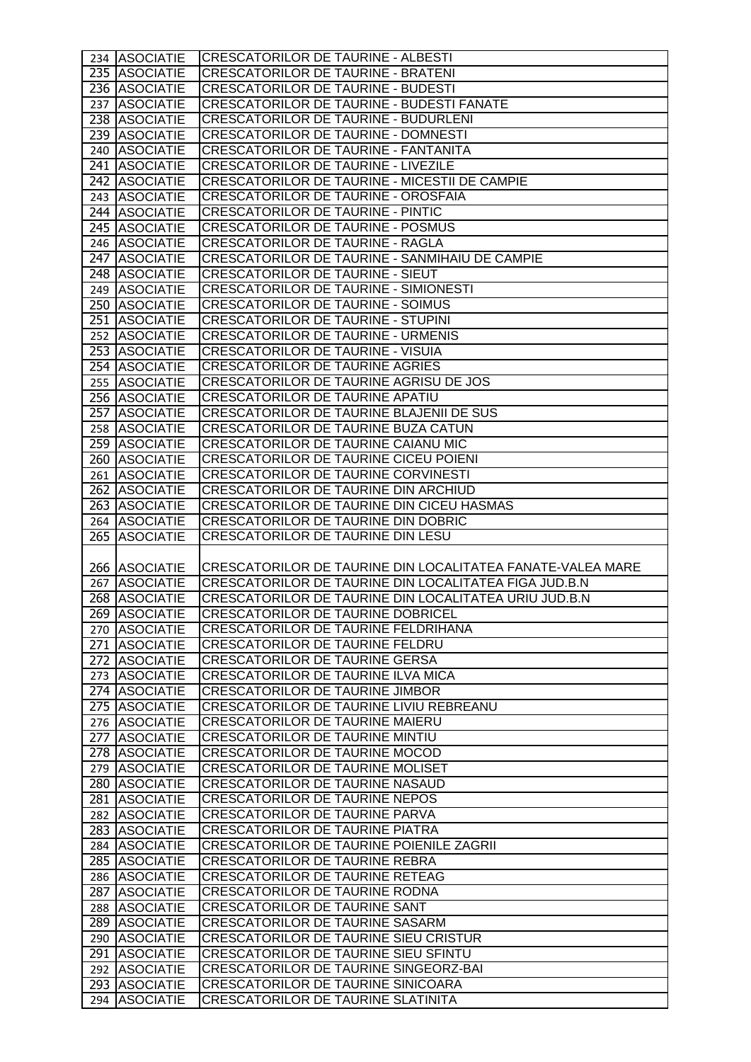| 234 | ASOCIATIE | CRESCATORILOR DE TAURINE - ALBESTI |
|---|---|---|
| 235 | ASOCIATIE | CRESCATORILOR DE TAURINE - BRATENI |
| 236 | ASOCIATIE | CRESCATORILOR DE TAURINE - BUDESTI |
| 237 | ASOCIATIE | CRESCATORILOR DE TAURINE - BUDESTI FANATE |
| 238 | ASOCIATIE | CRESCATORILOR DE TAURINE - BUDURLENI |
| 239 | ASOCIATIE | CRESCATORILOR DE TAURINE - DOMNESTI |
| 240 | ASOCIATIE | CRESCATORILOR DE TAURINE - FANTANITA |
| 241 | ASOCIATIE | CRESCATORILOR DE TAURINE - LIVEZILE |
| 242 | ASOCIATIE | CRESCATORILOR DE TAURINE - MICESTII DE CAMPIE |
| 243 | ASOCIATIE | CRESCATORILOR DE TAURINE - OROSFAIA |
| 244 | ASOCIATIE | CRESCATORILOR DE TAURINE - PINTIC |
| 245 | ASOCIATIE | CRESCATORILOR DE TAURINE - POSMUS |
| 246 | ASOCIATIE | CRESCATORILOR DE TAURINE - RAGLA |
| 247 | ASOCIATIE | CRESCATORILOR DE TAURINE - SANMIHAIU DE CAMPIE |
| 248 | ASOCIATIE | CRESCATORILOR DE TAURINE - SIEUT |
| 249 | ASOCIATIE | CRESCATORILOR DE TAURINE - SIMIONESTI |
| 250 | ASOCIATIE | CRESCATORILOR DE TAURINE - SOIMUS |
| 251 | ASOCIATIE | CRESCATORILOR DE TAURINE - STUPINI |
| 252 | ASOCIATIE | CRESCATORILOR DE TAURINE - URMENIS |
| 253 | ASOCIATIE | CRESCATORILOR DE TAURINE - VISUIA |
| 254 | ASOCIATIE | CRESCATORILOR DE TAURINE AGRIES |
| 255 | ASOCIATIE | CRESCATORILOR DE TAURINE AGRISU DE JOS |
| 256 | ASOCIATIE | CRESCATORILOR DE TAURINE APATIU |
| 257 | ASOCIATIE | CRESCATORILOR DE TAURINE BLAJENII DE SUS |
| 258 | ASOCIATIE | CRESCATORILOR DE TAURINE BUZA CATUN |
| 259 | ASOCIATIE | CRESCATORILOR DE TAURINE CAIANU MIC |
| 260 | ASOCIATIE | CRESCATORILOR DE TAURINE CICEU POIENI |
| 261 | ASOCIATIE | CRESCATORILOR DE TAURINE CORVINESTI |
| 262 | ASOCIATIE | CRESCATORILOR DE TAURINE DIN ARCHIUD |
| 263 | ASOCIATIE | CRESCATORILOR DE TAURINE DIN CICEU HASMAS |
| 264 | ASOCIATIE | CRESCATORILOR DE TAURINE DIN DOBRIC |
| 265 | ASOCIATIE | CRESCATORILOR DE TAURINE DIN LESU |
| 266 | ASOCIATIE | CRESCATORILOR DE TAURINE DIN LOCALITATEA FANATE-VALEA MARE |
| 267 | ASOCIATIE | CRESCATORILOR DE TAURINE DIN LOCALITATEA FIGA JUD.B.N |
| 268 | ASOCIATIE | CRESCATORILOR DE TAURINE DIN LOCALITATEA URIU JUD.B.N |
| 269 | ASOCIATIE | CRESCATORILOR DE TAURINE DOBRICEL |
| 270 | ASOCIATIE | CRESCATORILOR DE TAURINE FELDRIHANA |
| 271 | ASOCIATIE | CRESCATORILOR DE TAURINE FELDRU |
| 272 | ASOCIATIE | CRESCATORILOR DE TAURINE GERSA |
| 273 | ASOCIATIE | CRESCATORILOR DE TAURINE ILVA MICA |
| 274 | ASOCIATIE | CRESCATORILOR DE TAURINE JIMBOR |
| 275 | ASOCIATIE | CRESCATORILOR DE TAURINE LIVIU REBREANU |
| 276 | ASOCIATIE | CRESCATORILOR DE TAURINE MAIERU |
| 277 | ASOCIATIE | CRESCATORILOR DE TAURINE MINTIU |
| 278 | ASOCIATIE | CRESCATORILOR DE TAURINE MOCOD |
| 279 | ASOCIATIE | CRESCATORILOR DE TAURINE MOLISET |
| 280 | ASOCIATIE | CRESCATORILOR DE TAURINE NASAUD |
| 281 | ASOCIATIE | CRESCATORILOR DE TAURINE NEPOS |
| 282 | ASOCIATIE | CRESCATORILOR DE TAURINE PARVA |
| 283 | ASOCIATIE | CRESCATORILOR DE TAURINE PIATRA |
| 284 | ASOCIATIE | CRESCATORILOR DE TAURINE POIENILE ZAGRII |
| 285 | ASOCIATIE | CRESCATORILOR DE TAURINE REBRA |
| 286 | ASOCIATIE | CRESCATORILOR DE TAURINE RETEAG |
| 287 | ASOCIATIE | CRESCATORILOR DE TAURINE RODNA |
| 288 | ASOCIATIE | CRESCATORILOR DE TAURINE SANT |
| 289 | ASOCIATIE | CRESCATORILOR DE TAURINE SASARM |
| 290 | ASOCIATIE | CRESCATORILOR DE TAURINE SIEU CRISTUR |
| 291 | ASOCIATIE | CRESCATORILOR DE TAURINE SIEU SFINTU |
| 292 | ASOCIATIE | CRESCATORILOR DE TAURINE SINGEORZ-BAI |
| 293 | ASOCIATIE | CRESCATORILOR DE TAURINE SINICOARA |
| 294 | ASOCIATIE | CRESCATORILOR DE TAURINE SLATINITA |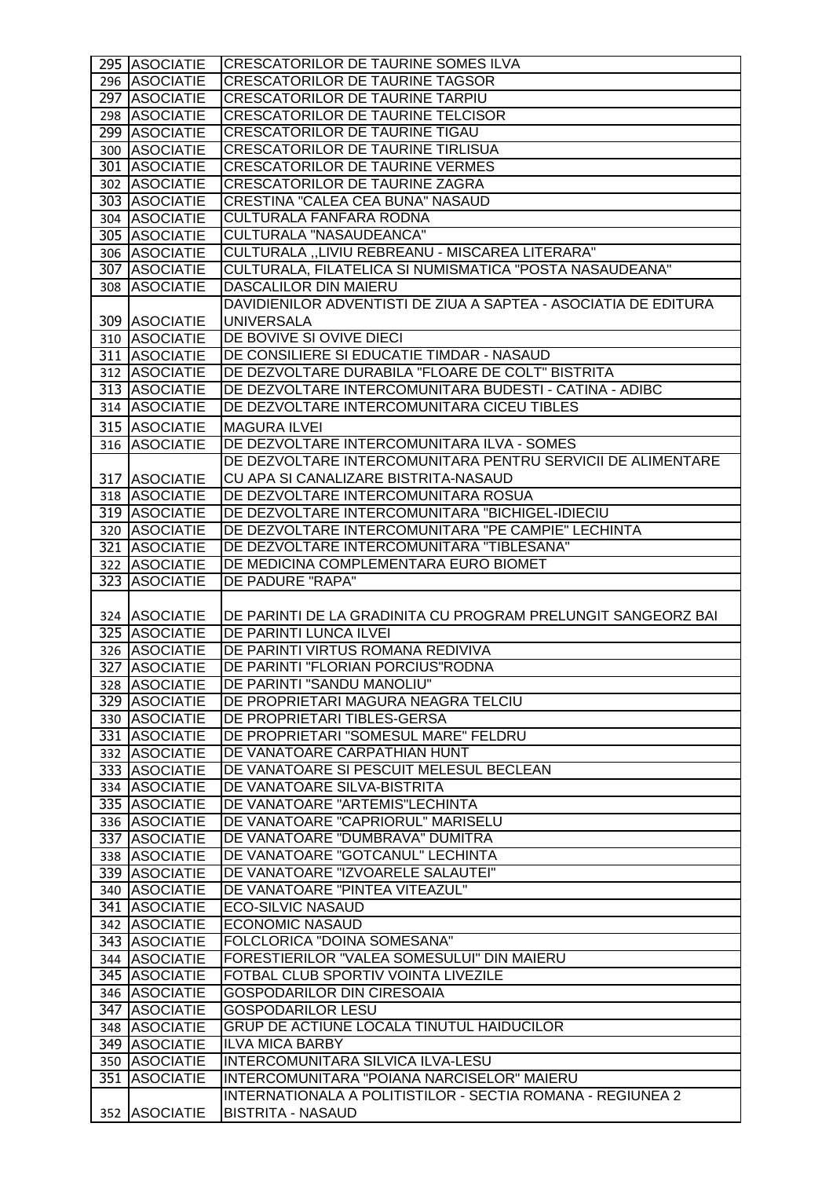| | | |
|---|---|---|
| 295 | ASOCIATIE | CRESCATORILOR DE TAURINE SOMES ILVA |
| 296 | ASOCIATIE | CRESCATORILOR DE TAURINE TAGSOR |
| 297 | ASOCIATIE | CRESCATORILOR DE TAURINE TARPIU |
| 298 | ASOCIATIE | CRESCATORILOR DE TAURINE TELCISOR |
| 299 | ASOCIATIE | CRESCATORILOR DE TAURINE TIGAU |
| 300 | ASOCIATIE | CRESCATORILOR DE TAURINE TIRLISUA |
| 301 | ASOCIATIE | CRESCATORILOR DE TAURINE VERMES |
| 302 | ASOCIATIE | CRESCATORILOR DE TAURINE ZAGRA |
| 303 | ASOCIATIE | CRESTINA "CALEA CEA BUNA" NASAUD |
| 304 | ASOCIATIE | CULTURALA FANFARA RODNA |
| 305 | ASOCIATIE | CULTURALA "NASAUDEANCA" |
| 306 | ASOCIATIE | CULTURALA ,,LIVIU REBREANU - MISCAREA LITERARA" |
| 307 | ASOCIATIE | CULTURALA, FILATELICA SI NUMISMATICA "POSTA NASAUDEANA" |
| 308 | ASOCIATIE | DASCALILOR DIN MAIERU |
| 309 | ASOCIATIE | DAVIDIENILOR ADVENTISTI DE ZIUA A SAPTEA - ASOCIATIA DE EDITURA UNIVERSALA |
| 310 | ASOCIATIE | DE BOVIVE SI OVIVE DIECI |
| 311 | ASOCIATIE | DE CONSILIERE SI EDUCATIE TIMDAR - NASAUD |
| 312 | ASOCIATIE | DE DEZVOLTARE DURABILA "FLOARE DE COLT" BISTRITA |
| 313 | ASOCIATIE | DE DEZVOLTARE INTERCOMUNITARA BUDESTI - CATINA - ADIBC |
| 314 | ASOCIATIE | DE DEZVOLTARE INTERCOMUNITARA CICEU TIBLES |
| 315 | ASOCIATIE | MAGURA ILVEI |
| 316 | ASOCIATIE | DE DEZVOLTARE INTERCOMUNITARA ILVA - SOMES |
| 317 | ASOCIATIE | DE DEZVOLTARE INTERCOMUNITARA PENTRU SERVICII DE ALIMENTARE CU APA SI CANALIZARE BISTRITA-NASAUD |
| 318 | ASOCIATIE | DE DEZVOLTARE INTERCOMUNITARA ROSUA |
| 319 | ASOCIATIE | DE DEZVOLTARE INTERCOMUNITARA "BICHIGEL-IDIECIU |
| 320 | ASOCIATIE | DE DEZVOLTARE INTERCOMUNITARA "PE CAMPIE" LECHINTA |
| 321 | ASOCIATIE | DE DEZVOLTARE INTERCOMUNITARA "TIBLESANA" |
| 322 | ASOCIATIE | DE MEDICINA COMPLEMENTARA EURO BIOMET |
| 323 | ASOCIATIE | DE PADURE "RAPA" |
| 324 | ASOCIATIE | DE PARINTI DE LA GRADINITA CU PROGRAM PRELUNGIT SANGEORZ BAI |
| 325 | ASOCIATIE | DE PARINTI LUNCA ILVEI |
| 326 | ASOCIATIE | DE PARINTI VIRTUS ROMANA REDIVIVA |
| 327 | ASOCIATIE | DE PARINTI "FLORIAN PORCIUS"RODNA |
| 328 | ASOCIATIE | DE PARINTI "SANDU MANOLIU" |
| 329 | ASOCIATIE | DE PROPRIETARI MAGURA NEAGRA TELCIU |
| 330 | ASOCIATIE | DE PROPRIETARI TIBLES-GERSA |
| 331 | ASOCIATIE | DE PROPRIETARI "SOMESUL MARE" FELDRU |
| 332 | ASOCIATIE | DE VANATOARE CARPATHIAN HUNT |
| 333 | ASOCIATIE | DE VANATOARE SI PESCUIT MELESUL BECLEAN |
| 334 | ASOCIATIE | DE VANATOARE SILVA-BISTRITA |
| 335 | ASOCIATIE | DE VANATOARE "ARTEMIS"LECHINTA |
| 336 | ASOCIATIE | DE VANATOARE "CAPRIORUL" MARISELU |
| 337 | ASOCIATIE | DE VANATOARE "DUMBRAVA" DUMITRA |
| 338 | ASOCIATIE | DE VANATOARE "GOTCANUL" LECHINTA |
| 339 | ASOCIATIE | DE VANATOARE "IZVOARELE SALAUTEI" |
| 340 | ASOCIATIE | DE VANATOARE "PINTEA VITEAZUL" |
| 341 | ASOCIATIE | ECO-SILVIC NASAUD |
| 342 | ASOCIATIE | ECONOMIC NASAUD |
| 343 | ASOCIATIE | FOLCLORICA "DOINA SOMESANA" |
| 344 | ASOCIATIE | FORESTIERILOR "VALEA SOMESULUI" DIN MAIERU |
| 345 | ASOCIATIE | FOTBAL CLUB SPORTIV VOINTA LIVEZILE |
| 346 | ASOCIATIE | GOSPODARILOR DIN CIRESOAIA |
| 347 | ASOCIATIE | GOSPODARILOR LESU |
| 348 | ASOCIATIE | GRUP DE ACTIUNE LOCALA TINUTUL HAIDUCILOR |
| 349 | ASOCIATIE | ILVA MICA BARBY |
| 350 | ASOCIATIE | INTERCOMUNITARA SILVICA ILVA-LESU |
| 351 | ASOCIATIE | INTERCOMUNITARA "POIANA NARCISELOR" MAIERU |
| 352 | ASOCIATIE | INTERNATIONALA A POLITISTILOR - SECTIA ROMANA - REGIUNEA 2 BISTRITA - NASAUD |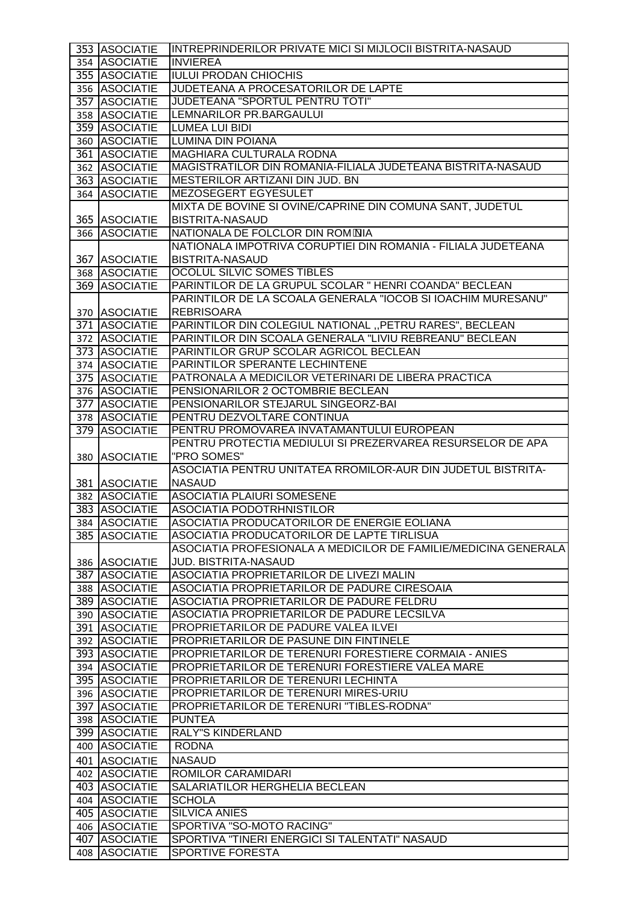| | | |
|---|---|---|
| 353 | ASOCIATIE | INTREPRINDERILOR PRIVATE MICI SI MIJLOCII BISTRITA-NASAUD |
| 354 | ASOCIATIE | INVIEREA |
| 355 | ASOCIATIE | IULUI PRODAN CHIOCHIS |
| 356 | ASOCIATIE | JUDETEANA A PROCESATORILOR DE LAPTE |
| 357 | ASOCIATIE | JUDETEANA "SPORTUL PENTRU TOTI" |
| 358 | ASOCIATIE | LEMNARILOR PR.BARGAULUI |
| 359 | ASOCIATIE | LUMEA LUI BIDI |
| 360 | ASOCIATIE | LUMINA DIN POIANA |
| 361 | ASOCIATIE | MAGHIARA CULTURALA RODNA |
| 362 | ASOCIATIE | MAGISTRATILOR DIN ROMANIA-FILIALA JUDETEANA BISTRITA-NASAUD |
| 363 | ASOCIATIE | MESTERILOR ARTIZANI DIN JUD. BN |
| 364 | ASOCIATIE | MEZOSEGERT EGYESULET |
| 365 | ASOCIATIE | MIXTA DE BOVINE SI OVINE/CAPRINE DIN COMUNA SANT, JUDETUL BISTRITA-NASAUD |
| 366 | ASOCIATIE | NATIONALA DE FOLCLOR DIN ROMNIA |
| 367 | ASOCIATIE | NATIONALA IMPOTRIVA CORUPTIEI DIN ROMANIA - FILIALA JUDETEANA BISTRITA-NASAUD |
| 368 | ASOCIATIE | OCOLUL SILVIC SOMES TIBLES |
| 369 | ASOCIATIE | PARINTILOR DE LA GRUPUL SCOLAR " HENRI COANDA" BECLEAN |
| 370 | ASOCIATIE | PARINTILOR DE LA SCOALA GENERALA "IOCOB SI IOACHIM MURESANU" REBRISOARA |
| 371 | ASOCIATIE | PARINTILOR DIN COLEGIUL NATIONAL ,,PETRU RARES", BECLEAN |
| 372 | ASOCIATIE | PARINTILOR DIN SCOALA GENERALA "LIVIU REBREANU" BECLEAN |
| 373 | ASOCIATIE | PARINTILOR GRUP SCOLAR AGRICOL BECLEAN |
| 374 | ASOCIATIE | PARINTILOR SPERANTE LECHINTENE |
| 375 | ASOCIATIE | PATRONALA A MEDICILOR VETERINARI DE LIBERA PRACTICA |
| 376 | ASOCIATIE | PENSIONARILOR 2 OCTOMBRIE BECLEAN |
| 377 | ASOCIATIE | PENSIONARILOR STEJARUL SINGEORZ-BAI |
| 378 | ASOCIATIE | PENTRU DEZVOLTARE CONTINUA |
| 379 | ASOCIATIE | PENTRU PROMOVAREA INVATAMANTULUI EUROPEAN |
| 380 | ASOCIATIE | PENTRU PROTECTIA MEDIULUI SI PREZERVAREA RESURSELOR DE APA "PRO SOMES" |
| 381 | ASOCIATIE | ASOCIATIA PENTRU UNITATEA RROMILOR-AUR DIN JUDETUL BISTRITA-NASAUD |
| 382 | ASOCIATIE | ASOCIATIA PLAIURI SOMESENE |
| 383 | ASOCIATIE | ASOCIATIA PODOTRHNISTILOR |
| 384 | ASOCIATIE | ASOCIATIA PRODUCATORILOR DE ENERGIE EOLIANA |
| 385 | ASOCIATIE | ASOCIATIA PRODUCATORILOR DE LAPTE TIRLISUA |
| 386 | ASOCIATIE | ASOCIATIA PROFESIONALA A MEDICILOR DE FAMILIE/MEDICINA GENERALA JUD. BISTRITA-NASAUD |
| 387 | ASOCIATIE | ASOCIATIA PROPRIETARILOR DE LIVEZI MALIN |
| 388 | ASOCIATIE | ASOCIATIA PROPRIETARILOR DE PADURE CIRESOAIA |
| 389 | ASOCIATIE | ASOCIATIA PROPRIETARILOR DE PADURE FELDRU |
| 390 | ASOCIATIE | ASOCIATIA PROPRIETARILOR DE PADURE LECSILVA |
| 391 | ASOCIATIE | PROPRIETARILOR DE PADURE VALEA ILVEI |
| 392 | ASOCIATIE | PROPRIETARILOR DE PASUNE DIN FINTINELE |
| 393 | ASOCIATIE | PROPRIETARILOR DE TERENURI FORESTIERE CORMAIA - ANIES |
| 394 | ASOCIATIE | PROPRIETARILOR DE TERENURI FORESTIERE VALEA MARE |
| 395 | ASOCIATIE | PROPRIETARILOR DE TERENURI LECHINTA |
| 396 | ASOCIATIE | PROPRIETARILOR DE TERENURI MIRES-URIU |
| 397 | ASOCIATIE | PROPRIETARILOR DE TERENURI "TIBLES-RODNA" |
| 398 | ASOCIATIE | PUNTEA |
| 399 | ASOCIATIE | RALY"S KINDERLAND |
| 400 | ASOCIATIE | RODNA |
| 401 | ASOCIATIE | NASAUD |
| 402 | ASOCIATIE | ROMILOR CARAMIDARI |
| 403 | ASOCIATIE | SALARIATILOR HERGHELIA BECLEAN |
| 404 | ASOCIATIE | SCHOLA |
| 405 | ASOCIATIE | SILVICA ANIES |
| 406 | ASOCIATIE | SPORTIVA "SO-MOTO RACING" |
| 407 | ASOCIATIE | SPORTIVA "TINERI ENERGICI SI TALENTATI" NASAUD |
| 408 | ASOCIATIE | SPORTIVE FORESTA |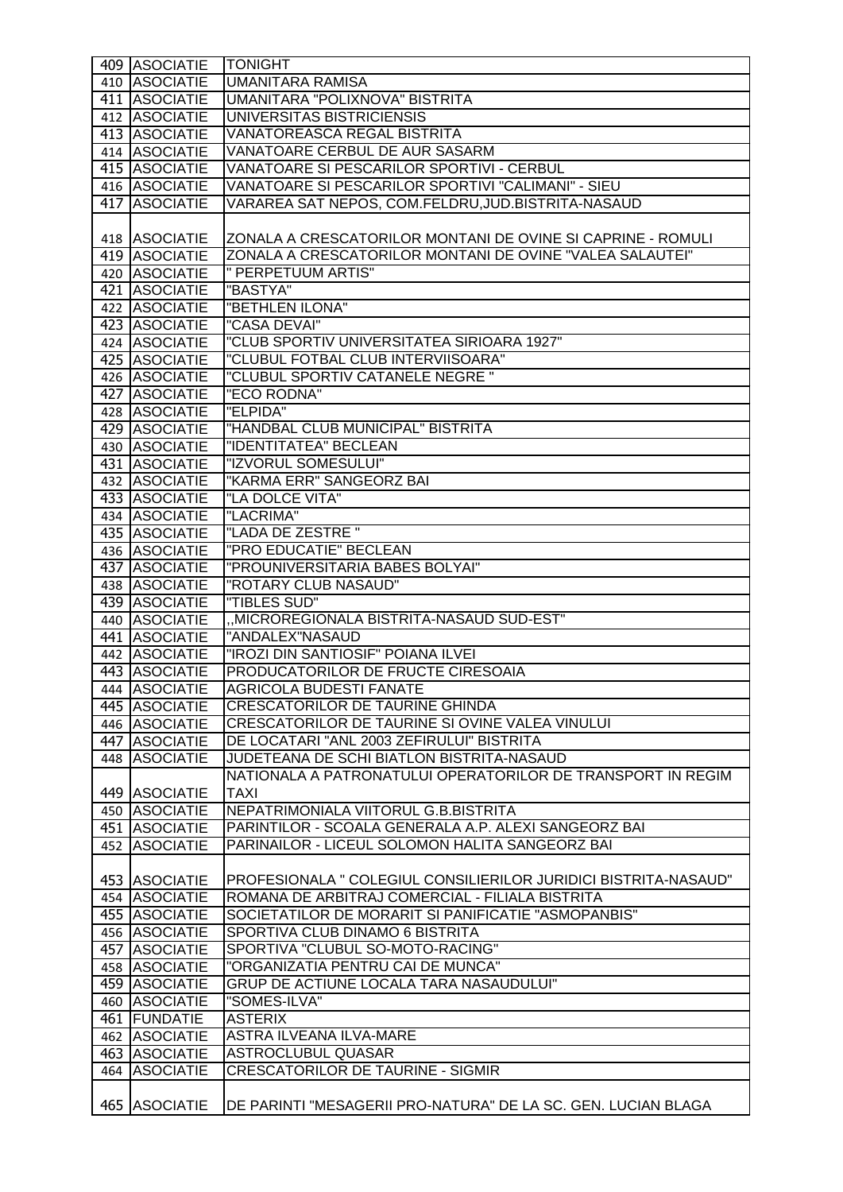| 409 | ASOCIATIE | TONIGHT |
|---|---|---|
| 410 | ASOCIATIE | UMANITARA RAMISA |
| 411 | ASOCIATIE | UMANITARA "POLIXNOVA" BISTRITA |
| 412 | ASOCIATIE | UNIVERSITAS BISTRICIENSIS |
| 413 | ASOCIATIE | VANATOREASCA REGAL BISTRITA |
| 414 | ASOCIATIE | VANATOARE CERBUL DE AUR SASARM |
| 415 | ASOCIATIE | VANATOARE SI PESCARILOR SPORTIVI - CERBUL |
| 416 | ASOCIATIE | VANATOARE SI PESCARILOR SPORTIVI "CALIMANI" - SIEU |
| 417 | ASOCIATIE | VARAREA SAT NEPOS, COM.FELDRU,JUD.BISTRITA-NASAUD |
| 418 | ASOCIATIE | ZONALA A CRESCATORILOR MONTANI DE OVINE SI CAPRINE - ROMULI |
| 419 | ASOCIATIE | ZONALA A CRESCATORILOR MONTANI DE OVINE "VALEA SALAUTEI" |
| 420 | ASOCIATIE | " PERPETUUM ARTIS" |
| 421 | ASOCIATIE | "BASTYA" |
| 422 | ASOCIATIE | "BETHLEN ILONA" |
| 423 | ASOCIATIE | "CASA DEVAI" |
| 424 | ASOCIATIE | "CLUB SPORTIV UNIVERSITATEA SIRIOARA 1927" |
| 425 | ASOCIATIE | "CLUBUL FOTBAL CLUB INTERVIISOARA" |
| 426 | ASOCIATIE | "CLUBUL SPORTIV CATANELE NEGRE " |
| 427 | ASOCIATIE | "ECO RODNA" |
| 428 | ASOCIATIE | "ELPIDA" |
| 429 | ASOCIATIE | "HANDBAL CLUB MUNICIPAL" BISTRITA |
| 430 | ASOCIATIE | "IDENTITATEA" BECLEAN |
| 431 | ASOCIATIE | "IZVORUL SOMESULUI" |
| 432 | ASOCIATIE | "KARMA ERR" SANGEORZ BAI |
| 433 | ASOCIATIE | "LA DOLCE VITA" |
| 434 | ASOCIATIE | "LACRIMA" |
| 435 | ASOCIATIE | "LADA DE ZESTRE " |
| 436 | ASOCIATIE | "PRO EDUCATIE" BECLEAN |
| 437 | ASOCIATIE | "PROUNIVERSITARIA BABES BOLYAI" |
| 438 | ASOCIATIE | "ROTARY CLUB NASAUD" |
| 439 | ASOCIATIE | "TIBLES SUD" |
| 440 | ASOCIATIE | ,,MICROREGIONALA BISTRITA-NASAUD SUD-EST" |
| 441 | ASOCIATIE | "ANDALEX"NASAUD |
| 442 | ASOCIATIE | "IROZI DIN SANTIOSIF" POIANA ILVEI |
| 443 | ASOCIATIE | PRODUCATORILOR DE FRUCTE CIRESOAIA |
| 444 | ASOCIATIE | AGRICOLA BUDESTI FANATE |
| 445 | ASOCIATIE | CRESCATORILOR DE TAURINE GHINDA |
| 446 | ASOCIATIE | CRESCATORILOR DE TAURINE SI OVINE VALEA VINULUI |
| 447 | ASOCIATIE | DE LOCATARI "ANL 2003 ZEFIRULUI" BISTRITA |
| 448 | ASOCIATIE | JUDETEANA DE SCHI BIATLON BISTRITA-NASAUD |
| 449 | ASOCIATIE | NATIONALA A PATRONATULUI OPERATORILOR DE TRANSPORT IN REGIM TAXI |
| 450 | ASOCIATIE | NEPATRIMONIALA VIITORUL G.B.BISTRITA |
| 451 | ASOCIATIE | PARINTILOR - SCOALA GENERALA A.P. ALEXI SANGEORZ BAI |
| 452 | ASOCIATIE | PARINAILOR - LICEUL SOLOMON HALITA SANGEORZ BAI |
| 453 | ASOCIATIE | PROFESIONALA " COLEGIUL CONSILIERILOR JURIDICI BISTRITA-NASAUD" |
| 454 | ASOCIATIE | ROMANA DE ARBITRAJ COMERCIAL - FILIALA BISTRITA |
| 455 | ASOCIATIE | SOCIETATILOR DE MORARIT SI PANIFICATIE "ASMOPANBIS" |
| 456 | ASOCIATIE | SPORTIVA CLUB DINAMO 6 BISTRITA |
| 457 | ASOCIATIE | SPORTIVA "CLUBUL SO-MOTO-RACING" |
| 458 | ASOCIATIE | "ORGANIZATIA PENTRU CAI DE MUNCA" |
| 459 | ASOCIATIE | GRUP DE ACTIUNE LOCALA TARA NASAUDULUI" |
| 460 | ASOCIATIE | "SOMES-ILVA" |
| 461 | FUNDATIE | ASTERIX |
| 462 | ASOCIATIE | ASTRA ILVEANA ILVA-MARE |
| 463 | ASOCIATIE | ASTROCLUBUL QUASAR |
| 464 | ASOCIATIE | CRESCATORILOR DE TAURINE - SIGMIR |
| 465 | ASOCIATIE | DE PARINTI "MESAGERII PRO-NATURA" DE LA SC. GEN. LUCIAN BLAGA |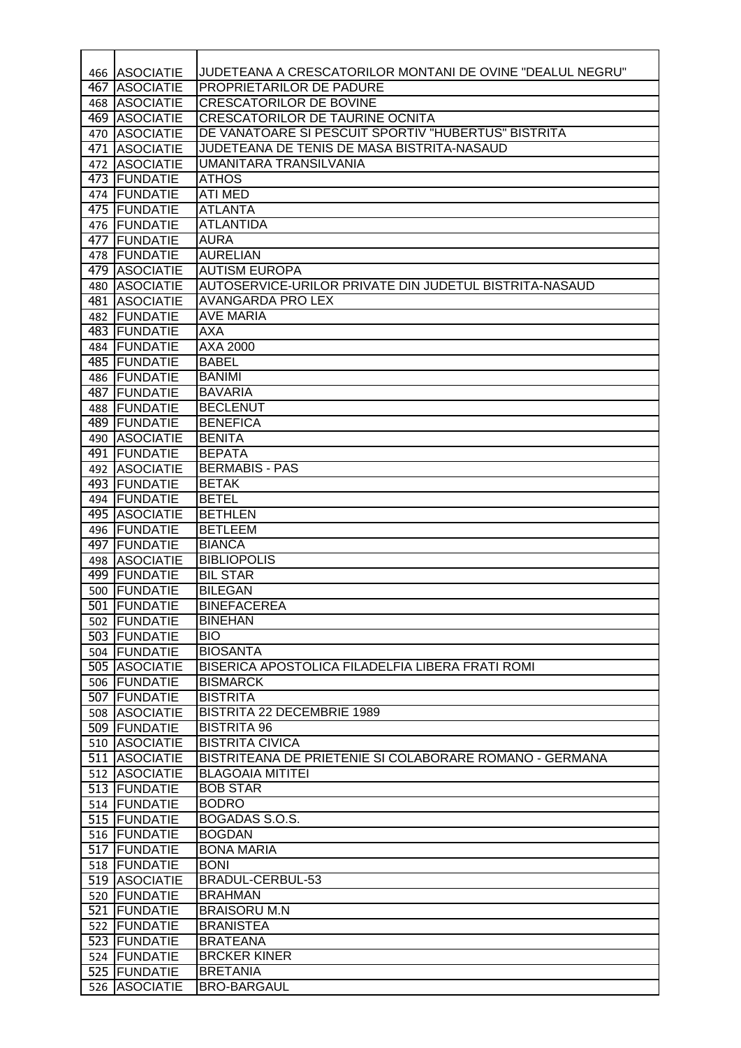| | | |
|---|---|---|
| 466 | ASOCIATIE | JUDETEANA A CRESCATORILOR MONTANI DE OVINE "DEALUL NEGRU" |
| 467 | ASOCIATIE | PROPRIETARILOR DE PADURE |
| 468 | ASOCIATIE | CRESCATORILOR DE BOVINE |
| 469 | ASOCIATIE | CRESCATORILOR DE TAURINE OCNITA |
| 470 | ASOCIATIE | DE VANATOARE SI PESCUIT SPORTIV "HUBERTUS" BISTRITA |
| 471 | ASOCIATIE | JUDETEANA DE TENIS DE MASA BISTRITA-NASAUD |
| 472 | ASOCIATIE | UMANITARA TRANSILVANIA |
| 473 | FUNDATIE | ATHOS |
| 474 | FUNDATIE | ATI MED |
| 475 | FUNDATIE | ATLANTA |
| 476 | FUNDATIE | ATLANTIDA |
| 477 | FUNDATIE | AURA |
| 478 | FUNDATIE | AURELIAN |
| 479 | ASOCIATIE | AUTISM EUROPA |
| 480 | ASOCIATIE | AUTOSERVICE-URILOR PRIVATE DIN JUDETUL BISTRITA-NASAUD |
| 481 | ASOCIATIE | AVANGARDA PRO LEX |
| 482 | FUNDATIE | AVE MARIA |
| 483 | FUNDATIE | AXA |
| 484 | FUNDATIE | AXA 2000 |
| 485 | FUNDATIE | BABEL |
| 486 | FUNDATIE | BANIMI |
| 487 | FUNDATIE | BAVARIA |
| 488 | FUNDATIE | BECLENUT |
| 489 | FUNDATIE | BENEFICA |
| 490 | ASOCIATIE | BENITA |
| 491 | FUNDATIE | BEPATA |
| 492 | ASOCIATIE | BERMABIS - PAS |
| 493 | FUNDATIE | BETAK |
| 494 | FUNDATIE | BETEL |
| 495 | ASOCIATIE | BETHLEN |
| 496 | FUNDATIE | BETLEEM |
| 497 | FUNDATIE | BIANCA |
| 498 | ASOCIATIE | BIBLIOPOLIS |
| 499 | FUNDATIE | BIL STAR |
| 500 | FUNDATIE | BILEGAN |
| 501 | FUNDATIE | BINEFACEREA |
| 502 | FUNDATIE | BINEHAN |
| 503 | FUNDATIE | BIO |
| 504 | FUNDATIE | BIOSANTA |
| 505 | ASOCIATIE | BISERICA APOSTOLICA FILADELFIA LIBERA FRATI ROMI |
| 506 | FUNDATIE | BISMARCK |
| 507 | FUNDATIE | BISTRITA |
| 508 | ASOCIATIE | BISTRITA 22 DECEMBRIE 1989 |
| 509 | FUNDATIE | BISTRITA 96 |
| 510 | ASOCIATIE | BISTRITA CIVICA |
| 511 | ASOCIATIE | BISTRITEANA DE PRIETENIE SI COLABORARE ROMANO - GERMANA |
| 512 | ASOCIATIE | BLAGOAIA MITITEI |
| 513 | FUNDATIE | BOB STAR |
| 514 | FUNDATIE | BODRO |
| 515 | FUNDATIE | BOGADAS S.O.S. |
| 516 | FUNDATIE | BOGDAN |
| 517 | FUNDATIE | BONA MARIA |
| 518 | FUNDATIE | BONI |
| 519 | ASOCIATIE | BRADUL-CERBUL-53 |
| 520 | FUNDATIE | BRAHMAN |
| 521 | FUNDATIE | BRAISORU M.N |
| 522 | FUNDATIE | BRANISTEA |
| 523 | FUNDATIE | BRATEANA |
| 524 | FUNDATIE | BRCKER KINER |
| 525 | FUNDATIE | BRETANIA |
| 526 | ASOCIATIE | BRO-BARGAUL |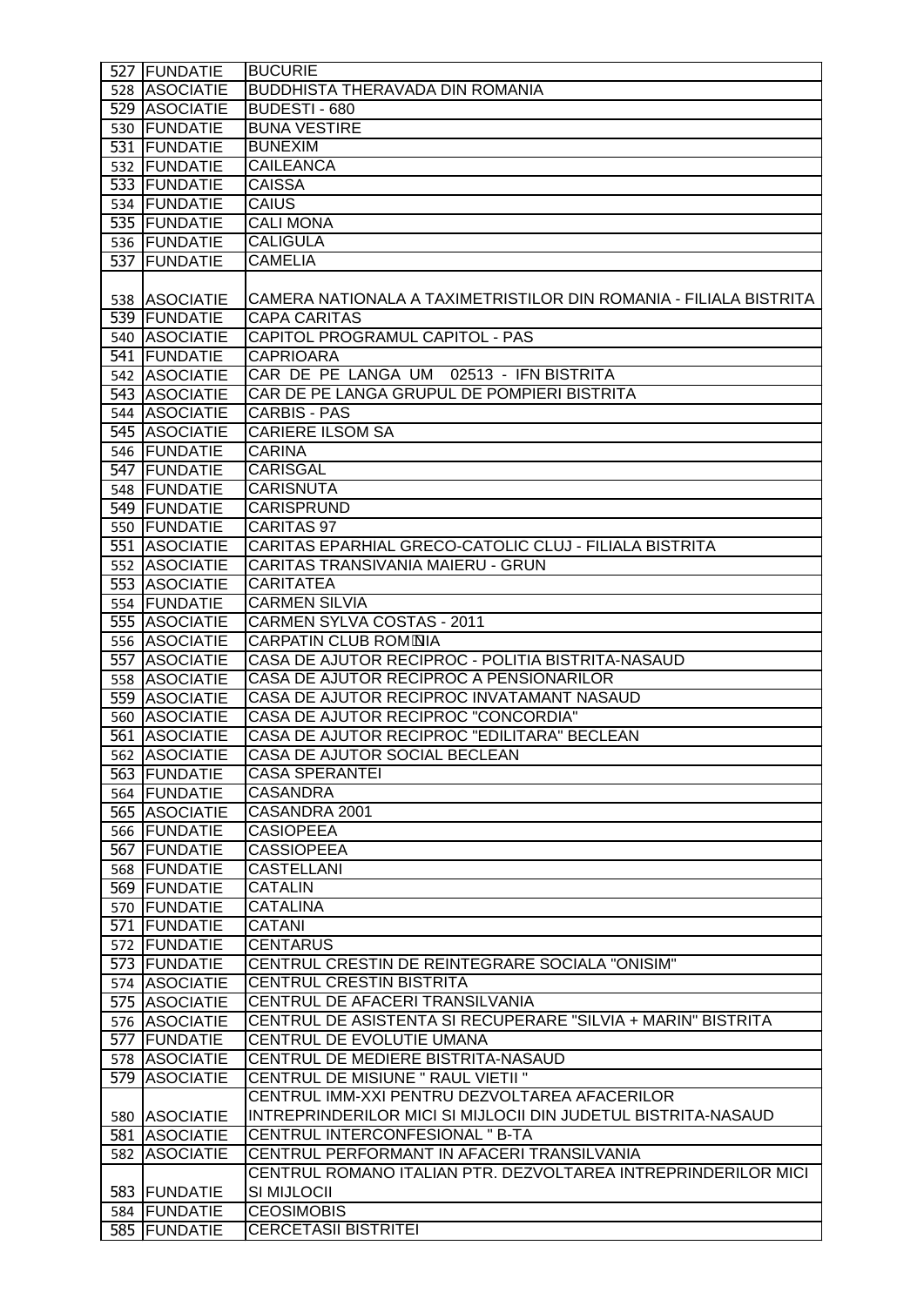| | | |
|---|---|---|
| 527 | FUNDATIE | BUCURIE |
| 528 | ASOCIATIE | BUDDHISTA THERAVADA DIN ROMANIA |
| 529 | ASOCIATIE | BUDESTI - 680 |
| 530 | FUNDATIE | BUNA VESTIRE |
| 531 | FUNDATIE | BUNEXIM |
| 532 | FUNDATIE | CAILEANCA |
| 533 | FUNDATIE | CAISSA |
| 534 | FUNDATIE | CAIUS |
| 535 | FUNDATIE | CALI MONA |
| 536 | FUNDATIE | CALIGULA |
| 537 | FUNDATIE | CAMELIA |
| 538 | ASOCIATIE | CAMERA NATIONALA A TAXIMETRISTILOR DIN ROMANIA - FILIALA BISTRITA |
| 539 | FUNDATIE | CAPA CARITAS |
| 540 | ASOCIATIE | CAPITOL PROGRAMUL CAPITOL - PAS |
| 541 | FUNDATIE | CAPRIOARA |
| 542 | ASOCIATIE | CAR DE PE LANGA UM 02513 - IFN BISTRITA |
| 543 | ASOCIATIE | CAR DE PE LANGA GRUPUL DE POMPIERI BISTRITA |
| 544 | ASOCIATIE | CARBIS - PAS |
| 545 | ASOCIATIE | CARIERE ILSOM SA |
| 546 | FUNDATIE | CARINA |
| 547 | FUNDATIE | CARISGAL |
| 548 | FUNDATIE | CARISNUTA |
| 549 | FUNDATIE | CARISPRUND |
| 550 | FUNDATIE | CARITAS 97 |
| 551 | ASOCIATIE | CARITAS EPARHIAL GRECO-CATOLIC CLUJ - FILIALA BISTRITA |
| 552 | ASOCIATIE | CARITAS TRANSIVANIA MAIERU - GRUN |
| 553 | ASOCIATIE | CARITATEA |
| 554 | FUNDATIE | CARMEN SILVIA |
| 555 | ASOCIATIE | CARMEN SYLVA COSTAS - 2011 |
| 556 | ASOCIATIE | CARPATIN CLUB ROMNIA |
| 557 | ASOCIATIE | CASA DE AJUTOR RECIPROC - POLITIA BISTRITA-NASAUD |
| 558 | ASOCIATIE | CASA DE AJUTOR RECIPROC A PENSIONARILOR |
| 559 | ASOCIATIE | CASA DE AJUTOR RECIPROC INVATAMANT NASAUD |
| 560 | ASOCIATIE | CASA DE AJUTOR RECIPROC "CONCORDIA" |
| 561 | ASOCIATIE | CASA DE AJUTOR RECIPROC "EDILITARA" BECLEAN |
| 562 | ASOCIATIE | CASA DE AJUTOR SOCIAL BECLEAN |
| 563 | FUNDATIE | CASA SPERANTEI |
| 564 | FUNDATIE | CASANDRA |
| 565 | ASOCIATIE | CASANDRA 2001 |
| 566 | FUNDATIE | CASIOPEEA |
| 567 | FUNDATIE | CASSIOPEEA |
| 568 | FUNDATIE | CASTELLANI |
| 569 | FUNDATIE | CATALIN |
| 570 | FUNDATIE | CATALINA |
| 571 | FUNDATIE | CATANI |
| 572 | FUNDATIE | CENTARUS |
| 573 | FUNDATIE | CENTRUL CRESTIN DE REINTEGRARE SOCIALA "ONISIM" |
| 574 | ASOCIATIE | CENTRUL CRESTIN BISTRITA |
| 575 | ASOCIATIE | CENTRUL DE AFACERI TRANSILVANIA |
| 576 | ASOCIATIE | CENTRUL DE ASISTENTA SI RECUPERARE "SILVIA + MARIN" BISTRITA |
| 577 | FUNDATIE | CENTRUL DE EVOLUTIE UMANA |
| 578 | ASOCIATIE | CENTRUL DE MEDIERE BISTRITA-NASAUD |
| 579 | ASOCIATIE | CENTRUL DE MISIUNE " RAUL VIETII " |
| 580 | ASOCIATIE | CENTRUL IMM-XXI PENTRU DEZVOLTAREA AFACERILOR INTREPRINDERILOR MICI SI MIJLOCII DIN JUDETUL BISTRITA-NASAUD |
| 581 | ASOCIATIE | CENTRUL INTERCONFESIONAL " B-TA |
| 582 | ASOCIATIE | CENTRUL PERFORMANT IN AFACERI TRANSILVANIA |
| 583 | FUNDATIE | CENTRUL ROMANO ITALIAN PTR. DEZVOLTAREA INTREPRINDERILOR MICI SI MIJLOCII |
| 584 | FUNDATIE | CEOSIMOBIS |
| 585 | FUNDATIE | CERCETASII BISTRITEI |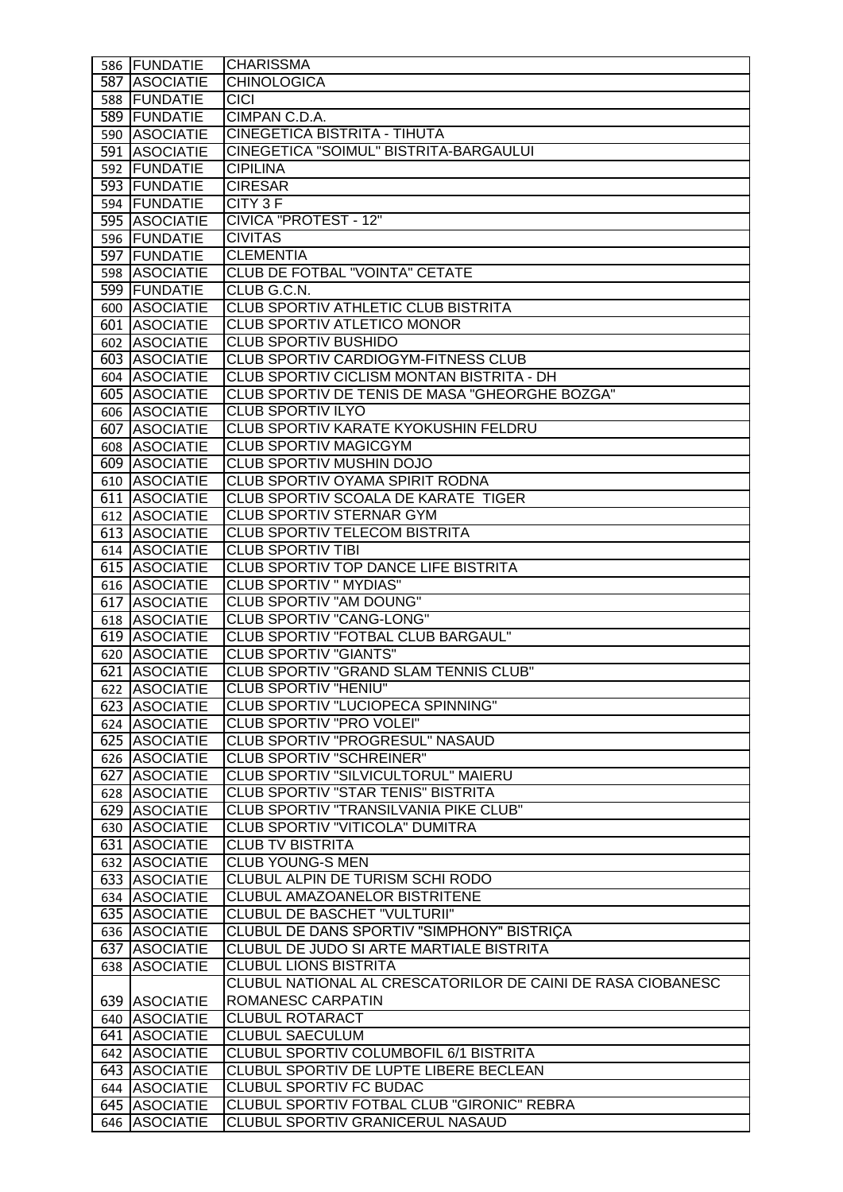| 586 | FUNDATIE | CHARISSMA |
|---|---|---|
| 587 | ASOCIATIE | CHINOLOGICA |
| 588 | FUNDATIE | CICI |
| 589 | FUNDATIE | CIMPAN C.D.A. |
| 590 | ASOCIATIE | CINEGETICA BISTRITA - TIHUTA |
| 591 | ASOCIATIE | CINEGETICA "SOIMUL" BISTRITA-BARGAULUI |
| 592 | FUNDATIE | CIPILINA |
| 593 | FUNDATIE | CIRESAR |
| 594 | FUNDATIE | CITY 3 F |
| 595 | ASOCIATIE | CIVICA "PROTEST - 12" |
| 596 | FUNDATIE | CIVITAS |
| 597 | FUNDATIE | CLEMENTIA |
| 598 | ASOCIATIE | CLUB DE FOTBAL "VOINTA" CETATE |
| 599 | FUNDATIE | CLUB G.C.N. |
| 600 | ASOCIATIE | CLUB SPORTIV ATHLETIC CLUB BISTRITA |
| 601 | ASOCIATIE | CLUB SPORTIV ATLETICO MONOR |
| 602 | ASOCIATIE | CLUB SPORTIV BUSHIDO |
| 603 | ASOCIATIE | CLUB SPORTIV CARDIOGYM-FITNESS CLUB |
| 604 | ASOCIATIE | CLUB SPORTIV CICLISM MONTAN BISTRITA - DH |
| 605 | ASOCIATIE | CLUB SPORTIV DE TENIS DE MASA "GHEORGHE BOZGA" |
| 606 | ASOCIATIE | CLUB SPORTIV ILYO |
| 607 | ASOCIATIE | CLUB SPORTIV KARATE KYOKUSHIN FELDRU |
| 608 | ASOCIATIE | CLUB SPORTIV MAGICGYM |
| 609 | ASOCIATIE | CLUB SPORTIV MUSHIN DOJO |
| 610 | ASOCIATIE | CLUB SPORTIV OYAMA SPIRIT RODNA |
| 611 | ASOCIATIE | CLUB SPORTIV SCOALA DE KARATE TIGER |
| 612 | ASOCIATIE | CLUB SPORTIV STERNAR GYM |
| 613 | ASOCIATIE | CLUB SPORTIV TELECOM BISTRITA |
| 614 | ASOCIATIE | CLUB SPORTIV TIBI |
| 615 | ASOCIATIE | CLUB SPORTIV TOP DANCE LIFE BISTRITA |
| 616 | ASOCIATIE | CLUB SPORTIV " MYDIAS" |
| 617 | ASOCIATIE | CLUB SPORTIV "AM DOUNG" |
| 618 | ASOCIATIE | CLUB SPORTIV "CANG-LONG" |
| 619 | ASOCIATIE | CLUB SPORTIV "FOTBAL CLUB BARGAUL" |
| 620 | ASOCIATIE | CLUB SPORTIV "GIANTS" |
| 621 | ASOCIATIE | CLUB SPORTIV "GRAND SLAM TENNIS CLUB" |
| 622 | ASOCIATIE | CLUB SPORTIV "HENIU" |
| 623 | ASOCIATIE | CLUB SPORTIV "LUCIOPECA SPINNING" |
| 624 | ASOCIATIE | CLUB SPORTIV "PRO VOLEI" |
| 625 | ASOCIATIE | CLUB SPORTIV "PROGRESUL" NASAUD |
| 626 | ASOCIATIE | CLUB SPORTIV "SCHREINER" |
| 627 | ASOCIATIE | CLUB SPORTIV "SILVICULTORUL" MAIERU |
| 628 | ASOCIATIE | CLUB SPORTIV "STAR TENIS" BISTRITA |
| 629 | ASOCIATIE | CLUB SPORTIV "TRANSILVANIA PIKE CLUB" |
| 630 | ASOCIATIE | CLUB SPORTIV "VITICOLA" DUMITRA |
| 631 | ASOCIATIE | CLUB TV BISTRITA |
| 632 | ASOCIATIE | CLUB YOUNG-S MEN |
| 633 | ASOCIATIE | CLUBUL ALPIN DE TURISM SCHI RODO |
| 634 | ASOCIATIE | CLUBUL AMAZOANELOR BISTRITENE |
| 635 | ASOCIATIE | CLUBUL DE BASCHET "VULTURII" |
| 636 | ASOCIATIE | CLUBUL DE DANS SPORTIV "SIMPHONY" BISTRIÇA |
| 637 | ASOCIATIE | CLUBUL DE JUDO SI ARTE MARTIALE BISTRITA |
| 638 | ASOCIATIE | CLUBUL LIONS BISTRITA |
| 639 | ASOCIATIE | CLUBUL NATIONAL AL CRESCATORILOR DE CAINI DE RASA CIOBANESC ROMANESC CARPATIN |
| 640 | ASOCIATIE | CLUBUL ROTARACT |
| 641 | ASOCIATIE | CLUBUL SAECULUM |
| 642 | ASOCIATIE | CLUBUL SPORTIV COLUMBOFIL 6/1 BISTRITA |
| 643 | ASOCIATIE | CLUBUL SPORTIV DE LUPTE LIBERE BECLEAN |
| 644 | ASOCIATIE | CLUBUL SPORTIV FC BUDAC |
| 645 | ASOCIATIE | CLUBUL SPORTIV FOTBAL CLUB "GIRONIC" REBRA |
| 646 | ASOCIATIE | CLUBUL SPORTIV GRANICERUL NASAUD |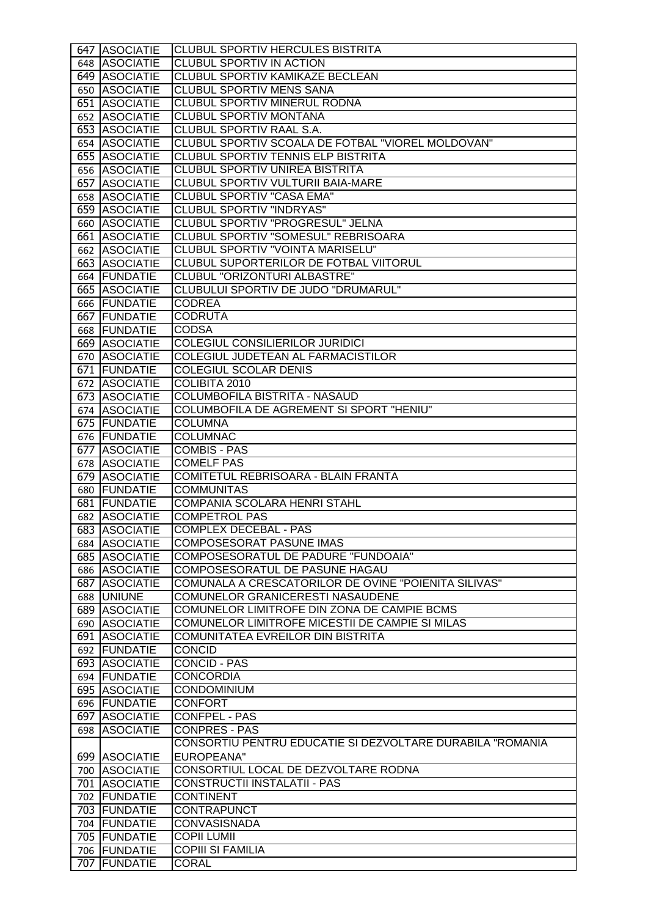| | | |
|---|---|---|
| 647 | ASOCIATIE | CLUBUL SPORTIV HERCULES BISTRITA |
| 648 | ASOCIATIE | CLUBUL SPORTIV IN ACTION |
| 649 | ASOCIATIE | CLUBUL SPORTIV KAMIKAZE BECLEAN |
| 650 | ASOCIATIE | CLUBUL SPORTIV MENS SANA |
| 651 | ASOCIATIE | CLUBUL SPORTIV MINERUL RODNA |
| 652 | ASOCIATIE | CLUBUL SPORTIV MONTANA |
| 653 | ASOCIATIE | CLUBUL SPORTIV RAAL S.A. |
| 654 | ASOCIATIE | CLUBUL SPORTIV SCOALA DE FOTBAL "VIOREL MOLDOVAN" |
| 655 | ASOCIATIE | CLUBUL SPORTIV TENNIS ELP BISTRITA |
| 656 | ASOCIATIE | CLUBUL SPORTIV UNIREA BISTRITA |
| 657 | ASOCIATIE | CLUBUL SPORTIV VULTURII BAIA-MARE |
| 658 | ASOCIATIE | CLUBUL SPORTIV "CASA EMA" |
| 659 | ASOCIATIE | CLUBUL SPORTIV "INDRYAS" |
| 660 | ASOCIATIE | CLUBUL SPORTIV "PROGRESUL" JELNA |
| 661 | ASOCIATIE | CLUBUL SPORTIV "SOMESUL" REBRISOARA |
| 662 | ASOCIATIE | CLUBUL SPORTIV "VOINTA MARISELU" |
| 663 | ASOCIATIE | CLUBUL SUPORTERILOR DE FOTBAL VIITORUL |
| 664 | FUNDATIE | CLUBUL "ORIZONTURI ALBASTRE" |
| 665 | ASOCIATIE | CLUBULUI SPORTIV DE JUDO "DRUMARUL" |
| 666 | FUNDATIE | CODREA |
| 667 | FUNDATIE | CODRUTA |
| 668 | FUNDATIE | CODSA |
| 669 | ASOCIATIE | COLEGIUL CONSILIERILOR JURIDICI |
| 670 | ASOCIATIE | COLEGIUL JUDETEAN AL FARMACISTILOR |
| 671 | FUNDATIE | COLEGIUL SCOLAR DENIS |
| 672 | ASOCIATIE | COLIBITA 2010 |
| 673 | ASOCIATIE | COLUMBOFILA BISTRITA - NASAUD |
| 674 | ASOCIATIE | COLUMBOFILA DE AGREMENT SI SPORT "HENIU" |
| 675 | FUNDATIE | COLUMNA |
| 676 | FUNDATIE | COLUMNAC |
| 677 | ASOCIATIE | COMBIS - PAS |
| 678 | ASOCIATIE | COMELF PAS |
| 679 | ASOCIATIE | COMITETUL REBRISOARA - BLAIN FRANTA |
| 680 | FUNDATIE | COMMUNITAS |
| 681 | FUNDATIE | COMPANIA SCOLARA HENRI STAHL |
| 682 | ASOCIATIE | COMPETROL PAS |
| 683 | ASOCIATIE | COMPLEX DECEBAL - PAS |
| 684 | ASOCIATIE | COMPOSESORAT PASUNE IMAS |
| 685 | ASOCIATIE | COMPOSESORATUL DE PADURE "FUNDOAIA" |
| 686 | ASOCIATIE | COMPOSESORATUL DE PASUNE HAGAU |
| 687 | ASOCIATIE | COMUNALA A CRESCATORILOR DE OVINE "POIENITA SILIVAS" |
| 688 | UNIUNE | COMUNELOR GRANICERESTI NASAUDENE |
| 689 | ASOCIATIE | COMUNELOR LIMITROFE DIN ZONA DE CAMPIE BCMS |
| 690 | ASOCIATIE | COMUNELOR LIMITROFE MICESTII DE CAMPIE SI MILAS |
| 691 | ASOCIATIE | COMUNITATEA EVREILOR DIN BISTRITA |
| 692 | FUNDATIE | CONCID |
| 693 | ASOCIATIE | CONCID - PAS |
| 694 | FUNDATIE | CONCORDIA |
| 695 | ASOCIATIE | CONDOMINIUM |
| 696 | FUNDATIE | CONFORT |
| 697 | ASOCIATIE | CONFPEL - PAS |
| 698 | ASOCIATIE | CONPRES - PAS |
| 699 | ASOCIATIE | CONSORTIU PENTRU EDUCATIE SI DEZVOLTARE DURABILA "ROMANIA EUROPEANA" |
| 700 | ASOCIATIE | CONSORTIUL LOCAL DE DEZVOLTARE RODNA |
| 701 | ASOCIATIE | CONSTRUCTII INSTALATII - PAS |
| 702 | FUNDATIE | CONTINENT |
| 703 | FUNDATIE | CONTRAPUNCT |
| 704 | FUNDATIE | CONVASISNADA |
| 705 | FUNDATIE | COPII LUMII |
| 706 | FUNDATIE | COPIII SI FAMILIA |
| 707 | FUNDATIE | CORAL |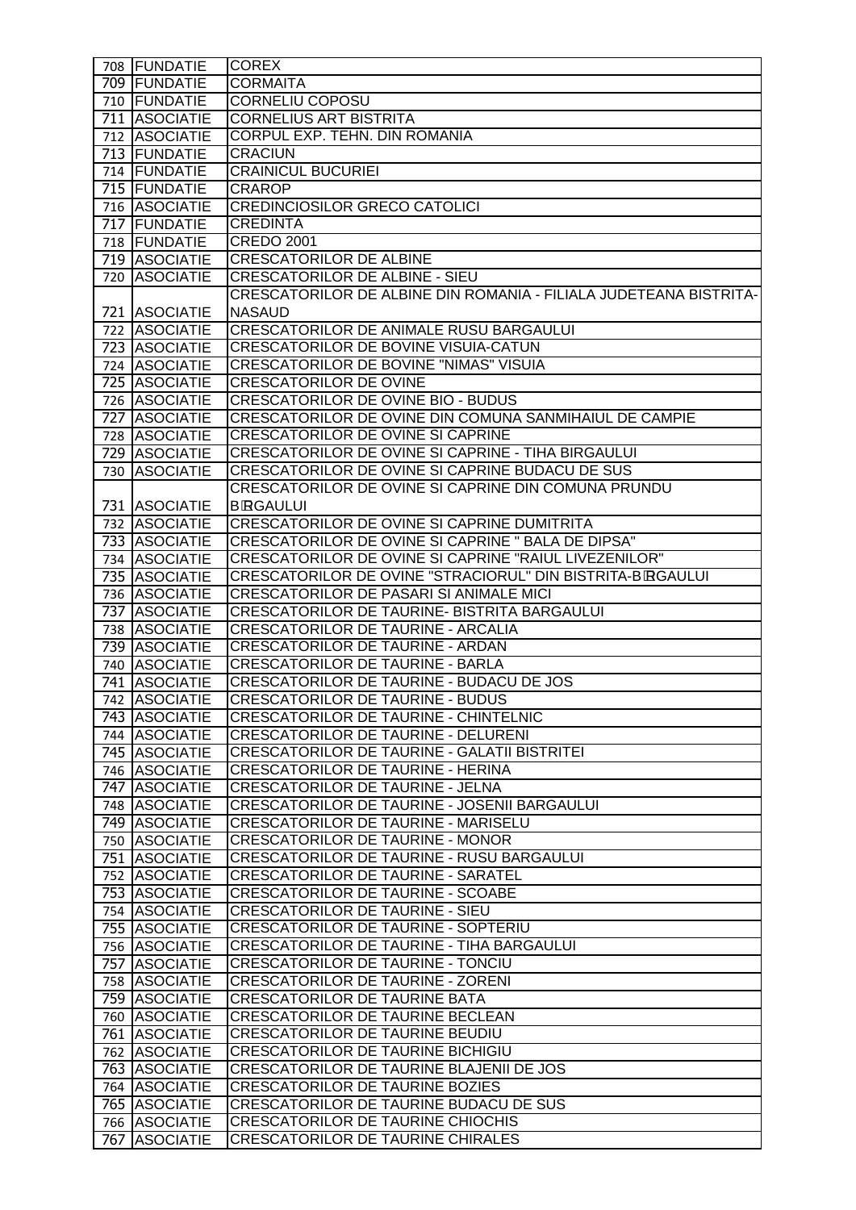| 708 | FUNDATIE | COREX |
|---|---|---|
| 709 | FUNDATIE | CORMAITA |
| 710 | FUNDATIE | CORNELIU COPOSU |
| 711 | ASOCIATIE | CORNELIUS ART BISTRITA |
| 712 | ASOCIATIE | CORPUL EXP. TEHN. DIN ROMANIA |
| 713 | FUNDATIE | CRACIUN |
| 714 | FUNDATIE | CRAINICUL BUCURIEI |
| 715 | FUNDATIE | CRAROP |
| 716 | ASOCIATIE | CREDINCIOSILOR GRECO CATOLICI |
| 717 | FUNDATIE | CREDINTA |
| 718 | FUNDATIE | CREDO 2001 |
| 719 | ASOCIATIE | CRESCATORILOR DE ALBINE |
| 720 | ASOCIATIE | CRESCATORILOR DE ALBINE - SIEU |
| 721 | ASOCIATIE | CRESCATORILOR DE ALBINE DIN ROMANIA - FILIALA JUDETEANA BISTRITA-NASAUD |
| 722 | ASOCIATIE | CRESCATORILOR DE ANIMALE RUSU BARGAULUI |
| 723 | ASOCIATIE | CRESCATORILOR DE BOVINE VISUIA-CATUN |
| 724 | ASOCIATIE | CRESCATORILOR DE BOVINE "NIMAS" VISUIA |
| 725 | ASOCIATIE | CRESCATORILOR DE OVINE |
| 726 | ASOCIATIE | CRESCATORILOR DE OVINE BIO - BUDUS |
| 727 | ASOCIATIE | CRESCATORILOR DE OVINE DIN COMUNA SANMIHAIUL DE CAMPIE |
| 728 | ASOCIATIE | CRESCATORILOR DE OVINE SI CAPRINE |
| 729 | ASOCIATIE | CRESCATORILOR DE OVINE SI CAPRINE - TIHA BIRGAULUI |
| 730 | ASOCIATIE | CRESCATORILOR DE OVINE SI CAPRINE BUDACU DE SUS |
| 731 | ASOCIATIE | CRESCATORILOR DE OVINE SI CAPRINE DIN COMUNA PRUNDU BÂRGAULUI |
| 732 | ASOCIATIE | CRESCATORILOR DE OVINE SI CAPRINE DUMITRITA |
| 733 | ASOCIATIE | CRESCATORILOR DE OVINE SI CAPRINE " BALA DE DIPSA" |
| 734 | ASOCIATIE | CRESCATORILOR DE OVINE SI CAPRINE "RAIUL LIVEZENILOR" |
| 735 | ASOCIATIE | CRESCATORILOR DE OVINE "STRACIORUL" DIN BISTRITA-BÂRGAULUI |
| 736 | ASOCIATIE | CRESCATORILOR DE PASARI SI ANIMALE MICI |
| 737 | ASOCIATIE | CRESCATORILOR DE TAURINE- BISTRITA BARGAULUI |
| 738 | ASOCIATIE | CRESCATORILOR DE TAURINE - ARCALIA |
| 739 | ASOCIATIE | CRESCATORILOR DE TAURINE - ARDAN |
| 740 | ASOCIATIE | CRESCATORILOR DE TAURINE - BARLA |
| 741 | ASOCIATIE | CRESCATORILOR DE TAURINE - BUDACU DE JOS |
| 742 | ASOCIATIE | CRESCATORILOR DE TAURINE - BUDUS |
| 743 | ASOCIATIE | CRESCATORILOR DE TAURINE - CHINTELNIC |
| 744 | ASOCIATIE | CRESCATORILOR DE TAURINE - DELURENI |
| 745 | ASOCIATIE | CRESCATORILOR DE TAURINE - GALATII BISTRITEI |
| 746 | ASOCIATIE | CRESCATORILOR DE TAURINE - HERINA |
| 747 | ASOCIATIE | CRESCATORILOR DE TAURINE - JELNA |
| 748 | ASOCIATIE | CRESCATORILOR DE TAURINE - JOSENII BARGAULUI |
| 749 | ASOCIATIE | CRESCATORILOR DE TAURINE - MARISELU |
| 750 | ASOCIATIE | CRESCATORILOR DE TAURINE - MONOR |
| 751 | ASOCIATIE | CRESCATORILOR DE TAURINE - RUSU BARGAULUI |
| 752 | ASOCIATIE | CRESCATORILOR DE TAURINE - SARATEL |
| 753 | ASOCIATIE | CRESCATORILOR DE TAURINE - SCOABE |
| 754 | ASOCIATIE | CRESCATORILOR DE TAURINE - SIEU |
| 755 | ASOCIATIE | CRESCATORILOR DE TAURINE - SOPTERIU |
| 756 | ASOCIATIE | CRESCATORILOR DE TAURINE - TIHA BARGAULUI |
| 757 | ASOCIATIE | CRESCATORILOR DE TAURINE - TONCIU |
| 758 | ASOCIATIE | CRESCATORILOR DE TAURINE - ZORENI |
| 759 | ASOCIATIE | CRESCATORILOR DE TAURINE BATA |
| 760 | ASOCIATIE | CRESCATORILOR DE TAURINE BECLEAN |
| 761 | ASOCIATIE | CRESCATORILOR DE TAURINE BEUDIU |
| 762 | ASOCIATIE | CRESCATORILOR DE TAURINE BICHIGIU |
| 763 | ASOCIATIE | CRESCATORILOR DE TAURINE BLAJENII DE JOS |
| 764 | ASOCIATIE | CRESCATORILOR DE TAURINE BOZIES |
| 765 | ASOCIATIE | CRESCATORILOR DE TAURINE BUDACU DE SUS |
| 766 | ASOCIATIE | CRESCATORILOR DE TAURINE CHIOCHIS |
| 767 | ASOCIATIE | CRESCATORILOR DE TAURINE CHIRALES |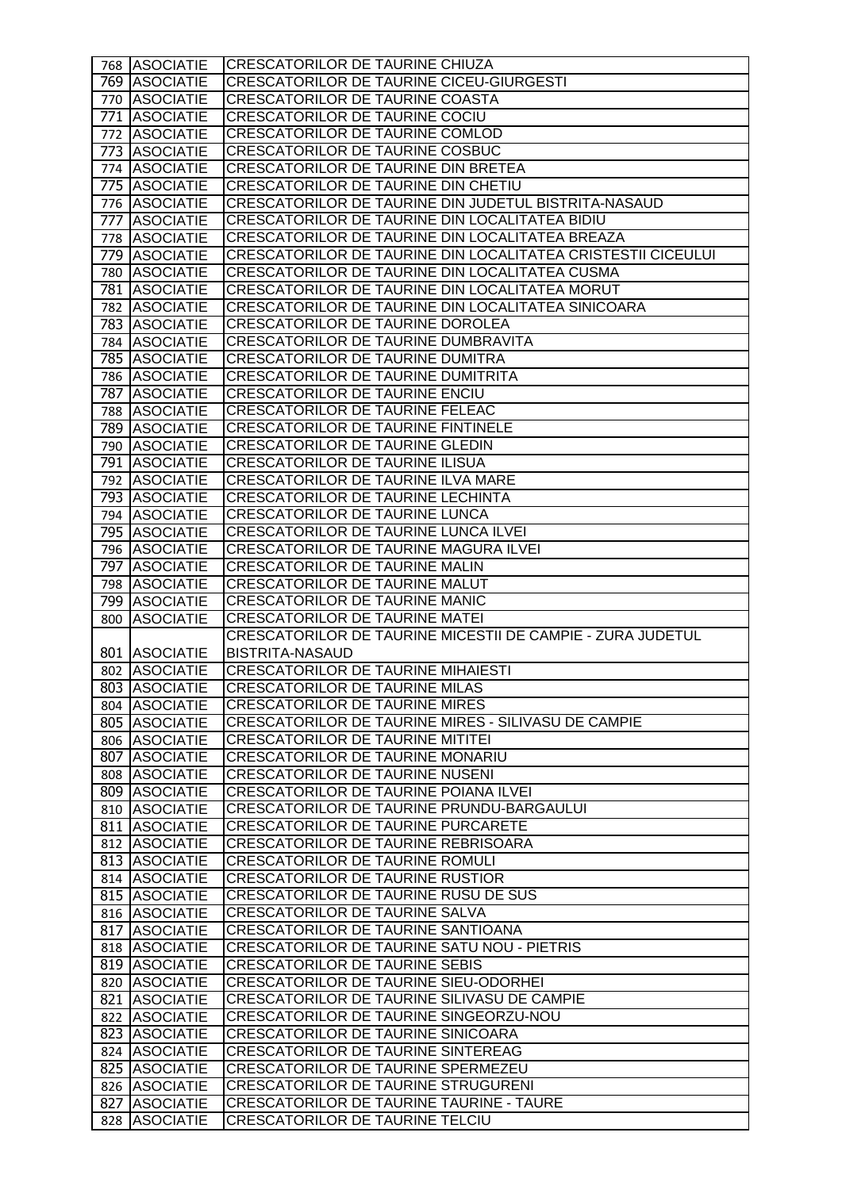| 768 | ASOCIATIE | CRESCATORILOR DE TAURINE CHIUZA |
|---|---|---|
| 769 | ASOCIATIE | CRESCATORILOR DE TAURINE CICEU-GIURGESTI |
| 770 | ASOCIATIE | CRESCATORILOR DE TAURINE COASTA |
| 771 | ASOCIATIE | CRESCATORILOR DE TAURINE COCIU |
| 772 | ASOCIATIE | CRESCATORILOR DE TAURINE COMLOD |
| 773 | ASOCIATIE | CRESCATORILOR DE TAURINE COSBUC |
| 774 | ASOCIATIE | CRESCATORILOR DE TAURINE DIN BRETEA |
| 775 | ASOCIATIE | CRESCATORILOR DE TAURINE DIN CHETIU |
| 776 | ASOCIATIE | CRESCATORILOR DE TAURINE DIN JUDETUL BISTRITA-NASAUD |
| 777 | ASOCIATIE | CRESCATORILOR DE TAURINE DIN LOCALITATEA BIDIU |
| 778 | ASOCIATIE | CRESCATORILOR DE TAURINE DIN LOCALITATEA BREAZA |
| 779 | ASOCIATIE | CRESCATORILOR DE TAURINE DIN LOCALITATEA CRISTESTII CICEULUI |
| 780 | ASOCIATIE | CRESCATORILOR DE TAURINE DIN LOCALITATEA CUSMA |
| 781 | ASOCIATIE | CRESCATORILOR DE TAURINE DIN LOCALITATEA MORUT |
| 782 | ASOCIATIE | CRESCATORILOR DE TAURINE DIN LOCALITATEA SINICOARA |
| 783 | ASOCIATIE | CRESCATORILOR DE TAURINE DOROLEA |
| 784 | ASOCIATIE | CRESCATORILOR DE TAURINE DUMBRAVITA |
| 785 | ASOCIATIE | CRESCATORILOR DE TAURINE DUMITRA |
| 786 | ASOCIATIE | CRESCATORILOR DE TAURINE DUMITRITA |
| 787 | ASOCIATIE | CRESCATORILOR DE TAURINE ENCIU |
| 788 | ASOCIATIE | CRESCATORILOR DE TAURINE FELEAC |
| 789 | ASOCIATIE | CRESCATORILOR DE TAURINE FINTINELE |
| 790 | ASOCIATIE | CRESCATORILOR DE TAURINE GLEDIN |
| 791 | ASOCIATIE | CRESCATORILOR DE TAURINE ILISUA |
| 792 | ASOCIATIE | CRESCATORILOR DE TAURINE ILVA MARE |
| 793 | ASOCIATIE | CRESCATORILOR DE TAURINE LECHINTA |
| 794 | ASOCIATIE | CRESCATORILOR DE TAURINE LUNCA |
| 795 | ASOCIATIE | CRESCATORILOR DE TAURINE LUNCA ILVEI |
| 796 | ASOCIATIE | CRESCATORILOR DE TAURINE MAGURA ILVEI |
| 797 | ASOCIATIE | CRESCATORILOR DE TAURINE MALIN |
| 798 | ASOCIATIE | CRESCATORILOR DE TAURINE MALUT |
| 799 | ASOCIATIE | CRESCATORILOR DE TAURINE MANIC |
| 800 | ASOCIATIE | CRESCATORILOR DE TAURINE MATEI |
| 801 | ASOCIATIE | CRESCATORILOR DE TAURINE MICESTII DE CAMPIE - ZURA JUDETUL BISTRITA-NASAUD |
| 802 | ASOCIATIE | CRESCATORILOR DE TAURINE MIHAIESTI |
| 803 | ASOCIATIE | CRESCATORILOR DE TAURINE MILAS |
| 804 | ASOCIATIE | CRESCATORILOR DE TAURINE MIRES |
| 805 | ASOCIATIE | CRESCATORILOR DE TAURINE MIRES - SILIVASU DE CAMPIE |
| 806 | ASOCIATIE | CRESCATORILOR DE TAURINE MITITEI |
| 807 | ASOCIATIE | CRESCATORILOR DE TAURINE MONARIU |
| 808 | ASOCIATIE | CRESCATORILOR DE TAURINE NUSENI |
| 809 | ASOCIATIE | CRESCATORILOR DE TAURINE POIANA ILVEI |
| 810 | ASOCIATIE | CRESCATORILOR DE TAURINE PRUNDU-BARGAULUI |
| 811 | ASOCIATIE | CRESCATORILOR DE TAURINE PURCARETE |
| 812 | ASOCIATIE | CRESCATORILOR DE TAURINE REBRISOARA |
| 813 | ASOCIATIE | CRESCATORILOR DE TAURINE ROMULI |
| 814 | ASOCIATIE | CRESCATORILOR DE TAURINE RUSTIOR |
| 815 | ASOCIATIE | CRESCATORILOR DE TAURINE RUSU DE SUS |
| 816 | ASOCIATIE | CRESCATORILOR DE TAURINE SALVA |
| 817 | ASOCIATIE | CRESCATORILOR DE TAURINE SANTIOANA |
| 818 | ASOCIATIE | CRESCATORILOR DE TAURINE SATU NOU - PIETRIS |
| 819 | ASOCIATIE | CRESCATORILOR DE TAURINE SEBIS |
| 820 | ASOCIATIE | CRESCATORILOR DE TAURINE SIEU-ODORHEI |
| 821 | ASOCIATIE | CRESCATORILOR DE TAURINE SILIVASU DE CAMPIE |
| 822 | ASOCIATIE | CRESCATORILOR DE TAURINE SINGEORZU-NOU |
| 823 | ASOCIATIE | CRESCATORILOR DE TAURINE SINICOARA |
| 824 | ASOCIATIE | CRESCATORILOR DE TAURINE SINTEREAG |
| 825 | ASOCIATIE | CRESCATORILOR DE TAURINE SPERMEZEU |
| 826 | ASOCIATIE | CRESCATORILOR DE TAURINE STRUGURENI |
| 827 | ASOCIATIE | CRESCATORILOR DE TAURINE TAURINE - TAURE |
| 828 | ASOCIATIE | CRESCATORILOR DE TAURINE TELCIU |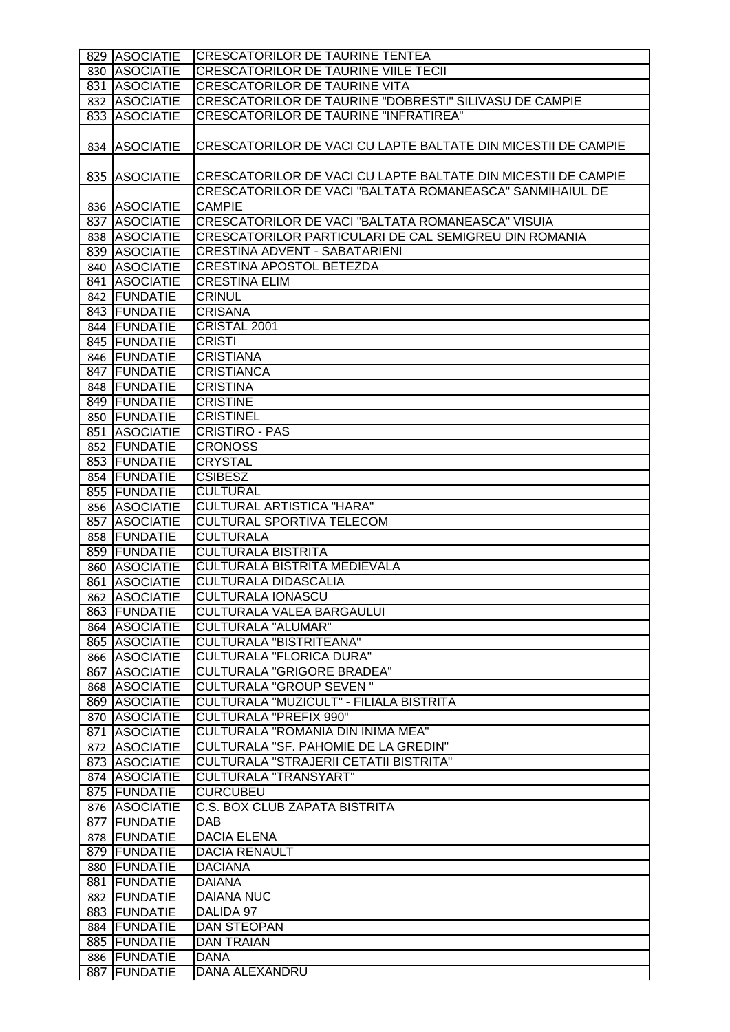| 829 | ASOCIATIE | CRESCATORILOR DE TAURINE TENTEA |
|---|---|---|
| 830 | ASOCIATIE | CRESCATORILOR DE TAURINE VIILE TECII |
| 831 | ASOCIATIE | CRESCATORILOR DE TAURINE VITA |
| 832 | ASOCIATIE | CRESCATORILOR DE TAURINE "DOBRESTI" SILIVASU DE CAMPIE |
| 833 | ASOCIATIE | CRESCATORILOR DE TAURINE "INFRATIREA" |
| 834 | ASOCIATIE | CRESCATORILOR DE VACI CU LAPTE BALTATE DIN MICESTII DE CAMPIE |
| 835 | ASOCIATIE | CRESCATORILOR DE VACI CU LAPTE BALTATE DIN MICESTII DE CAMPIE |
| 836 | ASOCIATIE | CRESCATORILOR DE VACI "BALTATA ROMANEASCA" SANMIHAIUL DE CAMPIE |
| 837 | ASOCIATIE | CRESCATORILOR DE VACI "BALTATA ROMANEASCA" VISUIA |
| 838 | ASOCIATIE | CRESCATORILOR PARTICULARI DE CAL SEMIGREU DIN ROMANIA |
| 839 | ASOCIATIE | CRESTINA ADVENT - SABATARIENI |
| 840 | ASOCIATIE | CRESTINA APOSTOL BETEZDA |
| 841 | ASOCIATIE | CRESTINA ELIM |
| 842 | FUNDATIE | CRINUL |
| 843 | FUNDATIE | CRISANA |
| 844 | FUNDATIE | CRISTAL 2001 |
| 845 | FUNDATIE | CRISTI |
| 846 | FUNDATIE | CRISTIANA |
| 847 | FUNDATIE | CRISTIANCA |
| 848 | FUNDATIE | CRISTINA |
| 849 | FUNDATIE | CRISTINE |
| 850 | FUNDATIE | CRISTINEL |
| 851 | ASOCIATIE | CRISTIRO - PAS |
| 852 | FUNDATIE | CRONOSS |
| 853 | FUNDATIE | CRYSTAL |
| 854 | FUNDATIE | CSIBESZ |
| 855 | FUNDATIE | CULTURAL |
| 856 | ASOCIATIE | CULTURAL ARTISTICA "HARA" |
| 857 | ASOCIATIE | CULTURAL SPORTIVA TELECOM |
| 858 | FUNDATIE | CULTURALA |
| 859 | FUNDATIE | CULTURALA BISTRITA |
| 860 | ASOCIATIE | CULTURALA BISTRITA MEDIEVALA |
| 861 | ASOCIATIE | CULTURALA DIDASCALIA |
| 862 | ASOCIATIE | CULTURALA IONASCU |
| 863 | FUNDATIE | CULTURALA VALEA BARGAULUI |
| 864 | ASOCIATIE | CULTURALA "ALUMAR" |
| 865 | ASOCIATIE | CULTURALA "BISTRITEANA" |
| 866 | ASOCIATIE | CULTURALA "FLORICA DURA" |
| 867 | ASOCIATIE | CULTURALA "GRIGORE BRADEA" |
| 868 | ASOCIATIE | CULTURALA "GROUP SEVEN " |
| 869 | ASOCIATIE | CULTURALA "MUZICULT" - FILIALA BISTRITA |
| 870 | ASOCIATIE | CULTURALA "PREFIX 990" |
| 871 | ASOCIATIE | CULTURALA "ROMANIA DIN INIMA MEA" |
| 872 | ASOCIATIE | CULTURALA "SF. PAHOMIE DE LA GREDIN" |
| 873 | ASOCIATIE | CULTURALA "STRAJERII CETATII BISTRITA" |
| 874 | ASOCIATIE | CULTURALA "TRANSYART" |
| 875 | FUNDATIE | CURCUBEU |
| 876 | ASOCIATIE | C.S. BOX CLUB ZAPATA BISTRITA |
| 877 | FUNDATIE | DAB |
| 878 | FUNDATIE | DACIA ELENA |
| 879 | FUNDATIE | DACIA RENAULT |
| 880 | FUNDATIE | DACIANA |
| 881 | FUNDATIE | DAIANA |
| 882 | FUNDATIE | DAIANA NUC |
| 883 | FUNDATIE | DALIDA 97 |
| 884 | FUNDATIE | DAN STEOPAN |
| 885 | FUNDATIE | DAN TRAIAN |
| 886 | FUNDATIE | DANA |
| 887 | FUNDATIE | DANA ALEXANDRU |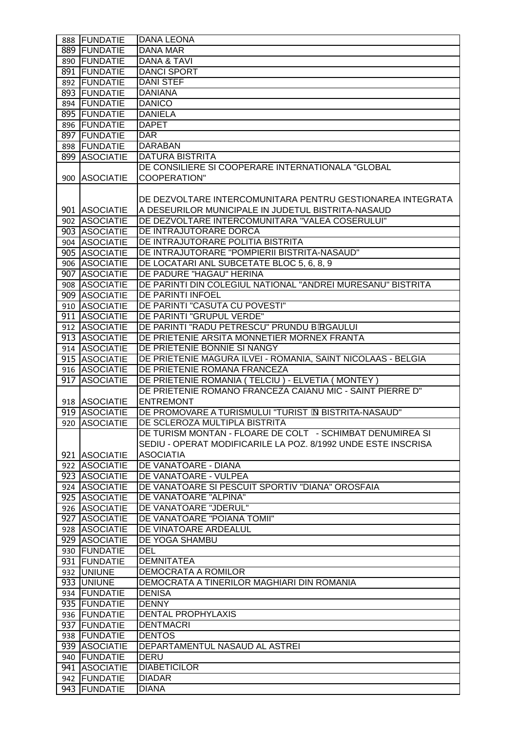| | | |
|---|---|---|
| 888 | FUNDATIE | DANA LEONA |
| 889 | FUNDATIE | DANA MAR |
| 890 | FUNDATIE | DANA & TAVI |
| 891 | FUNDATIE | DANCI SPORT |
| 892 | FUNDATIE | DANI STEF |
| 893 | FUNDATIE | DANIANA |
| 894 | FUNDATIE | DANICO |
| 895 | FUNDATIE | DANIELA |
| 896 | FUNDATIE | DAPET |
| 897 | FUNDATIE | DAR |
| 898 | FUNDATIE | DARABAN |
| 899 | ASOCIATIE | DATURA BISTRITA |
| 900 | ASOCIATIE | DE CONSILIERE SI COOPERARE INTERNATIONALA "GLOBAL COOPERATION" |
| 901 | ASOCIATIE | DE DEZVOLTARE INTERCOMUNITARA PENTRU GESTIONAREA INTEGRATA A DESEURILOR MUNICIPALE IN JUDETUL BISTRITA-NASAUD |
| 902 | ASOCIATIE | DE DEZVOLTARE INTERCOMUNITARA "VALEA COSERULUI" |
| 903 | ASOCIATIE | DE INTRAJUTORARE DORCA |
| 904 | ASOCIATIE | DE INTRAJUTORARE POLITIA BISTRITA |
| 905 | ASOCIATIE | DE INTRAJUTORARE "POMPIERII BISTRITA-NASAUD" |
| 906 | ASOCIATIE | DE LOCATARI ANL SUBCETATE BLOC 5, 6, 8, 9 |
| 907 | ASOCIATIE | DE PADURE "HAGAU" HERINA |
| 908 | ASOCIATIE | DE PARINTI DIN COLEGIUL NATIONAL "ANDREI MURESANU" BISTRITA |
| 909 | ASOCIATIE | DE PARINTI INFOEL |
| 910 | ASOCIATIE | DE PARINTI "CASUTA CU POVESTI" |
| 911 | ASOCIATIE | DE PARINTI "GRUPUL VERDE" |
| 912 | ASOCIATIE | DE PARINTI "RADU PETRESCU" PRUNDU BÎRGAULUI |
| 913 | ASOCIATIE | DE PRIETENIE ARSITA MONNETIER MORNEX FRANTA |
| 914 | ASOCIATIE | DE PRIETENIE BONNIE SI NANGY |
| 915 | ASOCIATIE | DE PRIETENIE MAGURA ILVEI - ROMANIA, SAINT NICOLAAS - BELGIA |
| 916 | ASOCIATIE | DE PRIETENIE ROMANA FRANCEZA |
| 917 | ASOCIATIE | DE PRIETENIE ROMANIA ( TELCIU ) - ELVETIA ( MONTEY ) |
| 918 | ASOCIATIE | DE PRIETENIE ROMANO FRANCEZA CAIANU MIC - SAINT PIERRE D" ENTREMONT |
| 919 | ASOCIATIE | DE PROMOVARE A TURISMULUI "TURIST ÎN BISTRITA-NASAUD" |
| 920 | ASOCIATIE | DE SCLEROZA MULTIPLA BISTRITA |
| 921 | ASOCIATIE | DE TURISM MONTAN - FLOARE DE COLT - SCHIMBAT DENUMIREA SI SEDIU - OPERAT MODIFICARILE LA POZ. 8/1992 UNDE ESTE INSCRISA ASOCIATIA |
| 922 | ASOCIATIE | DE VANATOARE - DIANA |
| 923 | ASOCIATIE | DE VANATOARE - VULPEA |
| 924 | ASOCIATIE | DE VANATOARE SI PESCUIT SPORTIV "DIANA" OROSFAIA |
| 925 | ASOCIATIE | DE VANATOARE "ALPINA" |
| 926 | ASOCIATIE | DE VANATOARE "JDERUL" |
| 927 | ASOCIATIE | DE VANATOARE "POIANA TOMII" |
| 928 | ASOCIATIE | DE VINATOARE ARDEALUL |
| 929 | ASOCIATIE | DE YOGA SHAMBU |
| 930 | FUNDATIE | DEL |
| 931 | FUNDATIE | DEMNITATEA |
| 932 | UNIUNE | DEMOCRATA A ROMILOR |
| 933 | UNIUNE | DEMOCRATA A TINERILOR MAGHIARI DIN ROMANIA |
| 934 | FUNDATIE | DENISA |
| 935 | FUNDATIE | DENNY |
| 936 | FUNDATIE | DENTAL PROPHYLAXIS |
| 937 | FUNDATIE | DENTMACRI |
| 938 | FUNDATIE | DENTOS |
| 939 | ASOCIATIE | DEPARTAMENTUL NASAUD AL ASTREI |
| 940 | FUNDATIE | DERU |
| 941 | ASOCIATIE | DIABETICILOR |
| 942 | FUNDATIE | DIADAR |
| 943 | FUNDATIE | DIANA |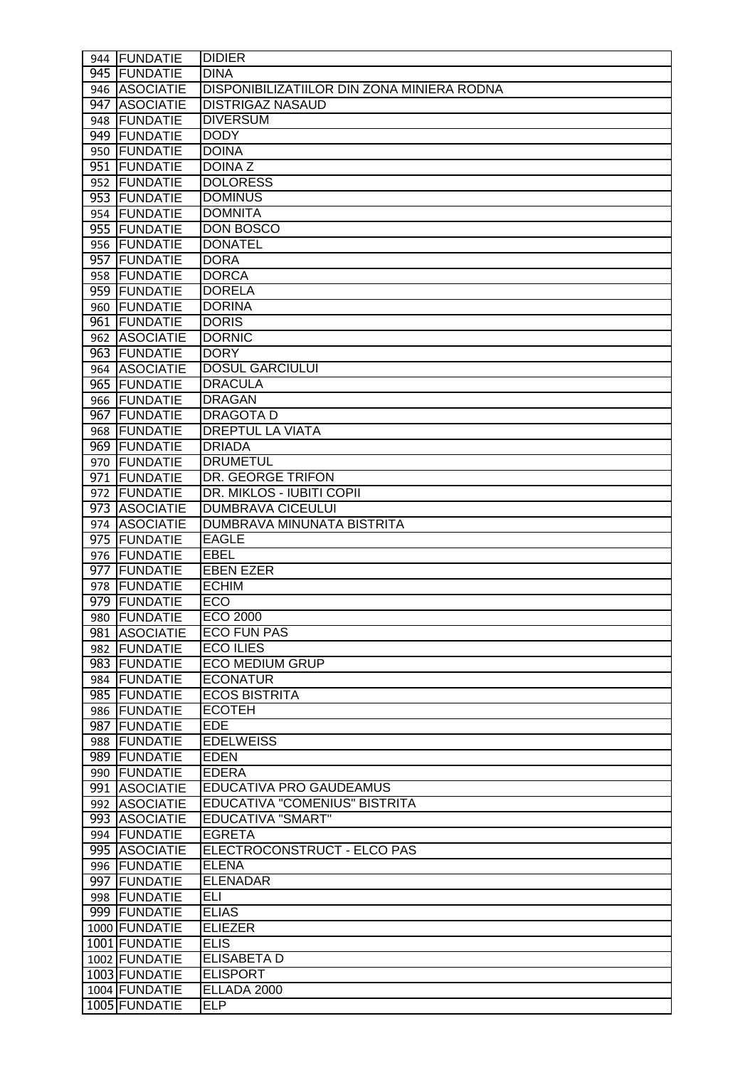| 944 | FUNDATIE | DIDIER |
|---|---|---|
| 945 | FUNDATIE | DINA |
| 946 | ASOCIATIE | DISPONIBILIZATIILOR DIN ZONA MINIERA RODNA |
| 947 | ASOCIATIE | DISTRIGAZ NASAUD |
| 948 | FUNDATIE | DIVERSUM |
| 949 | FUNDATIE | DODY |
| 950 | FUNDATIE | DOINA |
| 951 | FUNDATIE | DOINA Z |
| 952 | FUNDATIE | DOLORESS |
| 953 | FUNDATIE | DOMINUS |
| 954 | FUNDATIE | DOMNITA |
| 955 | FUNDATIE | DON BOSCO |
| 956 | FUNDATIE | DONATEL |
| 957 | FUNDATIE | DORA |
| 958 | FUNDATIE | DORCA |
| 959 | FUNDATIE | DORELA |
| 960 | FUNDATIE | DORINA |
| 961 | FUNDATIE | DORIS |
| 962 | ASOCIATIE | DORNIC |
| 963 | FUNDATIE | DORY |
| 964 | ASOCIATIE | DOSUL GARCIULUI |
| 965 | FUNDATIE | DRACULA |
| 966 | FUNDATIE | DRAGAN |
| 967 | FUNDATIE | DRAGOTA D |
| 968 | FUNDATIE | DREPTUL LA VIATA |
| 969 | FUNDATIE | DRIADA |
| 970 | FUNDATIE | DRUMETUL |
| 971 | FUNDATIE | DR. GEORGE TRIFON |
| 972 | FUNDATIE | DR. MIKLOS - IUBITI COPII |
| 973 | ASOCIATIE | DUMBRAVA CICEULUI |
| 974 | ASOCIATIE | DUMBRAVA MINUNATA BISTRITA |
| 975 | FUNDATIE | EAGLE |
| 976 | FUNDATIE | EBEL |
| 977 | FUNDATIE | EBEN EZER |
| 978 | FUNDATIE | ECHIM |
| 979 | FUNDATIE | ECO |
| 980 | FUNDATIE | ECO 2000 |
| 981 | ASOCIATIE | ECO FUN PAS |
| 982 | FUNDATIE | ECO ILIES |
| 983 | FUNDATIE | ECO MEDIUM GRUP |
| 984 | FUNDATIE | ECONATUR |
| 985 | FUNDATIE | ECOS BISTRITA |
| 986 | FUNDATIE | ECOTEH |
| 987 | FUNDATIE | EDE |
| 988 | FUNDATIE | EDELWEISS |
| 989 | FUNDATIE | EDEN |
| 990 | FUNDATIE | EDERA |
| 991 | ASOCIATIE | EDUCATIVA PRO GAUDEAMUS |
| 992 | ASOCIATIE | EDUCATIVA "COMENIUS" BISTRITA |
| 993 | ASOCIATIE | EDUCATIVA "SMART" |
| 994 | FUNDATIE | EGRETA |
| 995 | ASOCIATIE | ELECTROCONSTRUCT - ELCO PAS |
| 996 | FUNDATIE | ELENA |
| 997 | FUNDATIE | ELENADAR |
| 998 | FUNDATIE | ELI |
| 999 | FUNDATIE | ELIAS |
| 1000 | FUNDATIE | ELIEZER |
| 1001 | FUNDATIE | ELIS |
| 1002 | FUNDATIE | ELISABETA D |
| 1003 | FUNDATIE | ELISPORT |
| 1004 | FUNDATIE | ELLADA 2000 |
| 1005 | FUNDATIE | ELP |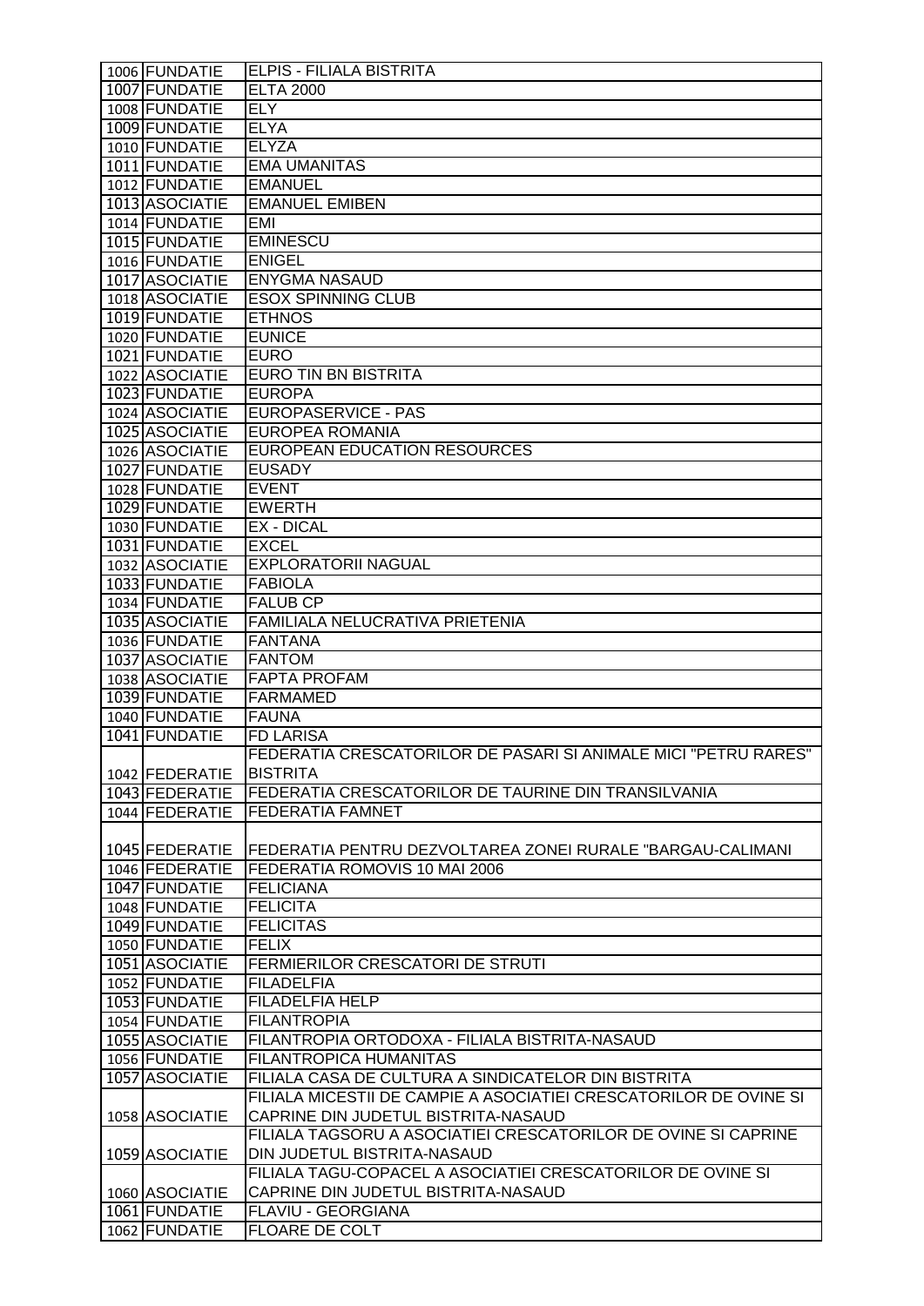| | | |
|---|---|---|
| 1006 | FUNDATIE | ELPIS - FILIALA BISTRITA |
| 1007 | FUNDATIE | ELTA 2000 |
| 1008 | FUNDATIE | ELY |
| 1009 | FUNDATIE | ELYA |
| 1010 | FUNDATIE | ELYZA |
| 1011 | FUNDATIE | EMA UMANITAS |
| 1012 | FUNDATIE | EMANUEL |
| 1013 | ASOCIATIE | EMANUEL EMIBEN |
| 1014 | FUNDATIE | EMI |
| 1015 | FUNDATIE | EMINESCU |
| 1016 | FUNDATIE | ENIGEL |
| 1017 | ASOCIATIE | ENYGMA NASAUD |
| 1018 | ASOCIATIE | ESOX SPINNING CLUB |
| 1019 | FUNDATIE | ETHNOS |
| 1020 | FUNDATIE | EUNICE |
| 1021 | FUNDATIE | EURO |
| 1022 | ASOCIATIE | EURO TIN BN BISTRITA |
| 1023 | FUNDATIE | EUROPA |
| 1024 | ASOCIATIE | EUROPASERVICE - PAS |
| 1025 | ASOCIATIE | EUROPEA ROMANIA |
| 1026 | ASOCIATIE | EUROPEAN EDUCATION RESOURCES |
| 1027 | FUNDATIE | EUSADY |
| 1028 | FUNDATIE | EVENT |
| 1029 | FUNDATIE | EWERTH |
| 1030 | FUNDATIE | EX - DICAL |
| 1031 | FUNDATIE | EXCEL |
| 1032 | ASOCIATIE | EXPLORATORII NAGUAL |
| 1033 | FUNDATIE | FABIOLA |
| 1034 | FUNDATIE | FALUB CP |
| 1035 | ASOCIATIE | FAMILIALA NELUCRATIVA PRIETENIA |
| 1036 | FUNDATIE | FANTANA |
| 1037 | ASOCIATIE | FANTOM |
| 1038 | ASOCIATIE | FAPTA PROFAM |
| 1039 | FUNDATIE | FARMAMED |
| 1040 | FUNDATIE | FAUNA |
| 1041 | FUNDATIE | FD LARISA |
| 1042 | FEDERATIE | FEDERATIA CRESCATORILOR DE PASARI SI ANIMALE MICI "PETRU RARES" BISTRITA |
| 1043 | FEDERATIE | FEDERATIA CRESCATORILOR DE TAURINE DIN TRANSILVANIA |
| 1044 | FEDERATIE | FEDERATIA FAMNET |
| 1045 | FEDERATIE | FEDERATIA PENTRU DEZVOLTAREA ZONEI RURALE "BARGAU-CALIMANI |
| 1046 | FEDERATIE | FEDERATIA ROMOVIS 10 MAI 2006 |
| 1047 | FUNDATIE | FELICIANA |
| 1048 | FUNDATIE | FELICITA |
| 1049 | FUNDATIE | FELICITAS |
| 1050 | FUNDATIE | FELIX |
| 1051 | ASOCIATIE | FERMIERILOR CRESCATORI DE STRUTI |
| 1052 | FUNDATIE | FILADELFIA |
| 1053 | FUNDATIE | FILADELFIA HELP |
| 1054 | FUNDATIE | FILANTROPIA |
| 1055 | ASOCIATIE | FILANTROPIA ORTODOXA - FILIALA BISTRITA-NASAUD |
| 1056 | FUNDATIE | FILANTROPICA HUMANITAS |
| 1057 | ASOCIATIE | FILIALA CASA DE CULTURA A SINDICATELOR DIN BISTRITA |
| 1058 | ASOCIATIE | FILIALA MICESTII DE CAMPIE A ASOCIATIEI CRESCATORILOR DE OVINE SI CAPRINE DIN JUDETUL BISTRITA-NASAUD |
| 1059 | ASOCIATIE | FILIALA TAGSORU A ASOCIATIEI CRESCATORILOR DE OVINE SI CAPRINE DIN JUDETUL BISTRITA-NASAUD |
| 1060 | ASOCIATIE | FILIALA TAGU-COPACEL A ASOCIATIEI CRESCATORILOR DE OVINE SI CAPRINE DIN JUDETUL BISTRITA-NASAUD |
| 1061 | FUNDATIE | FLAVIU - GEORGIANA |
| 1062 | FUNDATIE | FLOARE DE COLT |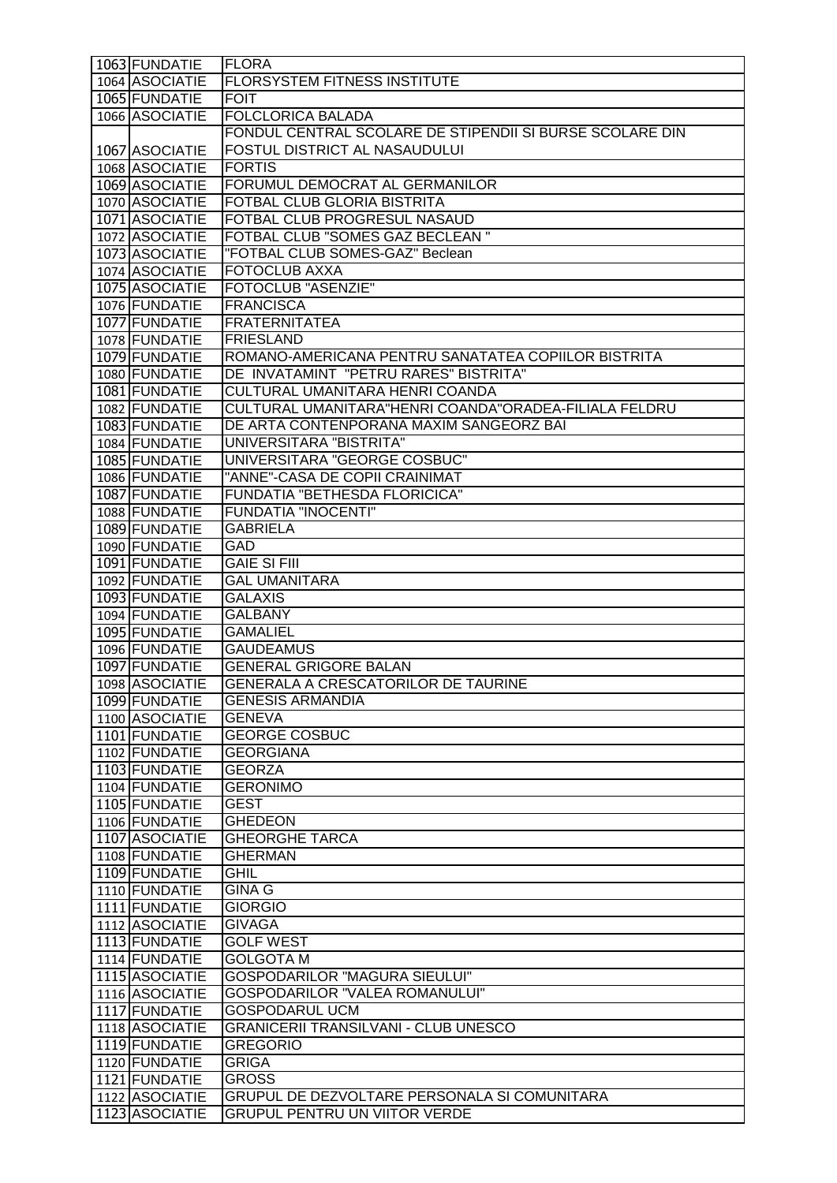| | | |
|---|---|---|
| 1063 | FUNDATIE | FLORA |
| 1064 | ASOCIATIE | FLORSYSTEM FITNESS INSTITUTE |
| 1065 | FUNDATIE | FOIT |
| 1066 | ASOCIATIE | FOLCLORICA BALADA |
| 1067 | ASOCIATIE | FONDUL CENTRAL SCOLARE DE STIPENDII SI BURSE SCOLARE DIN FOSTUL DISTRICT AL NASAUDULUI |
| 1068 | ASOCIATIE | FORTIS |
| 1069 | ASOCIATIE | FORUMUL DEMOCRAT AL GERMANILOR |
| 1070 | ASOCIATIE | FOTBAL CLUB GLORIA BISTRITA |
| 1071 | ASOCIATIE | FOTBAL CLUB PROGRESUL NASAUD |
| 1072 | ASOCIATIE | FOTBAL CLUB "SOMES GAZ BECLEAN " |
| 1073 | ASOCIATIE | "FOTBAL CLUB SOMES-GAZ" Beclean |
| 1074 | ASOCIATIE | FOTOCLUB AXXA |
| 1075 | ASOCIATIE | FOTOCLUB "ASENZIE" |
| 1076 | FUNDATIE | FRANCISCA |
| 1077 | FUNDATIE | FRATERNITATEA |
| 1078 | FUNDATIE | FRIESLAND |
| 1079 | FUNDATIE | ROMANO-AMERICANA PENTRU SANATATEA COPIILOR BISTRITA |
| 1080 | FUNDATIE | DE INVATAMINT "PETRU RARES" BISTRITA" |
| 1081 | FUNDATIE | CULTURAL UMANITARA HENRI COANDA |
| 1082 | FUNDATIE | CULTURAL UMANITARA"HENRI COANDA"ORADEA-FILIALA FELDRU |
| 1083 | FUNDATIE | DE ARTA CONTENPORANA MAXIM SANGEORZ BAI |
| 1084 | FUNDATIE | UNIVERSITARA "BISTRITA" |
| 1085 | FUNDATIE | UNIVERSITARA "GEORGE COSBUC" |
| 1086 | FUNDATIE | "ANNE"-CASA DE COPII CRAINIMAT |
| 1087 | FUNDATIE | FUNDATIA "BETHESDA FLORICICA" |
| 1088 | FUNDATIE | FUNDATIA "INOCENTI" |
| 1089 | FUNDATIE | GABRIELA |
| 1090 | FUNDATIE | GAD |
| 1091 | FUNDATIE | GAIE SI FIII |
| 1092 | FUNDATIE | GAL UMANITARA |
| 1093 | FUNDATIE | GALAXIS |
| 1094 | FUNDATIE | GALBANY |
| 1095 | FUNDATIE | GAMALIEL |
| 1096 | FUNDATIE | GAUDEAMUS |
| 1097 | FUNDATIE | GENERAL GRIGORE BALAN |
| 1098 | ASOCIATIE | GENERALA A CRESCATORILOR DE TAURINE |
| 1099 | FUNDATIE | GENESIS ARMANDIA |
| 1100 | ASOCIATIE | GENEVA |
| 1101 | FUNDATIE | GEORGE COSBUC |
| 1102 | FUNDATIE | GEORGIANA |
| 1103 | FUNDATIE | GEORZA |
| 1104 | FUNDATIE | GERONIMO |
| 1105 | FUNDATIE | GEST |
| 1106 | FUNDATIE | GHEDEON |
| 1107 | ASOCIATIE | GHEORGHE TARCA |
| 1108 | FUNDATIE | GHERMAN |
| 1109 | FUNDATIE | GHIL |
| 1110 | FUNDATIE | GINA G |
| 1111 | FUNDATIE | GIORGIO |
| 1112 | ASOCIATIE | GIVAGA |
| 1113 | FUNDATIE | GOLF WEST |
| 1114 | FUNDATIE | GOLGOTA M |
| 1115 | ASOCIATIE | GOSPODARILOR "MAGURA SIEULUI" |
| 1116 | ASOCIATIE | GOSPODARILOR "VALEA ROMANULUI" |
| 1117 | FUNDATIE | GOSPODARUL UCM |
| 1118 | ASOCIATIE | GRANICERII TRANSILVANI - CLUB UNESCO |
| 1119 | FUNDATIE | GREGORIO |
| 1120 | FUNDATIE | GRIGA |
| 1121 | FUNDATIE | GROSS |
| 1122 | ASOCIATIE | GRUPUL DE DEZVOLTARE PERSONALA SI COMUNITARA |
| 1123 | ASOCIATIE | GRUPUL PENTRU UN VIITOR VERDE |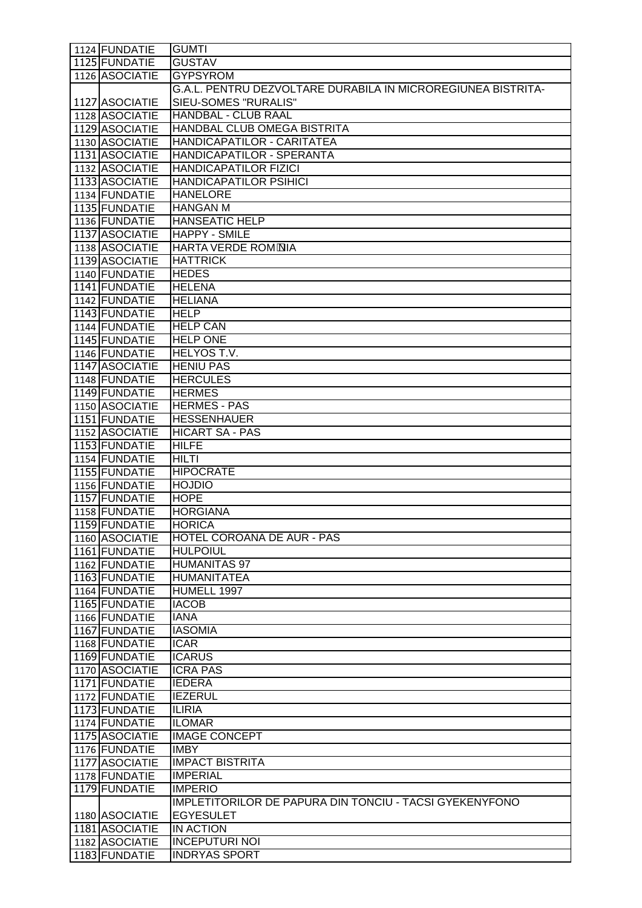| 1124 | FUNDATIE | GUMTI |
|---|---|---|
| 1125 | FUNDATIE | GUSTAV |
| 1126 | ASOCIATIE | GYPSYROM |
| 1127 | ASOCIATIE | G.A.L. PENTRU DEZVOLTARE DURABILA IN MICROREGIUNEA BISTRITA-SIEU-SOMES "RURALIS" |
| 1128 | ASOCIATIE | HANDBAL - CLUB RAAL |
| 1129 | ASOCIATIE | HANDBAL CLUB OMEGA BISTRITA |
| 1130 | ASOCIATIE | HANDICAPATILOR - CARITATEA |
| 1131 | ASOCIATIE | HANDICAPATILOR - SPERANTA |
| 1132 | ASOCIATIE | HANDICAPATILOR FIZICI |
| 1133 | ASOCIATIE | HANDICAPATILOR PSIHICI |
| 1134 | FUNDATIE | HANELORE |
| 1135 | FUNDATIE | HANGAN M |
| 1136 | FUNDATIE | HANSEATIC HELP |
| 1137 | ASOCIATIE | HAPPY - SMILE |
| 1138 | ASOCIATIE | HARTA VERDE ROMÂNIA |
| 1139 | ASOCIATIE | HATTRICK |
| 1140 | FUNDATIE | HEDES |
| 1141 | FUNDATIE | HELENA |
| 1142 | FUNDATIE | HELIANA |
| 1143 | FUNDATIE | HELP |
| 1144 | FUNDATIE | HELP CAN |
| 1145 | FUNDATIE | HELP ONE |
| 1146 | FUNDATIE | HELYOS T.V. |
| 1147 | ASOCIATIE | HENIU PAS |
| 1148 | FUNDATIE | HERCULES |
| 1149 | FUNDATIE | HERMES |
| 1150 | ASOCIATIE | HERMES - PAS |
| 1151 | FUNDATIE | HESSENHAUER |
| 1152 | ASOCIATIE | HICART SA - PAS |
| 1153 | FUNDATIE | HILFE |
| 1154 | FUNDATIE | HILTI |
| 1155 | FUNDATIE | HIPOCRATE |
| 1156 | FUNDATIE | HOJDIO |
| 1157 | FUNDATIE | HOPE |
| 1158 | FUNDATIE | HORGIANA |
| 1159 | FUNDATIE | HORICA |
| 1160 | ASOCIATIE | HOTEL COROANA DE AUR - PAS |
| 1161 | FUNDATIE | HULPOIUL |
| 1162 | FUNDATIE | HUMANITAS 97 |
| 1163 | FUNDATIE | HUMANITATEA |
| 1164 | FUNDATIE | HUMELL 1997 |
| 1165 | FUNDATIE | IACOB |
| 1166 | FUNDATIE | IANA |
| 1167 | FUNDATIE | IASOMIA |
| 1168 | FUNDATIE | ICAR |
| 1169 | FUNDATIE | ICARUS |
| 1170 | ASOCIATIE | ICRA PAS |
| 1171 | FUNDATIE | IEDERA |
| 1172 | FUNDATIE | IEZERUL |
| 1173 | FUNDATIE | ILIRIA |
| 1174 | FUNDATIE | ILOMAR |
| 1175 | ASOCIATIE | IMAGE CONCEPT |
| 1176 | FUNDATIE | IMBY |
| 1177 | ASOCIATIE | IMPACT BISTRITA |
| 1178 | FUNDATIE | IMPERIAL |
| 1179 | FUNDATIE | IMPERIO |
| 1180 | ASOCIATIE | IMPLETITORILOR DE PAPURA DIN TONCIU - TACSI GYEKENYFONO EGYESULET |
| 1181 | ASOCIATIE | IN ACTION |
| 1182 | ASOCIATIE | INCEPUTURI NOI |
| 1183 | FUNDATIE | INDRYAS SPORT |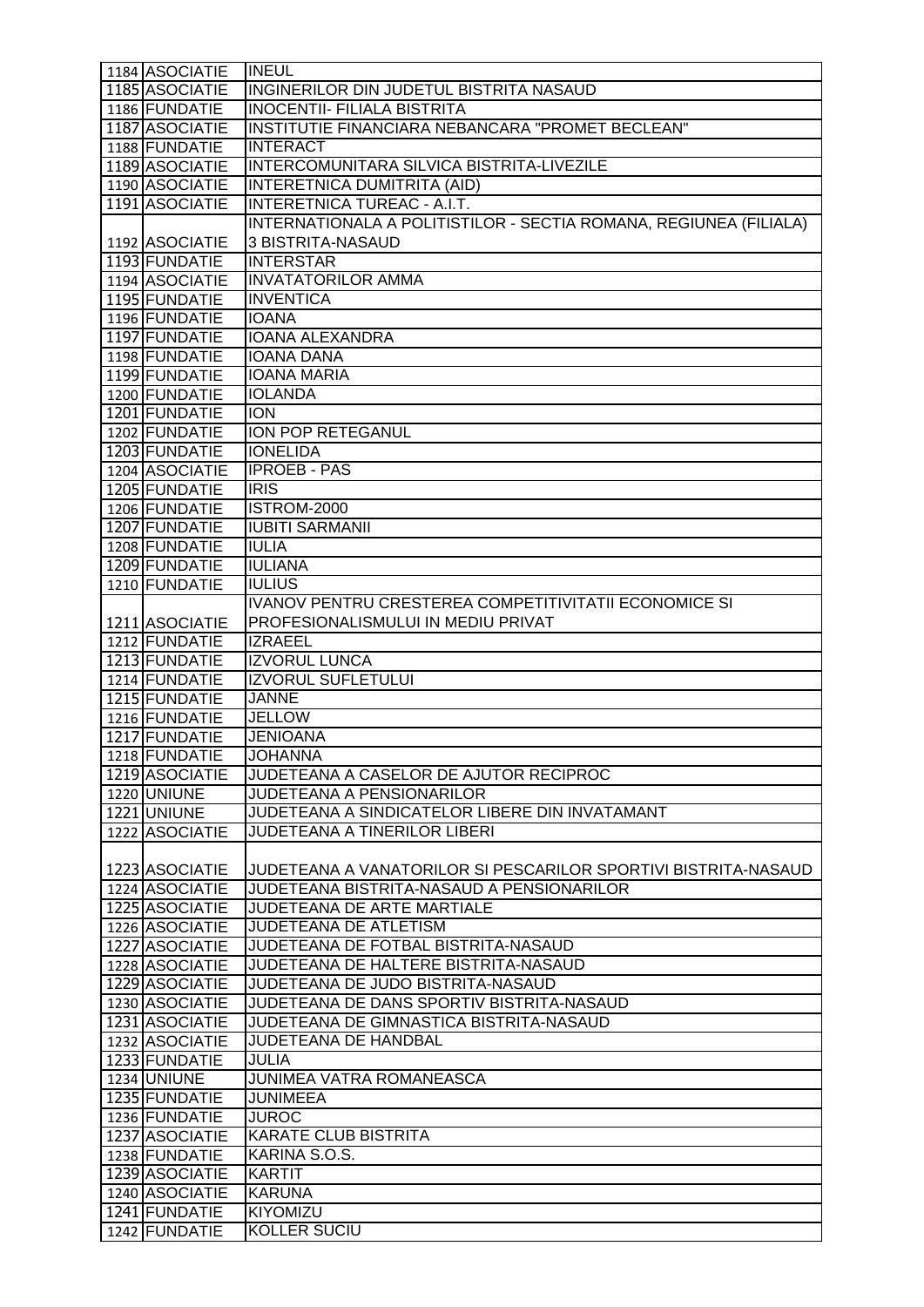| 1184 | ASOCIATIE | INEUL |
|---|---|---|
| 1185 | ASOCIATIE | INGINERILOR DIN JUDETUL BISTRITA NASAUD |
| 1186 | FUNDATIE | INOCENTII- FILIALA BISTRITA |
| 1187 | ASOCIATIE | INSTITUTIE FINANCIARA NEBANCARA "PROMET BECLEAN" |
| 1188 | FUNDATIE | INTERACT |
| 1189 | ASOCIATIE | INTERCOMUNITARA SILVICA BISTRITA-LIVEZILE |
| 1190 | ASOCIATIE | INTERETNICA DUMITRITA (AID) |
| 1191 | ASOCIATIE | INTERETNICA TUREAC - A.I.T. |
| 1192 | ASOCIATIE | INTERNATIONALA A POLITISTILOR - SECTIA ROMANA, REGIUNEA (FILIALA) 3 BISTRITA-NASAUD |
| 1193 | FUNDATIE | INTERSTAR |
| 1194 | ASOCIATIE | INVATATORILOR AMMA |
| 1195 | FUNDATIE | INVENTICA |
| 1196 | FUNDATIE | IOANA |
| 1197 | FUNDATIE | IOANA ALEXANDRA |
| 1198 | FUNDATIE | IOANA DANA |
| 1199 | FUNDATIE | IOANA MARIA |
| 1200 | FUNDATIE | IOLANDA |
| 1201 | FUNDATIE | ION |
| 1202 | FUNDATIE | ION POP RETEGANUL |
| 1203 | FUNDATIE | IONELIDA |
| 1204 | ASOCIATIE | IPROEB - PAS |
| 1205 | FUNDATIE | IRIS |
| 1206 | FUNDATIE | ISTROM-2000 |
| 1207 | FUNDATIE | IUBITI SARMANII |
| 1208 | FUNDATIE | IULIA |
| 1209 | FUNDATIE | IULIANA |
| 1210 | FUNDATIE | IULIUS |
| 1211 | ASOCIATIE | IVANOV PENTRU CRESTEREA COMPETITIVITATII ECONOMICE SI PROFESIONALISMULUI IN MEDIU PRIVAT |
| 1212 | FUNDATIE | IZRAEEL |
| 1213 | FUNDATIE | IZVORUL LUNCA |
| 1214 | FUNDATIE | IZVORUL SUFLETULUI |
| 1215 | FUNDATIE | JANNE |
| 1216 | FUNDATIE | JELLOW |
| 1217 | FUNDATIE | JENIOANA |
| 1218 | FUNDATIE | JOHANNA |
| 1219 | ASOCIATIE | JUDETEANA A CASELOR DE AJUTOR RECIPROC |
| 1220 | UNIUNE | JUDETEANA A PENSIONARILOR |
| 1221 | UNIUNE | JUDETEANA A SINDICATELOR LIBERE DIN INVATAMANT |
| 1222 | ASOCIATIE | JUDETEANA A TINERILOR LIBERI |
| 1223 | ASOCIATIE | JUDETEANA A VANATORILOR SI PESCARILOR SPORTIVI BISTRITA-NASAUD |
| 1224 | ASOCIATIE | JUDETEANA BISTRITA-NASAUD A PENSIONARILOR |
| 1225 | ASOCIATIE | JUDETEANA DE ARTE MARTIALE |
| 1226 | ASOCIATIE | JUDETEANA DE ATLETISM |
| 1227 | ASOCIATIE | JUDETEANA DE FOTBAL BISTRITA-NASAUD |
| 1228 | ASOCIATIE | JUDETEANA DE HALTERE BISTRITA-NASAUD |
| 1229 | ASOCIATIE | JUDETEANA DE JUDO BISTRITA-NASAUD |
| 1230 | ASOCIATIE | JUDETEANA DE DANS SPORTIV BISTRITA-NASAUD |
| 1231 | ASOCIATIE | JUDETEANA DE GIMNASTICA BISTRITA-NASAUD |
| 1232 | ASOCIATIE | JUDETEANA DE HANDBAL |
| 1233 | FUNDATIE | JULIA |
| 1234 | UNIUNE | JUNIMEA VATRA ROMANEASCA |
| 1235 | FUNDATIE | JUNIMEEA |
| 1236 | FUNDATIE | JUROC |
| 1237 | ASOCIATIE | KARATE CLUB BISTRITA |
| 1238 | FUNDATIE | KARINA S.O.S. |
| 1239 | ASOCIATIE | KARTIT |
| 1240 | ASOCIATIE | KARUNA |
| 1241 | FUNDATIE | KIYOMIZU |
| 1242 | FUNDATIE | KOLLER SUCIU |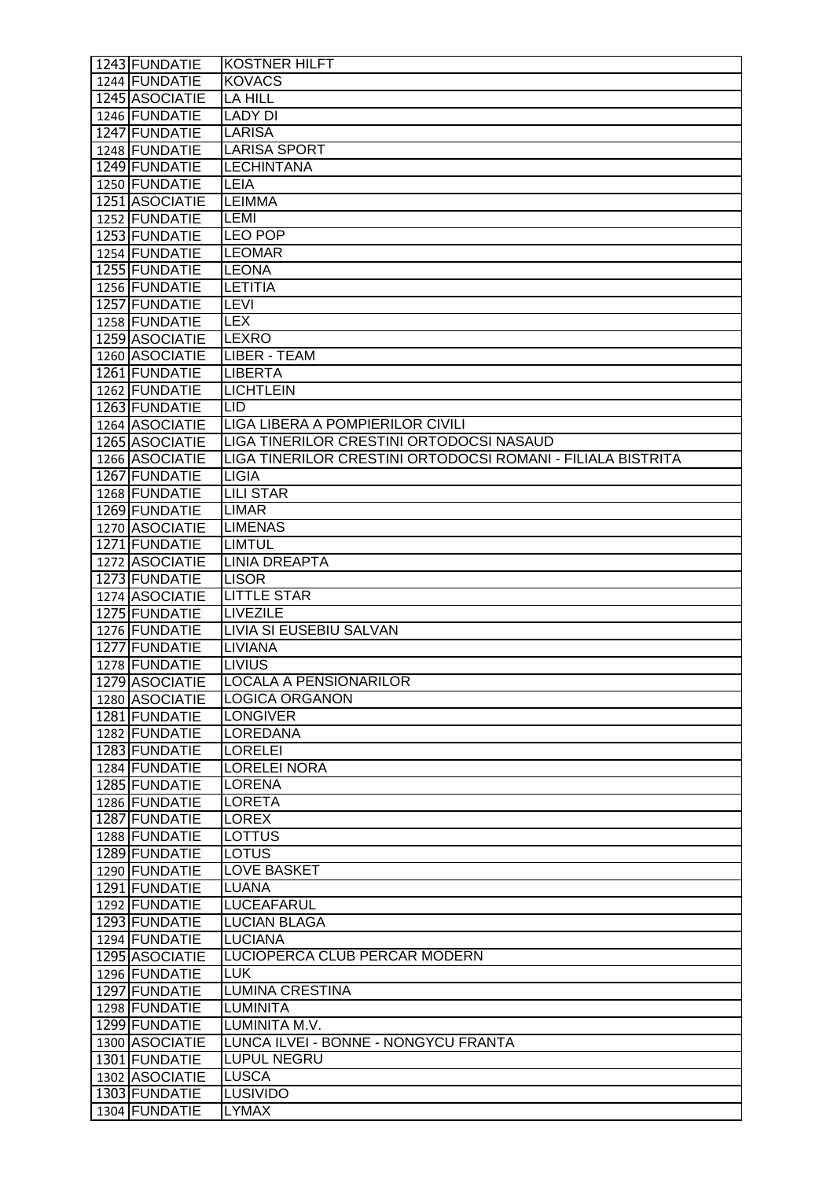| 1243 | FUNDATIE | KOSTNER HILFT |
|---|---|---|
| 1244 | FUNDATIE | KOVACS |
| 1245 | ASOCIATIE | LA HILL |
| 1246 | FUNDATIE | LADY DI |
| 1247 | FUNDATIE | LARISA |
| 1248 | FUNDATIE | LARISA SPORT |
| 1249 | FUNDATIE | LECHINTANA |
| 1250 | FUNDATIE | LEIA |
| 1251 | ASOCIATIE | LEIMMA |
| 1252 | FUNDATIE | LEMI |
| 1253 | FUNDATIE | LEO POP |
| 1254 | FUNDATIE | LEOMAR |
| 1255 | FUNDATIE | LEONA |
| 1256 | FUNDATIE | LETITIA |
| 1257 | FUNDATIE | LEVI |
| 1258 | FUNDATIE | LEX |
| 1259 | ASOCIATIE | LEXRO |
| 1260 | ASOCIATIE | LIBER - TEAM |
| 1261 | FUNDATIE | LIBERTA |
| 1262 | FUNDATIE | LICHTLEIN |
| 1263 | FUNDATIE | LID |
| 1264 | ASOCIATIE | LIGA LIBERA A POMPIERILOR CIVILI |
| 1265 | ASOCIATIE | LIGA TINERILOR CRESTINI ORTODOCSI NASAUD |
| 1266 | ASOCIATIE | LIGA TINERILOR CRESTINI ORTODOCSI ROMANI - FILIALA BISTRITA |
| 1267 | FUNDATIE | LIGIA |
| 1268 | FUNDATIE | LILI STAR |
| 1269 | FUNDATIE | LIMAR |
| 1270 | ASOCIATIE | LIMENAS |
| 1271 | FUNDATIE | LIMTUL |
| 1272 | ASOCIATIE | LINIA DREAPTA |
| 1273 | FUNDATIE | LISOR |
| 1274 | ASOCIATIE | LITTLE STAR |
| 1275 | FUNDATIE | LIVEZILE |
| 1276 | FUNDATIE | LIVIA SI EUSEBIU SALVAN |
| 1277 | FUNDATIE | LIVIANA |
| 1278 | FUNDATIE | LIVIUS |
| 1279 | ASOCIATIE | LOCALA A PENSIONARILOR |
| 1280 | ASOCIATIE | LOGICA ORGANON |
| 1281 | FUNDATIE | LONGIVER |
| 1282 | FUNDATIE | LOREDANA |
| 1283 | FUNDATIE | LORELEI |
| 1284 | FUNDATIE | LORELEI NORA |
| 1285 | FUNDATIE | LORENA |
| 1286 | FUNDATIE | LORETA |
| 1287 | FUNDATIE | LOREX |
| 1288 | FUNDATIE | LOTTUS |
| 1289 | FUNDATIE | LOTUS |
| 1290 | FUNDATIE | LOVE BASKET |
| 1291 | FUNDATIE | LUANA |
| 1292 | FUNDATIE | LUCEAFARUL |
| 1293 | FUNDATIE | LUCIAN BLAGA |
| 1294 | FUNDATIE | LUCIANA |
| 1295 | ASOCIATIE | LUCIOPERCA CLUB PERCAR MODERN |
| 1296 | FUNDATIE | LUK |
| 1297 | FUNDATIE | LUMINA CRESTINA |
| 1298 | FUNDATIE | LUMINITA |
| 1299 | FUNDATIE | LUMINITA M.V. |
| 1300 | ASOCIATIE | LUNCA ILVEI - BONNE - NONGYCU FRANTA |
| 1301 | FUNDATIE | LUPUL NEGRU |
| 1302 | ASOCIATIE | LUSCA |
| 1303 | FUNDATIE | LUSIVIDO |
| 1304 | FUNDATIE | LYMAX |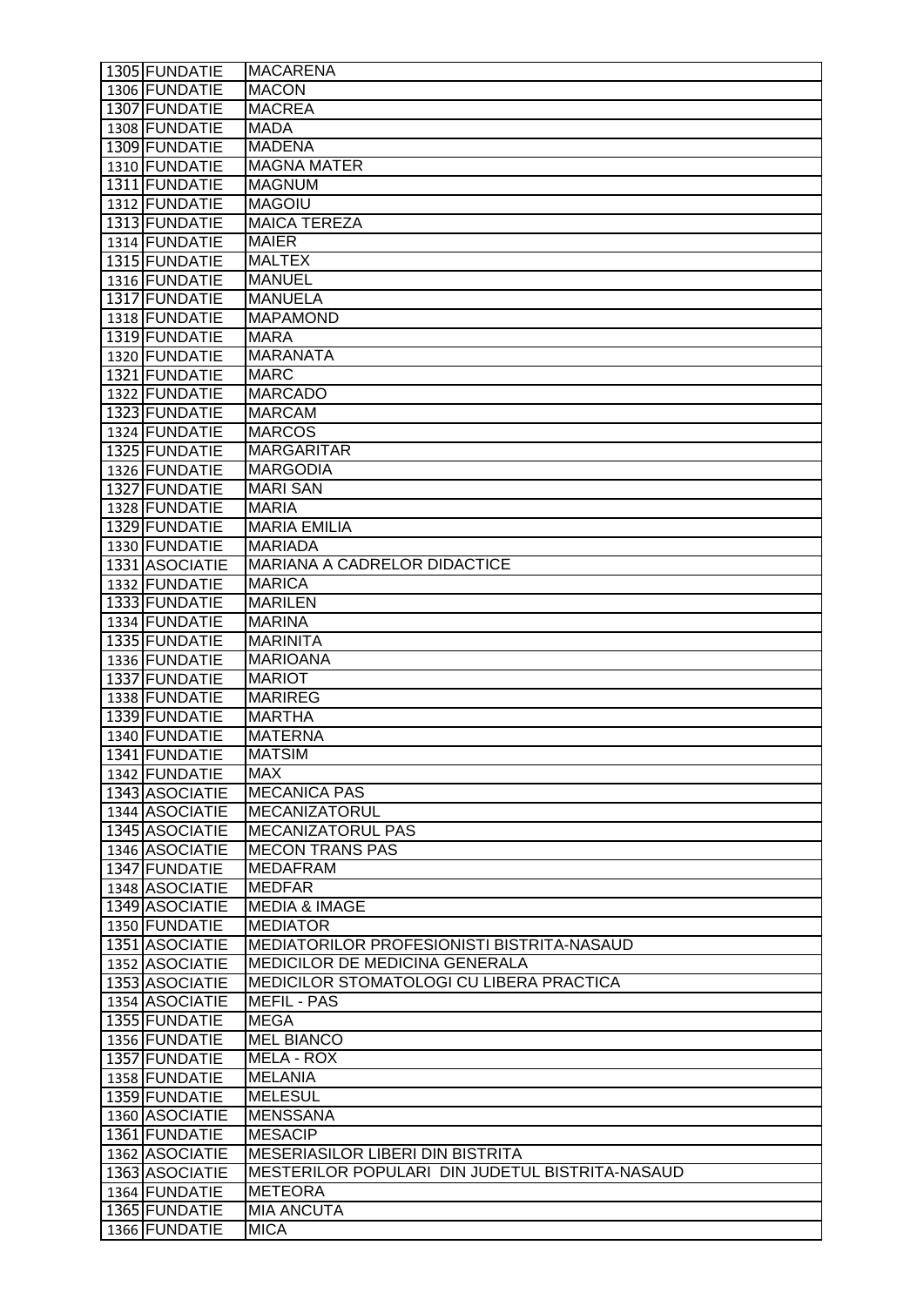| | | |
|---|---|---|
| 1305 | FUNDATIE | MACARENA |
| 1306 | FUNDATIE | MACON |
| 1307 | FUNDATIE | MACREA |
| 1308 | FUNDATIE | MADA |
| 1309 | FUNDATIE | MADENA |
| 1310 | FUNDATIE | MAGNA MATER |
| 1311 | FUNDATIE | MAGNUM |
| 1312 | FUNDATIE | MAGOIU |
| 1313 | FUNDATIE | MAICA TEREZA |
| 1314 | FUNDATIE | MAIER |
| 1315 | FUNDATIE | MALTEX |
| 1316 | FUNDATIE | MANUEL |
| 1317 | FUNDATIE | MANUELA |
| 1318 | FUNDATIE | MAPAMOND |
| 1319 | FUNDATIE | MARA |
| 1320 | FUNDATIE | MARANATA |
| 1321 | FUNDATIE | MARC |
| 1322 | FUNDATIE | MARCADO |
| 1323 | FUNDATIE | MARCAM |
| 1324 | FUNDATIE | MARCOS |
| 1325 | FUNDATIE | MARGARITAR |
| 1326 | FUNDATIE | MARGODIA |
| 1327 | FUNDATIE | MARI SAN |
| 1328 | FUNDATIE | MARIA |
| 1329 | FUNDATIE | MARIA EMILIA |
| 1330 | FUNDATIE | MARIADA |
| 1331 | ASOCIATIE | MARIANA A CADRELOR DIDACTICE |
| 1332 | FUNDATIE | MARICA |
| 1333 | FUNDATIE | MARILEN |
| 1334 | FUNDATIE | MARINA |
| 1335 | FUNDATIE | MARINITA |
| 1336 | FUNDATIE | MARIOANA |
| 1337 | FUNDATIE | MARIOT |
| 1338 | FUNDATIE | MARIREG |
| 1339 | FUNDATIE | MARTHA |
| 1340 | FUNDATIE | MATERNA |
| 1341 | FUNDATIE | MATSIM |
| 1342 | FUNDATIE | MAX |
| 1343 | ASOCIATIE | MECANICA PAS |
| 1344 | ASOCIATIE | MECANIZATORUL |
| 1345 | ASOCIATIE | MECANIZATORUL PAS |
| 1346 | ASOCIATIE | MECON TRANS PAS |
| 1347 | FUNDATIE | MEDAFRAM |
| 1348 | ASOCIATIE | MEDFAR |
| 1349 | ASOCIATIE | MEDIA & IMAGE |
| 1350 | FUNDATIE | MEDIATOR |
| 1351 | ASOCIATIE | MEDIATORILOR PROFESIONISTI BISTRITA-NASAUD |
| 1352 | ASOCIATIE | MEDICILOR DE MEDICINA GENERALA |
| 1353 | ASOCIATIE | MEDICILOR STOMATOLOGI CU LIBERA PRACTICA |
| 1354 | ASOCIATIE | MEFIL - PAS |
| 1355 | FUNDATIE | MEGA |
| 1356 | FUNDATIE | MEL BIANCO |
| 1357 | FUNDATIE | MELA - ROX |
| 1358 | FUNDATIE | MELANIA |
| 1359 | FUNDATIE | MELESUL |
| 1360 | ASOCIATIE | MENSSANA |
| 1361 | FUNDATIE | MESACIP |
| 1362 | ASOCIATIE | MESERIASILOR LIBERI DIN BISTRITA |
| 1363 | ASOCIATIE | MESTERILOR POPULARI DIN JUDETUL BISTRITA-NASAUD |
| 1364 | FUNDATIE | METEORA |
| 1365 | FUNDATIE | MIA ANCUTA |
| 1366 | FUNDATIE | MICA |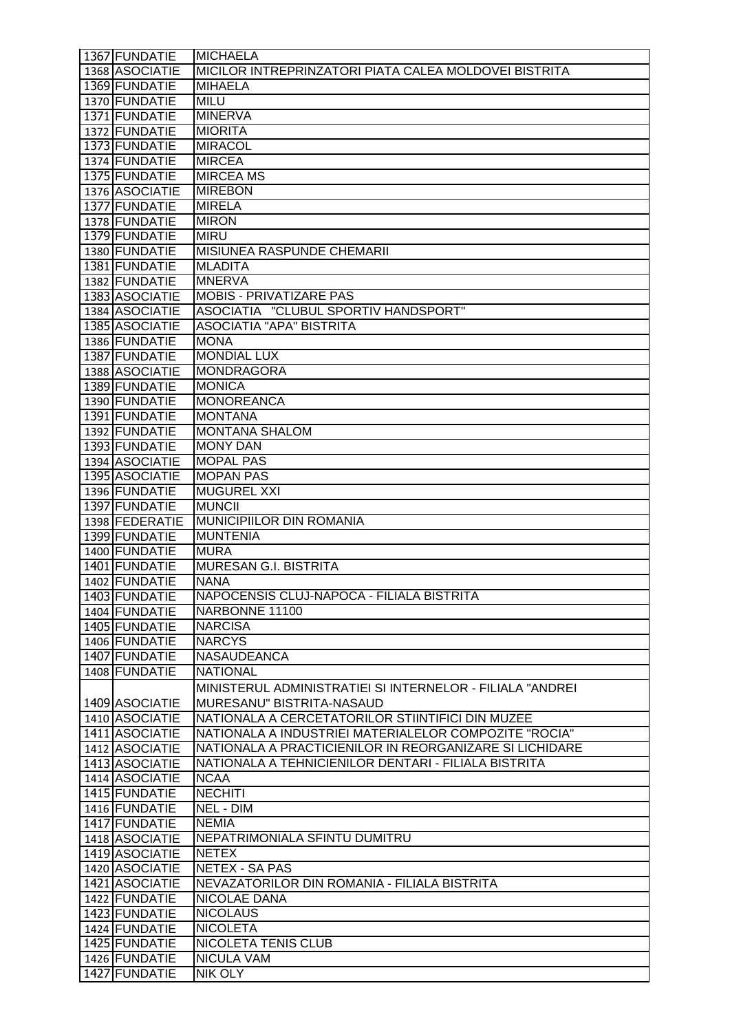| 1367 | FUNDATIE | MICHAELA |
|---|---|---|
| 1368 | ASOCIATIE | MICILOR INTREPRINZATORI PIATA CALEA MOLDOVEI BISTRITA |
| 1369 | FUNDATIE | MIHAELA |
| 1370 | FUNDATIE | MILU |
| 1371 | FUNDATIE | MINERVA |
| 1372 | FUNDATIE | MIORITA |
| 1373 | FUNDATIE | MIRACOL |
| 1374 | FUNDATIE | MIRCEA |
| 1375 | FUNDATIE | MIRCEA MS |
| 1376 | ASOCIATIE | MIREBON |
| 1377 | FUNDATIE | MIRELA |
| 1378 | FUNDATIE | MIRON |
| 1379 | FUNDATIE | MIRU |
| 1380 | FUNDATIE | MISIUNEA RASPUNDE CHEMARII |
| 1381 | FUNDATIE | MLADITA |
| 1382 | FUNDATIE | MNERVA |
| 1383 | ASOCIATIE | MOBIS - PRIVATIZARE PAS |
| 1384 | ASOCIATIE | ASOCIATIA "CLUBUL SPORTIV HANDSPORT" |
| 1385 | ASOCIATIE | ASOCIATIA "APA" BISTRITA |
| 1386 | FUNDATIE | MONA |
| 1387 | FUNDATIE | MONDIAL LUX |
| 1388 | ASOCIATIE | MONDRAGORA |
| 1389 | FUNDATIE | MONICA |
| 1390 | FUNDATIE | MONOREANCA |
| 1391 | FUNDATIE | MONTANA |
| 1392 | FUNDATIE | MONTANA SHALOM |
| 1393 | FUNDATIE | MONY DAN |
| 1394 | ASOCIATIE | MOPAL PAS |
| 1395 | ASOCIATIE | MOPAN PAS |
| 1396 | FUNDATIE | MUGUREL XXI |
| 1397 | FUNDATIE | MUNCII |
| 1398 | FEDERATIE | MUNICIPIILOR DIN ROMANIA |
| 1399 | FUNDATIE | MUNTENIA |
| 1400 | FUNDATIE | MURA |
| 1401 | FUNDATIE | MURESAN G.I. BISTRITA |
| 1402 | FUNDATIE | NANA |
| 1403 | FUNDATIE | NAPOCENSIS CLUJ-NAPOCA - FILIALA BISTRITA |
| 1404 | FUNDATIE | NARBONNE 11100 |
| 1405 | FUNDATIE | NARCISA |
| 1406 | FUNDATIE | NARCYS |
| 1407 | FUNDATIE | NASAUDEANCA |
| 1408 | FUNDATIE | NATIONAL |
| 1409 | ASOCIATIE | MINISTERUL ADMINISTRATIEI SI INTERNELOR - FILIALA "ANDREI MURESANU" BISTRITA-NASAUD |
| 1410 | ASOCIATIE | NATIONALA A CERCETATORILOR STIINTIFICI DIN MUZEE |
| 1411 | ASOCIATIE | NATIONALA A INDUSTRIEI MATERIALELOR COMPOZITE "ROCIA" |
| 1412 | ASOCIATIE | NATIONALA A PRACTICIENILOR IN REORGANIZARE SI LICHIDARE |
| 1413 | ASOCIATIE | NATIONALA A TEHNICIENILOR DENTARI - FILIALA BISTRITA |
| 1414 | ASOCIATIE | NCAA |
| 1415 | FUNDATIE | NECHITI |
| 1416 | FUNDATIE | NEL - DIM |
| 1417 | FUNDATIE | NEMIA |
| 1418 | ASOCIATIE | NEPATRIMONIALA SFINTU DUMITRU |
| 1419 | ASOCIATIE | NETEX |
| 1420 | ASOCIATIE | NETEX - SA PAS |
| 1421 | ASOCIATIE | NEVAZATORILOR DIN ROMANIA - FILIALA BISTRITA |
| 1422 | FUNDATIE | NICOLAE DANA |
| 1423 | FUNDATIE | NICOLAUS |
| 1424 | FUNDATIE | NICOLETA |
| 1425 | FUNDATIE | NICOLETA TENIS CLUB |
| 1426 | FUNDATIE | NICULA VAM |
| 1427 | FUNDATIE | NIK OLY |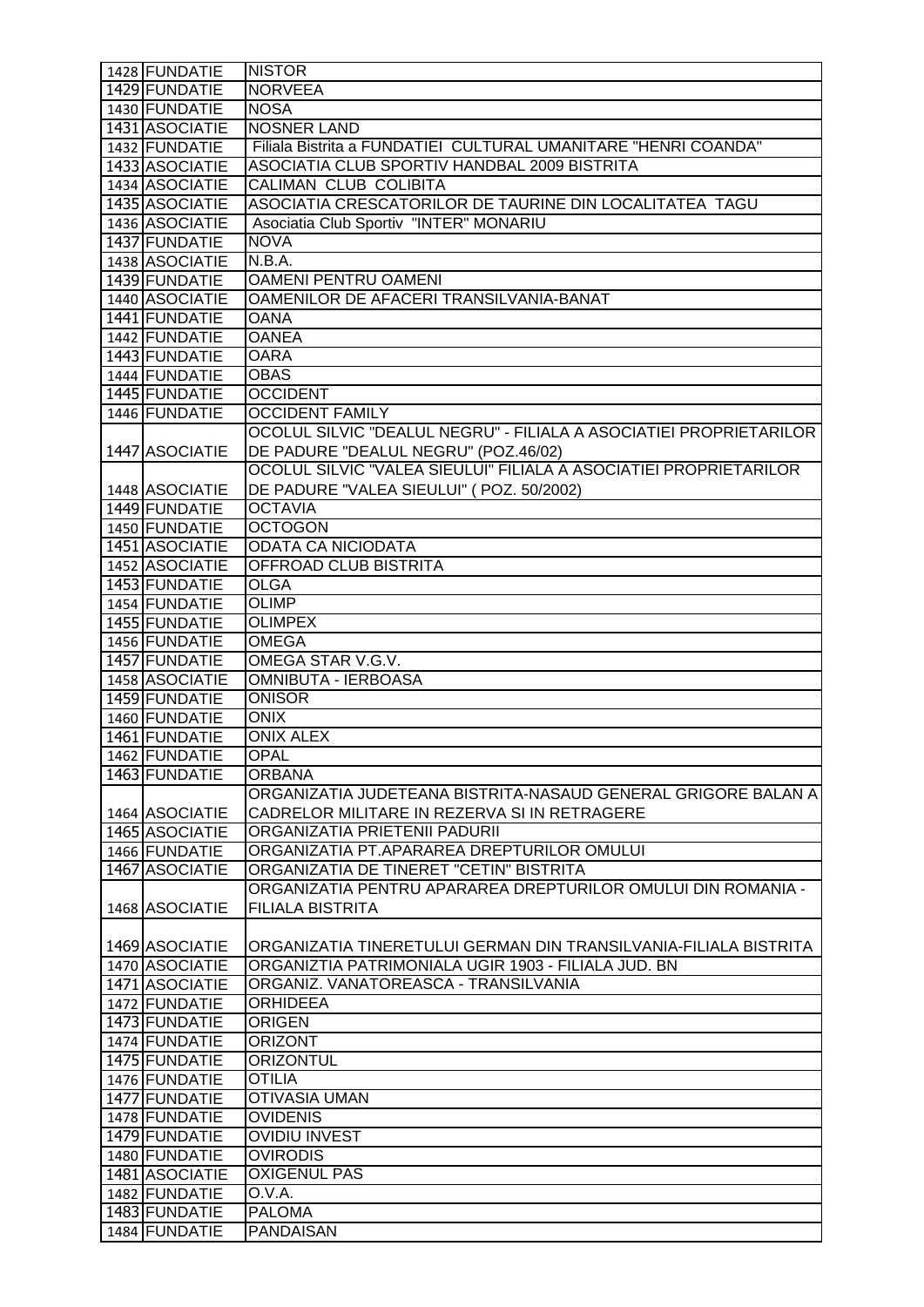| 1428 | FUNDATIE | NISTOR |
|---|---|---|
| 1429 | FUNDATIE | NORVEEA |
| 1430 | FUNDATIE | NOSA |
| 1431 | ASOCIATIE | NOSNER LAND |
| 1432 | FUNDATIE | Filiala Bistrita a FUNDATIEI CULTURAL UMANITARE "HENRI COANDA" |
| 1433 | ASOCIATIE | ASOCIATIA CLUB SPORTIV HANDBAL 2009 BISTRITA |
| 1434 | ASOCIATIE | CALIMAN CLUB COLIBITA |
| 1435 | ASOCIATIE | ASOCIATIA CRESCATORILOR DE TAURINE DIN LOCALITATEA TAGU |
| 1436 | ASOCIATIE | Asociatia Club Sportiv "INTER" MONARIU |
| 1437 | FUNDATIE | NOVA |
| 1438 | ASOCIATIE | N.B.A. |
| 1439 | FUNDATIE | OAMENI PENTRU OAMENI |
| 1440 | ASOCIATIE | OAMENILOR DE AFACERI TRANSILVANIA-BANAT |
| 1441 | FUNDATIE | OANA |
| 1442 | FUNDATIE | OANEA |
| 1443 | FUNDATIE | OARA |
| 1444 | FUNDATIE | OBAS |
| 1445 | FUNDATIE | OCCIDENT |
| 1446 | FUNDATIE | OCCIDENT FAMILY |
| 1447 | ASOCIATIE | OCOLUL SILVIC "DEALUL NEGRU" - FILIALA A ASOCIATIEI PROPRIETARILOR DE PADURE "DEALUL NEGRU" (POZ.46/02) |
| 1448 | ASOCIATIE | OCOLUL SILVIC "VALEA SIEULUI" FILIALA A ASOCIATIEI PROPRIETARILOR DE PADURE "VALEA SIEULUI" ( POZ. 50/2002) |
| 1449 | FUNDATIE | OCTAVIA |
| 1450 | FUNDATIE | OCTOGON |
| 1451 | ASOCIATIE | ODATA CA NICIODATA |
| 1452 | ASOCIATIE | OFFROAD CLUB BISTRITA |
| 1453 | FUNDATIE | OLGA |
| 1454 | FUNDATIE | OLIMP |
| 1455 | FUNDATIE | OLIMPEX |
| 1456 | FUNDATIE | OMEGA |
| 1457 | FUNDATIE | OMEGA STAR V.G.V. |
| 1458 | ASOCIATIE | OMNIBUTA - IERBOASA |
| 1459 | FUNDATIE | ONISOR |
| 1460 | FUNDATIE | ONIX |
| 1461 | FUNDATIE | ONIX ALEX |
| 1462 | FUNDATIE | OPAL |
| 1463 | FUNDATIE | ORBANA |
| 1464 | ASOCIATIE | ORGANIZATIA JUDETEANA BISTRITA-NASAUD GENERAL GRIGORE BALAN A CADRELOR MILITARE IN REZERVA SI IN RETRAGERE |
| 1465 | ASOCIATIE | ORGANIZATIA PRIETENII PADURII |
| 1466 | FUNDATIE | ORGANIZATIA PT.APARAREA DREPTURILOR OMULUI |
| 1467 | ASOCIATIE | ORGANIZATIA DE TINERET "CETIN" BISTRITA |
| 1468 | ASOCIATIE | ORGANIZATIA PENTRU APARAREA DREPTURILOR OMULUI DIN ROMANIA - FILIALA BISTRITA |
| 1469 | ASOCIATIE | ORGANIZATIA TINERETULUI GERMAN DIN TRANSILVANIA-FILIALA BISTRITA |
| 1470 | ASOCIATIE | ORGANIZTIA PATRIMONIALA UGIR 1903 - FILIALA JUD. BN |
| 1471 | ASOCIATIE | ORGANIZ. VANATOREASCA - TRANSILVANIA |
| 1472 | FUNDATIE | ORHIDEEA |
| 1473 | FUNDATIE | ORIGEN |
| 1474 | FUNDATIE | ORIZONT |
| 1475 | FUNDATIE | ORIZONTUL |
| 1476 | FUNDATIE | OTILIA |
| 1477 | FUNDATIE | OTIVASIA UMAN |
| 1478 | FUNDATIE | OVIDENIS |
| 1479 | FUNDATIE | OVIDIU INVEST |
| 1480 | FUNDATIE | OVIRODIS |
| 1481 | ASOCIATIE | OXIGENUL PAS |
| 1482 | FUNDATIE | O.V.A. |
| 1483 | FUNDATIE | PALOMA |
| 1484 | FUNDATIE | PANDAISAN |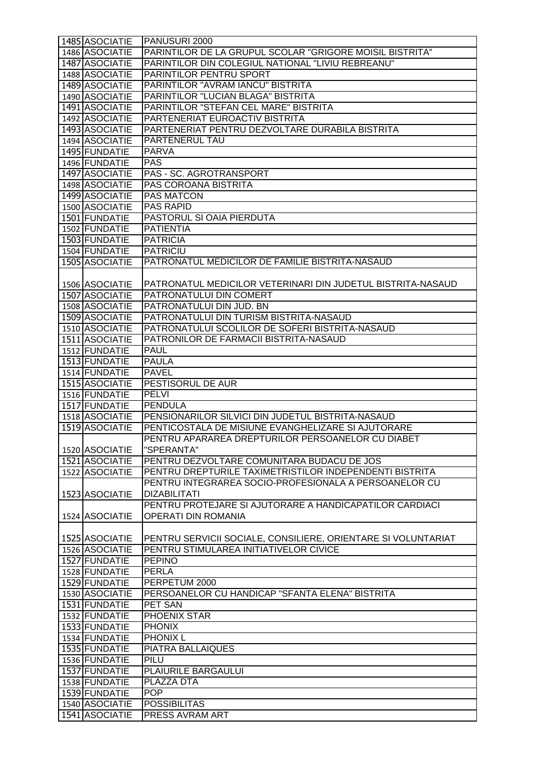| 1485 | ASOCIATIE | PANUSURI 2000 |
|---|---|---|
| 1486 | ASOCIATIE | PARINTILOR DE LA GRUPUL SCOLAR "GRIGORE MOISIL BISTRITA" |
| 1487 | ASOCIATIE | PARINTILOR DIN COLEGIUL NATIONAL "LIVIU REBREANU" |
| 1488 | ASOCIATIE | PARINTILOR PENTRU SPORT |
| 1489 | ASOCIATIE | PARINTILOR "AVRAM IANCU" BISTRITA |
| 1490 | ASOCIATIE | PARINTILOR "LUCIAN BLAGA" BISTRITA |
| 1491 | ASOCIATIE | PARINTILOR "STEFAN CEL MARE" BISTRITA |
| 1492 | ASOCIATIE | PARTENERIAT EUROACTIV BISTRITA |
| 1493 | ASOCIATIE | PARTENERIAT PENTRU DEZVOLTARE DURABILA BISTRITA |
| 1494 | ASOCIATIE | PARTENERUL TAU |
| 1495 | FUNDATIE | PARVA |
| 1496 | FUNDATIE | PAS |
| 1497 | ASOCIATIE | PAS - SC. AGROTRANSPORT |
| 1498 | ASOCIATIE | PAS COROANA BISTRITA |
| 1499 | ASOCIATIE | PAS MATCON |
| 1500 | ASOCIATIE | PAS RAPID |
| 1501 | FUNDATIE | PASTORUL SI OAIA PIERDUTA |
| 1502 | FUNDATIE | PATIENTIA |
| 1503 | FUNDATIE | PATRICIA |
| 1504 | FUNDATIE | PATRICIU |
| 1505 | ASOCIATIE | PATRONATUL MEDICILOR DE FAMILIE BISTRITA-NASAUD |
| 1506 | ASOCIATIE | PATRONATUL MEDICILOR VETERINARI DIN JUDETUL BISTRITA-NASAUD |
| 1507 | ASOCIATIE | PATRONATULUI DIN COMERT |
| 1508 | ASOCIATIE | PATRONATULUI DIN JUD. BN |
| 1509 | ASOCIATIE | PATRONATULUI DIN TURISM BISTRITA-NASAUD |
| 1510 | ASOCIATIE | PATRONATULUI SCOLILOR DE SOFERI BISTRITA-NASAUD |
| 1511 | ASOCIATIE | PATRONILOR DE FARMACII BISTRITA-NASAUD |
| 1512 | FUNDATIE | PAUL |
| 1513 | FUNDATIE | PAULA |
| 1514 | FUNDATIE | PAVEL |
| 1515 | ASOCIATIE | PESTISORUL DE AUR |
| 1516 | FUNDATIE | PELVI |
| 1517 | FUNDATIE | PENDULA |
| 1518 | ASOCIATIE | PENSIONARILOR SILVICI DIN JUDETUL BISTRITA-NASAUD |
| 1519 | ASOCIATIE | PENTICOSTALA DE MISIUNE EVANGHELIZARE SI AJUTORARE |
| 1520 | ASOCIATIE | PENTRU APARAREA DREPTURILOR PERSOANELOR CU DIABET "SPERANTA" |
| 1521 | ASOCIATIE | PENTRU DEZVOLTARE COMUNITARA BUDACU DE JOS |
| 1522 | ASOCIATIE | PENTRU DREPTURILE TAXIMETRISTILOR INDEPENDENTI BISTRITA |
| 1523 | ASOCIATIE | PENTRU INTEGRAREA SOCIO-PROFESIONALA A PERSOANELOR CU DIZABILITATI |
| 1524 | ASOCIATIE | PENTRU PROTEJARE SI AJUTORARE A HANDICAPATILOR CARDIACI OPERATI DIN ROMANIA |
| 1525 | ASOCIATIE | PENTRU SERVICII SOCIALE, CONSILIERE, ORIENTARE SI VOLUNTARIAT |
| 1526 | ASOCIATIE | PENTRU STIMULAREA INITIATIVELOR CIVICE |
| 1527 | FUNDATIE | PEPINO |
| 1528 | FUNDATIE | PERLA |
| 1529 | FUNDATIE | PERPETUM 2000 |
| 1530 | ASOCIATIE | PERSOANELOR CU HANDICAP "SFANTA ELENA" BISTRITA |
| 1531 | FUNDATIE | PET SAN |
| 1532 | FUNDATIE | PHOENIX STAR |
| 1533 | FUNDATIE | PHONIX |
| 1534 | FUNDATIE | PHONIX L |
| 1535 | FUNDATIE | PIATRA BALLAIQUES |
| 1536 | FUNDATIE | PILU |
| 1537 | FUNDATIE | PLAIURILE BARGAULUI |
| 1538 | FUNDATIE | PLAZZA DTA |
| 1539 | FUNDATIE | POP |
| 1540 | ASOCIATIE | POSSIBILITAS |
| 1541 | ASOCIATIE | PRESS AVRAM ART |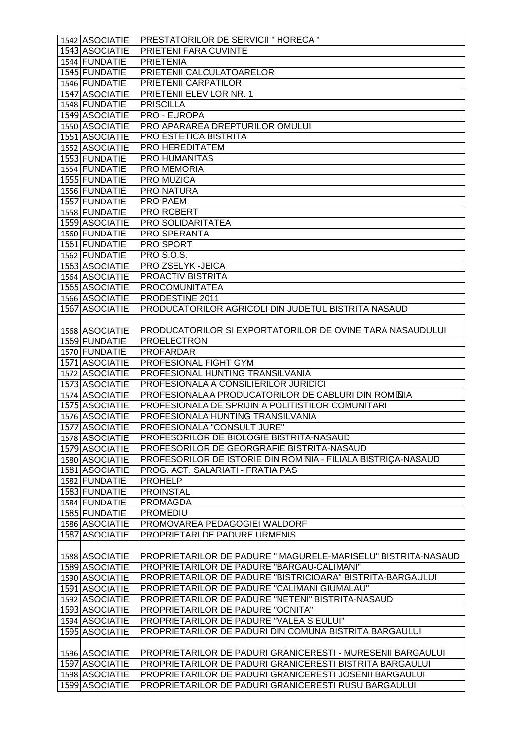| 1542 | ASOCIATIE | PRESTATORILOR DE SERVICII " HORECA " |
|---|---|---|
| 1543 | ASOCIATIE | PRIETENI FARA CUVINTE |
| 1544 | FUNDATIE | PRIETENIA |
| 1545 | FUNDATIE | PRIETENII CALCULATOARELOR |
| 1546 | FUNDATIE | PRIETENII CARPATILOR |
| 1547 | ASOCIATIE | PRIETENII ELEVILOR NR. 1 |
| 1548 | FUNDATIE | PRISCILLA |
| 1549 | ASOCIATIE | PRO - EUROPA |
| 1550 | ASOCIATIE | PRO APARAREA DREPTURILOR OMULUI |
| 1551 | ASOCIATIE | PRO ESTETICA BISTRITA |
| 1552 | ASOCIATIE | PRO HEREDITATEM |
| 1553 | FUNDATIE | PRO HUMANITAS |
| 1554 | FUNDATIE | PRO MEMORIA |
| 1555 | FUNDATIE | PRO MUZICA |
| 1556 | FUNDATIE | PRO NATURA |
| 1557 | FUNDATIE | PRO PAEM |
| 1558 | FUNDATIE | PRO ROBERT |
| 1559 | ASOCIATIE | PRO SOLIDARITATEA |
| 1560 | FUNDATIE | PRO SPERANTA |
| 1561 | FUNDATIE | PRO SPORT |
| 1562 | FUNDATIE | PRO S.O.S. |
| 1563 | ASOCIATIE | PRO ZSELYK -JEICA |
| 1564 | ASOCIATIE | PROACTIV BISTRITA |
| 1565 | ASOCIATIE | PROCOMUNITATEA |
| 1566 | ASOCIATIE | PRODESTINE 2011 |
| 1567 | ASOCIATIE | PRODUCATORILOR AGRICOLI DIN JUDETUL BISTRITA NASAUD |
| 1568 | ASOCIATIE | PRODUCATORILOR SI EXPORTATORILOR DE OVINE TARA NASAUDULUI |
| 1569 | FUNDATIE | PROELECTRON |
| 1570 | FUNDATIE | PROFARDAR |
| 1571 | ASOCIATIE | PROFESIONAL FIGHT GYM |
| 1572 | ASOCIATIE | PROFESIONAL HUNTING TRANSILVANIA |
| 1573 | ASOCIATIE | PROFESIONALA A CONSILIERILOR JURIDICI |
| 1574 | ASOCIATIE | PROFESIONALA A PRODUCATORILOR DE CABLURI DIN ROMÂNIA |
| 1575 | ASOCIATIE | PROFESIONALA DE SPRIJIN A POLITISTILOR COMUNITARI |
| 1576 | ASOCIATIE | PROFESIONALA HUNTING TRANSILVANIA |
| 1577 | ASOCIATIE | PROFESIONALA "CONSULT JURE" |
| 1578 | ASOCIATIE | PROFESORILOR DE BIOLOGIE BISTRITA-NASAUD |
| 1579 | ASOCIATIE | PROFESORILOR DE GEORGRAFIE BISTRITA-NASAUD |
| 1580 | ASOCIATIE | PROFESORILOR DE ISTORIE DIN ROMÂNIA - FILIALA BISTRIÇA-NASAUD |
| 1581 | ASOCIATIE | PROG. ACT. SALARIATI - FRATIA PAS |
| 1582 | FUNDATIE | PROHELP |
| 1583 | FUNDATIE | PROINSTAL |
| 1584 | FUNDATIE | PROMAGDA |
| 1585 | FUNDATIE | PROMEDIU |
| 1586 | ASOCIATIE | PROMOVAREA PEDAGOGIEI WALDORF |
| 1587 | ASOCIATIE | PROPRIETARI DE PADURE URMENIS |
| 1588 | ASOCIATIE | PROPRIETARILOR DE PADURE " MAGURELE-MARISELU" BISTRITA-NASAUD |
| 1589 | ASOCIATIE | PROPRIETARILOR DE PADURE "BARGAU-CALIMANI" |
| 1590 | ASOCIATIE | PROPRIETARILOR DE PADURE "BISTRICIOARA" BISTRITA-BARGAULUI |
| 1591 | ASOCIATIE | PROPRIETARILOR DE PADURE "CALIMANI GIUMALAU" |
| 1592 | ASOCIATIE | PROPRIETARILOR DE PADURE "NETENI" BISTRITA-NASAUD |
| 1593 | ASOCIATIE | PROPRIETARILOR DE PADURE "OCNITA" |
| 1594 | ASOCIATIE | PROPRIETARILOR DE PADURE "VALEA SIEULUI" |
| 1595 | ASOCIATIE | PROPRIETARILOR DE PADURI DIN COMUNA BISTRITA BARGAULUI |
| 1596 | ASOCIATIE | PROPRIETARILOR DE PADURI GRANICERESTI - MURESENII BARGAULUI |
| 1597 | ASOCIATIE | PROPRIETARILOR DE PADURI GRANICERESTI BISTRITA BARGAULUI |
| 1598 | ASOCIATIE | PROPRIETARILOR DE PADURI GRANICERESTI JOSENII BARGAULUI |
| 1599 | ASOCIATIE | PROPRIETARILOR DE PADURI GRANICERESTI RUSU BARGAULUI |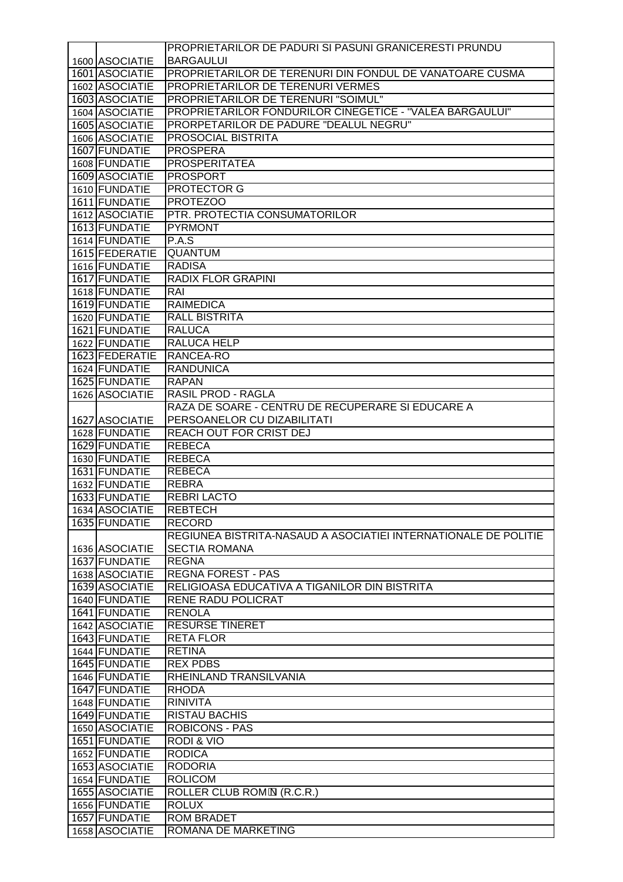| | | |
|---|---|---|
| 1600 | ASOCIATIE | PROPRIETARILOR DE PADURI SI PASUNI GRANICERESTI PRUNDU BARGAULUI |
| 1601 | ASOCIATIE | PROPRIETARILOR DE TERENURI DIN FONDUL DE VANATOARE CUSMA |
| 1602 | ASOCIATIE | PROPRIETARILOR DE TERENURI VERMES |
| 1603 | ASOCIATIE | PROPRIETARILOR DE TERENURI "SOIMUL" |
| 1604 | ASOCIATIE | PROPRIETARILOR FONDURILOR CINEGETICE - "VALEA BARGAULUI" |
| 1605 | ASOCIATIE | PRORPETARILOR DE PADURE "DEALUL NEGRU" |
| 1606 | ASOCIATIE | PROSOCIAL BISTRITA |
| 1607 | FUNDATIE | PROSPERA |
| 1608 | FUNDATIE | PROSPERITATEA |
| 1609 | ASOCIATIE | PROSPORT |
| 1610 | FUNDATIE | PROTECTOR G |
| 1611 | FUNDATIE | PROTEZOO |
| 1612 | ASOCIATIE | PTR. PROTECTIA CONSUMATORILOR |
| 1613 | FUNDATIE | PYRMONT |
| 1614 | FUNDATIE | P.A.S |
| 1615 | FEDERATIE | QUANTUM |
| 1616 | FUNDATIE | RADISA |
| 1617 | FUNDATIE | RADIX FLOR GRAPINI |
| 1618 | FUNDATIE | RAI |
| 1619 | FUNDATIE | RAIMEDICA |
| 1620 | FUNDATIE | RALL BISTRITA |
| 1621 | FUNDATIE | RALUCA |
| 1622 | FUNDATIE | RALUCA HELP |
| 1623 | FEDERATIE | RANCEA-RO |
| 1624 | FUNDATIE | RANDUNICA |
| 1625 | FUNDATIE | RAPAN |
| 1626 | ASOCIATIE | RASIL PROD - RAGLA |
| 1627 | ASOCIATIE | RAZA DE SOARE - CENTRU DE RECUPERARE SI EDUCARE A PERSOANELOR CU DIZABILITATI |
| 1628 | FUNDATIE | REACH OUT FOR CRIST DEJ |
| 1629 | FUNDATIE | REBECA |
| 1630 | FUNDATIE | REBECA |
| 1631 | FUNDATIE | REBECA |
| 1632 | FUNDATIE | REBRA |
| 1633 | FUNDATIE | REBRI LACTO |
| 1634 | ASOCIATIE | REBTECH |
| 1635 | FUNDATIE | RECORD |
| 1636 | ASOCIATIE | REGIUNEA BISTRITA-NASAUD A ASOCIATIEI INTERNATIONALE DE POLITIE SECTIA ROMANA |
| 1637 | FUNDATIE | REGNA |
| 1638 | ASOCIATIE | REGNA FOREST - PAS |
| 1639 | ASOCIATIE | RELIGIOASA EDUCATIVA A TIGANILOR DIN BISTRITA |
| 1640 | FUNDATIE | RENE RADU POLICRAT |
| 1641 | FUNDATIE | RENOLA |
| 1642 | ASOCIATIE | RESURSE TINERET |
| 1643 | FUNDATIE | RETA FLOR |
| 1644 | FUNDATIE | RETINA |
| 1645 | FUNDATIE | REX PDBS |
| 1646 | FUNDATIE | RHEINLAND TRANSILVANIA |
| 1647 | FUNDATIE | RHODA |
| 1648 | FUNDATIE | RINIVITA |
| 1649 | FUNDATIE | RISTAU BACHIS |
| 1650 | ASOCIATIE | ROBICONS - PAS |
| 1651 | FUNDATIE | RODI & VIO |
| 1652 | FUNDATIE | RODICA |
| 1653 | ASOCIATIE | RODORIA |
| 1654 | FUNDATIE | ROLICOM |
| 1655 | ASOCIATIE | ROLLER CLUB ROM�N (R.C.R.) |
| 1656 | FUNDATIE | ROLUX |
| 1657 | FUNDATIE | ROM BRADET |
| 1658 | ASOCIATIE | ROMANA DE MARKETING |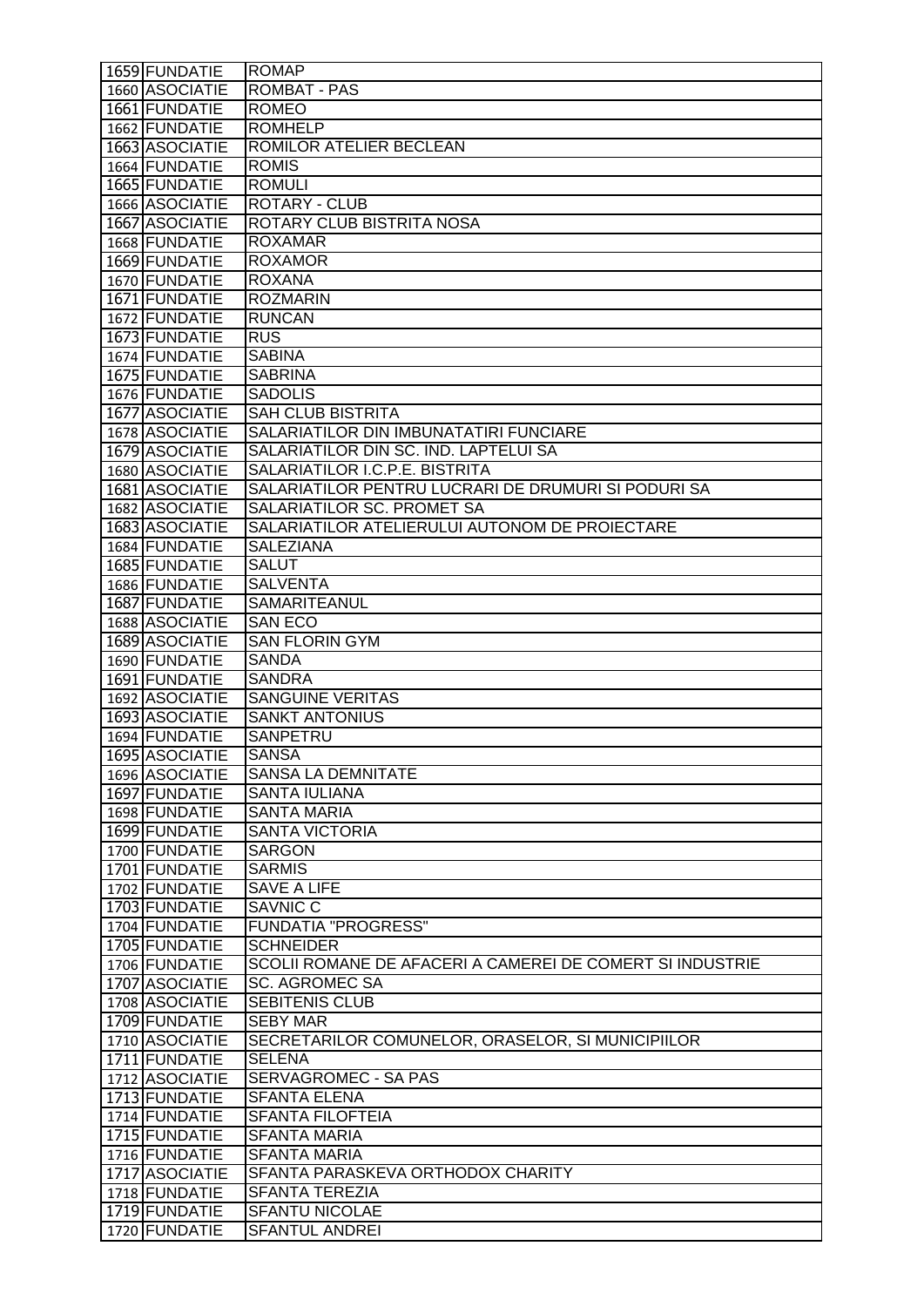| 1659 | FUNDATIE | ROMAP |
|---|---|---|
| 1660 | ASOCIATIE | ROMBAT - PAS |
| 1661 | FUNDATIE | ROMEO |
| 1662 | FUNDATIE | ROMHELP |
| 1663 | ASOCIATIE | ROMILOR ATELIER BECLEAN |
| 1664 | FUNDATIE | ROMIS |
| 1665 | FUNDATIE | ROMULI |
| 1666 | ASOCIATIE | ROTARY - CLUB |
| 1667 | ASOCIATIE | ROTARY CLUB BISTRITA NOSA |
| 1668 | FUNDATIE | ROXAMAR |
| 1669 | FUNDATIE | ROXAMOR |
| 1670 | FUNDATIE | ROXANA |
| 1671 | FUNDATIE | ROZMARIN |
| 1672 | FUNDATIE | RUNCAN |
| 1673 | FUNDATIE | RUS |
| 1674 | FUNDATIE | SABINA |
| 1675 | FUNDATIE | SABRINA |
| 1676 | FUNDATIE | SADOLIS |
| 1677 | ASOCIATIE | SAH CLUB BISTRITA |
| 1678 | ASOCIATIE | SALARIATILOR DIN IMBUNATATIRI FUNCIARE |
| 1679 | ASOCIATIE | SALARIATILOR DIN SC. IND. LAPTELUI SA |
| 1680 | ASOCIATIE | SALARIATILOR I.C.P.E. BISTRITA |
| 1681 | ASOCIATIE | SALARIATILOR PENTRU LUCRARI DE DRUMURI SI PODURI SA |
| 1682 | ASOCIATIE | SALARIATILOR SC. PROMET SA |
| 1683 | ASOCIATIE | SALARIATILOR ATELIERULUI AUTONOM DE PROIECTARE |
| 1684 | FUNDATIE | SALEZIANA |
| 1685 | FUNDATIE | SALUT |
| 1686 | FUNDATIE | SALVENTA |
| 1687 | FUNDATIE | SAMARITEANUL |
| 1688 | ASOCIATIE | SAN ECO |
| 1689 | ASOCIATIE | SAN FLORIN GYM |
| 1690 | FUNDATIE | SANDA |
| 1691 | FUNDATIE | SANDRA |
| 1692 | ASOCIATIE | SANGUINE VERITAS |
| 1693 | ASOCIATIE | SANKT ANTONIUS |
| 1694 | FUNDATIE | SANPETRU |
| 1695 | ASOCIATIE | SANSA |
| 1696 | ASOCIATIE | SANSA LA DEMNITATE |
| 1697 | FUNDATIE | SANTA IULIANA |
| 1698 | FUNDATIE | SANTA MARIA |
| 1699 | FUNDATIE | SANTA VICTORIA |
| 1700 | FUNDATIE | SARGON |
| 1701 | FUNDATIE | SARMIS |
| 1702 | FUNDATIE | SAVE A LIFE |
| 1703 | FUNDATIE | SAVNIC C |
| 1704 | FUNDATIE | FUNDATIA "PROGRESS" |
| 1705 | FUNDATIE | SCHNEIDER |
| 1706 | FUNDATIE | SCOLII ROMANE DE AFACERI A CAMEREI DE COMERT SI INDUSTRIE |
| 1707 | ASOCIATIE | SC. AGROMEC SA |
| 1708 | ASOCIATIE | SEBITENIS CLUB |
| 1709 | FUNDATIE | SEBY MAR |
| 1710 | ASOCIATIE | SECRETARILOR COMUNELOR, ORASELOR, SI MUNICIPIILOR |
| 1711 | FUNDATIE | SELENA |
| 1712 | ASOCIATIE | SERVAGROMEC - SA PAS |
| 1713 | FUNDATIE | SFANTA ELENA |
| 1714 | FUNDATIE | SFANTA FILOFTEIA |
| 1715 | FUNDATIE | SFANTA MARIA |
| 1716 | FUNDATIE | SFANTA MARIA |
| 1717 | ASOCIATIE | SFANTA PARASKEVA ORTHODOX CHARITY |
| 1718 | FUNDATIE | SFANTA TEREZIA |
| 1719 | FUNDATIE | SFANTU NICOLAE |
| 1720 | FUNDATIE | SFANTUL ANDREI |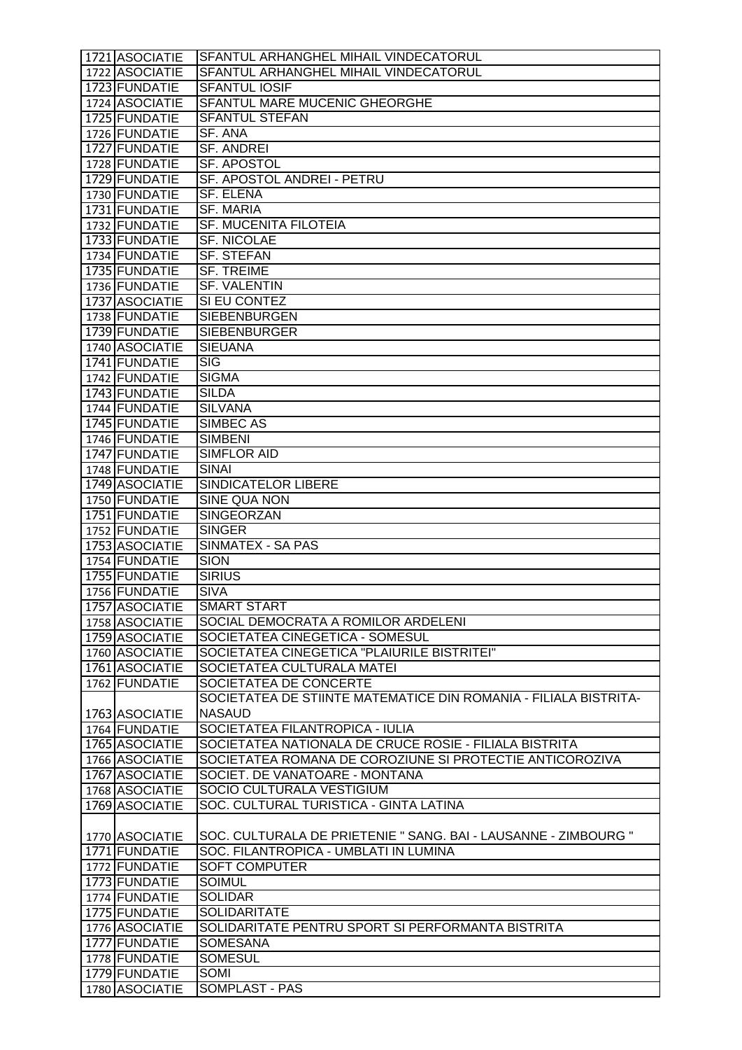| | | |
|---|---|---|
| 1721 | ASOCIATIE | SFANTUL ARHANGHEL MIHAIL VINDECATORUL |
| 1722 | ASOCIATIE | SFANTUL ARHANGHEL MIHAIL VINDECATORUL |
| 1723 | FUNDATIE | SFANTUL IOSIF |
| 1724 | ASOCIATIE | SFANTUL MARE MUCENIC GHEORGHE |
| 1725 | FUNDATIE | SFANTUL STEFAN |
| 1726 | FUNDATIE | SF. ANA |
| 1727 | FUNDATIE | SF. ANDREI |
| 1728 | FUNDATIE | SF. APOSTOL |
| 1729 | FUNDATIE | SF. APOSTOL ANDREI - PETRU |
| 1730 | FUNDATIE | SF. ELENA |
| 1731 | FUNDATIE | SF. MARIA |
| 1732 | FUNDATIE | SF. MUCENITA FILOTEIA |
| 1733 | FUNDATIE | SF. NICOLAE |
| 1734 | FUNDATIE | SF. STEFAN |
| 1735 | FUNDATIE | SF. TREIME |
| 1736 | FUNDATIE | SF. VALENTIN |
| 1737 | ASOCIATIE | SI EU CONTEZ |
| 1738 | FUNDATIE | SIEBENBURGEN |
| 1739 | FUNDATIE | SIEBENBURGER |
| 1740 | ASOCIATIE | SIEUANA |
| 1741 | FUNDATIE | SIG |
| 1742 | FUNDATIE | SIGMA |
| 1743 | FUNDATIE | SILDA |
| 1744 | FUNDATIE | SILVANA |
| 1745 | FUNDATIE | SIMBEC AS |
| 1746 | FUNDATIE | SIMBENI |
| 1747 | FUNDATIE | SIMFLOR AID |
| 1748 | FUNDATIE | SINAI |
| 1749 | ASOCIATIE | SINDICATELOR LIBERE |
| 1750 | FUNDATIE | SINE QUA NON |
| 1751 | FUNDATIE | SINGEORZAN |
| 1752 | FUNDATIE | SINGER |
| 1753 | ASOCIATIE | SINMATEX - SA PAS |
| 1754 | FUNDATIE | SION |
| 1755 | FUNDATIE | SIRIUS |
| 1756 | FUNDATIE | SIVA |
| 1757 | ASOCIATIE | SMART START |
| 1758 | ASOCIATIE | SOCIAL DEMOCRATA A ROMILOR ARDELENI |
| 1759 | ASOCIATIE | SOCIETATEA CINEGETICA - SOMESUL |
| 1760 | ASOCIATIE | SOCIETATEA CINEGETICA "PLAIURILE BISTRITEI" |
| 1761 | ASOCIATIE | SOCIETATEA CULTURALA MATEI |
| 1762 | FUNDATIE | SOCIETATEA DE CONCERTE |
| 1763 | ASOCIATIE | SOCIETATEA DE STIINTE MATEMATICE DIN ROMANIA - FILIALA BISTRITA-NASAUD |
| 1764 | FUNDATIE | SOCIETATEA FILANTROPICA - IULIA |
| 1765 | ASOCIATIE | SOCIETATEA NATIONALA DE CRUCE ROSIE - FILIALA BISTRITA |
| 1766 | ASOCIATIE | SOCIETATEA ROMANA DE COROZIUNE SI PROTECTIE ANTICOROZIVA |
| 1767 | ASOCIATIE | SOCIET. DE VANATOARE - MONTANA |
| 1768 | ASOCIATIE | SOCIO CULTURALA VESTIGIUM |
| 1769 | ASOCIATIE | SOC. CULTURAL TURISTICA - GINTA LATINA |
| 1770 | ASOCIATIE | SOC. CULTURALA DE PRIETENIE " SANG. BAI - LAUSANNE - ZIMBOURG " |
| 1771 | FUNDATIE | SOC. FILANTROPICA - UMBLATI IN LUMINA |
| 1772 | FUNDATIE | SOFT COMPUTER |
| 1773 | FUNDATIE | SOIMUL |
| 1774 | FUNDATIE | SOLIDAR |
| 1775 | FUNDATIE | SOLIDARITATE |
| 1776 | ASOCIATIE | SOLIDARITATE PENTRU SPORT SI PERFORMANTA BISTRITA |
| 1777 | FUNDATIE | SOMESANA |
| 1778 | FUNDATIE | SOMESUL |
| 1779 | FUNDATIE | SOMI |
| 1780 | ASOCIATIE | SOMPLAST - PAS |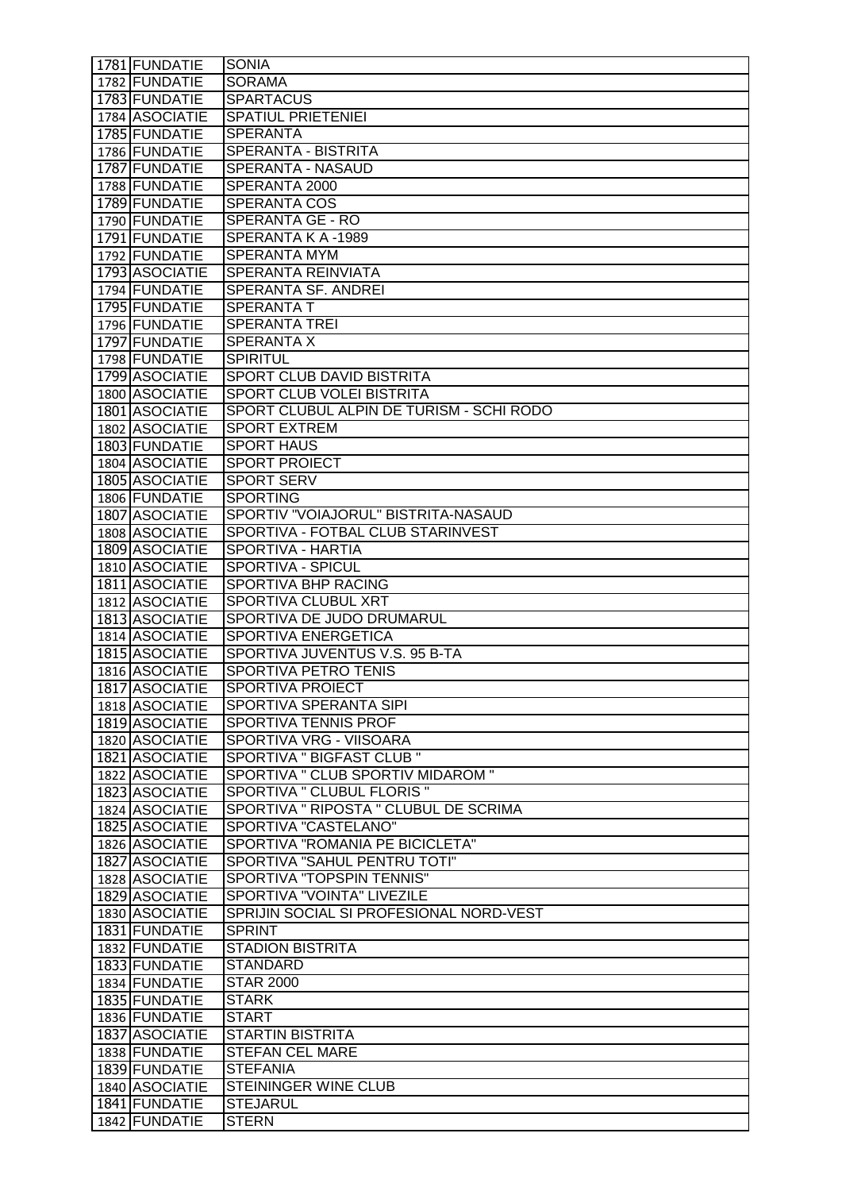| 1781 | FUNDATIE | SONIA |
|---|---|---|
| 1782 | FUNDATIE | SORAMA |
| 1783 | FUNDATIE | SPARTACUS |
| 1784 | ASOCIATIE | SPATIUL PRIETENIEI |
| 1785 | FUNDATIE | SPERANTA |
| 1786 | FUNDATIE | SPERANTA - BISTRITA |
| 1787 | FUNDATIE | SPERANTA - NASAUD |
| 1788 | FUNDATIE | SPERANTA 2000 |
| 1789 | FUNDATIE | SPERANTA COS |
| 1790 | FUNDATIE | SPERANTA GE - RO |
| 1791 | FUNDATIE | SPERANTA K A -1989 |
| 1792 | FUNDATIE | SPERANTA MYM |
| 1793 | ASOCIATIE | SPERANTA REINVIATA |
| 1794 | FUNDATIE | SPERANTA SF. ANDREI |
| 1795 | FUNDATIE | SPERANTA T |
| 1796 | FUNDATIE | SPERANTA TREI |
| 1797 | FUNDATIE | SPERANTA X |
| 1798 | FUNDATIE | SPIRITUL |
| 1799 | ASOCIATIE | SPORT CLUB DAVID BISTRITA |
| 1800 | ASOCIATIE | SPORT CLUB VOLEI BISTRITA |
| 1801 | ASOCIATIE | SPORT CLUBUL ALPIN DE TURISM - SCHI RODO |
| 1802 | ASOCIATIE | SPORT EXTREM |
| 1803 | FUNDATIE | SPORT HAUS |
| 1804 | ASOCIATIE | SPORT PROIECT |
| 1805 | ASOCIATIE | SPORT SERV |
| 1806 | FUNDATIE | SPORTING |
| 1807 | ASOCIATIE | SPORTIV "VOIAJORUL" BISTRITA-NASAUD |
| 1808 | ASOCIATIE | SPORTIVA - FOTBAL CLUB STARINVEST |
| 1809 | ASOCIATIE | SPORTIVA - HARTIA |
| 1810 | ASOCIATIE | SPORTIVA - SPICUL |
| 1811 | ASOCIATIE | SPORTIVA BHP RACING |
| 1812 | ASOCIATIE | SPORTIVA CLUBUL XRT |
| 1813 | ASOCIATIE | SPORTIVA DE JUDO DRUMARUL |
| 1814 | ASOCIATIE | SPORTIVA ENERGETICA |
| 1815 | ASOCIATIE | SPORTIVA JUVENTUS V.S. 95 B-TA |
| 1816 | ASOCIATIE | SPORTIVA PETRO TENIS |
| 1817 | ASOCIATIE | SPORTIVA PROIECT |
| 1818 | ASOCIATIE | SPORTIVA SPERANTA SIPI |
| 1819 | ASOCIATIE | SPORTIVA TENNIS PROF |
| 1820 | ASOCIATIE | SPORTIVA VRG - VIISOARA |
| 1821 | ASOCIATIE | SPORTIVA " BIGFAST CLUB " |
| 1822 | ASOCIATIE | SPORTIVA " CLUB SPORTIV MIDAROM " |
| 1823 | ASOCIATIE | SPORTIVA " CLUBUL FLORIS " |
| 1824 | ASOCIATIE | SPORTIVA " RIPOSTA " CLUBUL DE SCRIMA |
| 1825 | ASOCIATIE | SPORTIVA "CASTELANO" |
| 1826 | ASOCIATIE | SPORTIVA "ROMANIA PE BICICLETA" |
| 1827 | ASOCIATIE | SPORTIVA "SAHUL PENTRU TOTI" |
| 1828 | ASOCIATIE | SPORTIVA "TOPSPIN TENNIS" |
| 1829 | ASOCIATIE | SPORTIVA "VOINTA" LIVEZILE |
| 1830 | ASOCIATIE | SPRIJIN SOCIAL SI PROFESIONAL NORD-VEST |
| 1831 | FUNDATIE | SPRINT |
| 1832 | FUNDATIE | STADION BISTRITA |
| 1833 | FUNDATIE | STANDARD |
| 1834 | FUNDATIE | STAR 2000 |
| 1835 | FUNDATIE | STARK |
| 1836 | FUNDATIE | START |
| 1837 | ASOCIATIE | STARTIN BISTRITA |
| 1838 | FUNDATIE | STEFAN CEL MARE |
| 1839 | FUNDATIE | STEFANIA |
| 1840 | ASOCIATIE | STEININGER WINE CLUB |
| 1841 | FUNDATIE | STEJARUL |
| 1842 | FUNDATIE | STERN |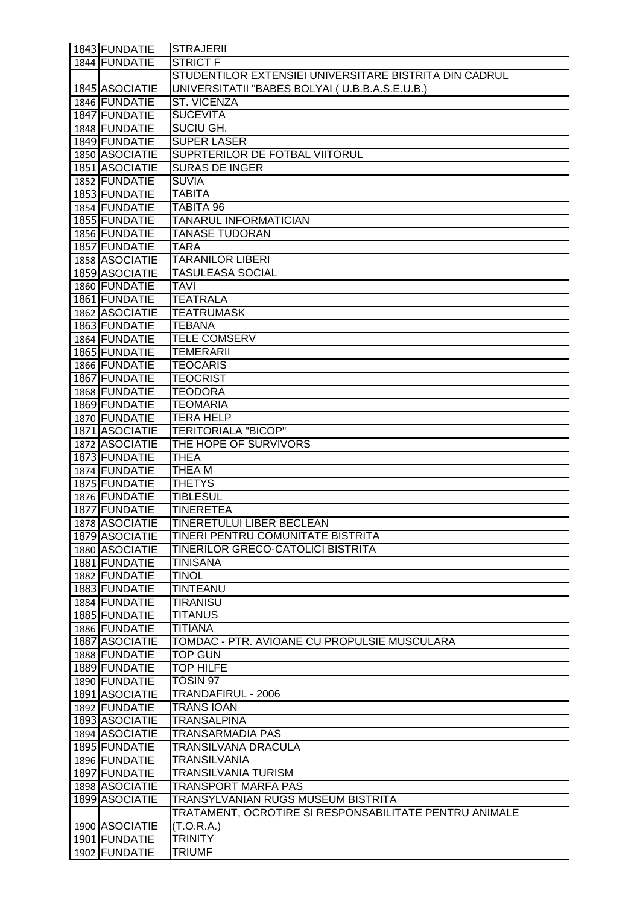| | | |
|---|---|---|
| 1843 | FUNDATIE | STRAJERII |
| 1844 | FUNDATIE | STRICT F |
| 1845 | ASOCIATIE | STUDENTILOR EXTENSIEI UNIVERSITARE BISTRITA DIN CADRUL UNIVERSITATII "BABES BOLYAI ( U.B.B.A.S.E.U.B.) |
| 1846 | FUNDATIE | ST. VICENZA |
| 1847 | FUNDATIE | SUCEVITA |
| 1848 | FUNDATIE | SUCIU GH. |
| 1849 | FUNDATIE | SUPER LASER |
| 1850 | ASOCIATIE | SUPRTERILOR DE FOTBAL VIITORUL |
| 1851 | ASOCIATIE | SURAS DE INGER |
| 1852 | FUNDATIE | SUVIA |
| 1853 | FUNDATIE | TABITA |
| 1854 | FUNDATIE | TABITA 96 |
| 1855 | FUNDATIE | TANARUL INFORMATICIAN |
| 1856 | FUNDATIE | TANASE TUDORAN |
| 1857 | FUNDATIE | TARA |
| 1858 | ASOCIATIE | TARANILOR LIBERI |
| 1859 | ASOCIATIE | TASULEASA SOCIAL |
| 1860 | FUNDATIE | TAVI |
| 1861 | FUNDATIE | TEATRALA |
| 1862 | ASOCIATIE | TEATRUMASK |
| 1863 | FUNDATIE | TEBANA |
| 1864 | FUNDATIE | TELE COMSERV |
| 1865 | FUNDATIE | TEMERARII |
| 1866 | FUNDATIE | TEOCARIS |
| 1867 | FUNDATIE | TEOCRIST |
| 1868 | FUNDATIE | TEODORA |
| 1869 | FUNDATIE | TEOMARIA |
| 1870 | FUNDATIE | TERA HELP |
| 1871 | ASOCIATIE | TERITORIALA "BICOP" |
| 1872 | ASOCIATIE | THE HOPE OF SURVIVORS |
| 1873 | FUNDATIE | THEA |
| 1874 | FUNDATIE | THEA M |
| 1875 | FUNDATIE | THETYS |
| 1876 | FUNDATIE | TIBLESUL |
| 1877 | FUNDATIE | TINERETEA |
| 1878 | ASOCIATIE | TINERETULUI LIBER BECLEAN |
| 1879 | ASOCIATIE | TINERI PENTRU COMUNITATE BISTRITA |
| 1880 | ASOCIATIE | TINERILOR GRECO-CATOLICI BISTRITA |
| 1881 | FUNDATIE | TINISANA |
| 1882 | FUNDATIE | TINOL |
| 1883 | FUNDATIE | TINTEANU |
| 1884 | FUNDATIE | TIRANISU |
| 1885 | FUNDATIE | TITANUS |
| 1886 | FUNDATIE | TITIANA |
| 1887 | ASOCIATIE | TOMDAC - PTR. AVIOANE CU PROPULSIE MUSCULARA |
| 1888 | FUNDATIE | TOP GUN |
| 1889 | FUNDATIE | TOP HILFE |
| 1890 | FUNDATIE | TOSIN 97 |
| 1891 | ASOCIATIE | TRANDAFIRUL - 2006 |
| 1892 | FUNDATIE | TRANS IOAN |
| 1893 | ASOCIATIE | TRANSALPINA |
| 1894 | ASOCIATIE | TRANSARMADIA PAS |
| 1895 | FUNDATIE | TRANSILVANA DRACULA |
| 1896 | FUNDATIE | TRANSILVANIA |
| 1897 | FUNDATIE | TRANSILVANIA TURISM |
| 1898 | ASOCIATIE | TRANSPORT MARFA PAS |
| 1899 | ASOCIATIE | TRANSYLVANIAN RUGS MUSEUM BISTRITA |
| 1900 | ASOCIATIE | TRATAMENT, OCROTIRE SI RESPONSABILITATE PENTRU ANIMALE (T.O.R.A.) |
| 1901 | FUNDATIE | TRINITY |
| 1902 | FUNDATIE | TRIUMF |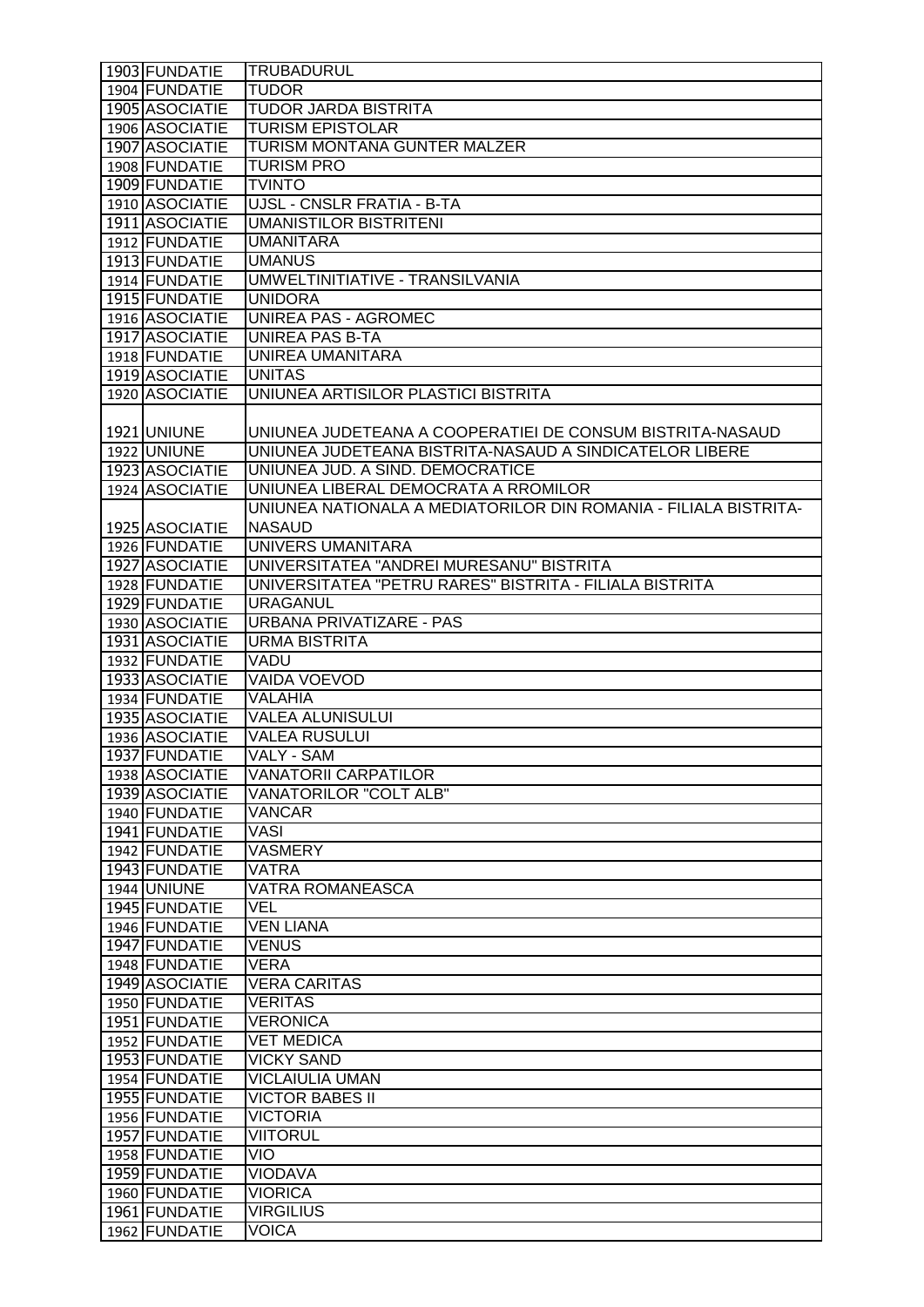| 1903 | FUNDATIE | TRUBADURUL |
|---|---|---|
| 1904 | FUNDATIE | TUDOR |
| 1905 | ASOCIATIE | TUDOR JARDA BISTRITA |
| 1906 | ASOCIATIE | TURISM EPISTOLAR |
| 1907 | ASOCIATIE | TURISM MONTANA GUNTER MALZER |
| 1908 | FUNDATIE | TURISM PRO |
| 1909 | FUNDATIE | TVINTO |
| 1910 | ASOCIATIE | UJSL - CNSLR FRATIA - B-TA |
| 1911 | ASOCIATIE | UMANISTILOR BISTRITENI |
| 1912 | FUNDATIE | UMANITARA |
| 1913 | FUNDATIE | UMANUS |
| 1914 | FUNDATIE | UMWELTINITIATIVE - TRANSILVANIA |
| 1915 | FUNDATIE | UNIDORA |
| 1916 | ASOCIATIE | UNIREA PAS - AGROMEC |
| 1917 | ASOCIATIE | UNIREA PAS B-TA |
| 1918 | FUNDATIE | UNIREA UMANITARA |
| 1919 | ASOCIATIE | UNITAS |
| 1920 | ASOCIATIE | UNIUNEA ARTISILOR PLASTICI BISTRITA |
| 1921 | UNIUNE | UNIUNEA JUDETEANA A COOPERATIEI DE CONSUM BISTRITA-NASAUD |
| 1922 | UNIUNE | UNIUNEA JUDETEANA BISTRITA-NASAUD A SINDICATELOR LIBERE |
| 1923 | ASOCIATIE | UNIUNEA JUD. A SIND. DEMOCRATICE |
| 1924 | ASOCIATIE | UNIUNEA LIBERAL DEMOCRATA A RROMILOR |
| 1925 | ASOCIATIE | UNIUNEA NATIONALA A MEDIATORILOR DIN ROMANIA - FILIALA BISTRITA-NASAUD |
| 1926 | FUNDATIE | UNIVERS UMANITARA |
| 1927 | ASOCIATIE | UNIVERSITATEA "ANDREI MURESANU" BISTRITA |
| 1928 | FUNDATIE | UNIVERSITATEA "PETRU RARES" BISTRITA - FILIALA BISTRITA |
| 1929 | FUNDATIE | URAGANUL |
| 1930 | ASOCIATIE | URBANA PRIVATIZARE - PAS |
| 1931 | ASOCIATIE | URMA BISTRITA |
| 1932 | FUNDATIE | VADU |
| 1933 | ASOCIATIE | VAIDA VOEVOD |
| 1934 | FUNDATIE | VALAHIA |
| 1935 | ASOCIATIE | VALEA ALUNISULUI |
| 1936 | ASOCIATIE | VALEA RUSULUI |
| 1937 | FUNDATIE | VALY - SAM |
| 1938 | ASOCIATIE | VANATORII CARPATILOR |
| 1939 | ASOCIATIE | VANATORILOR "COLT ALB" |
| 1940 | FUNDATIE | VANCAR |
| 1941 | FUNDATIE | VASI |
| 1942 | FUNDATIE | VASMERY |
| 1943 | FUNDATIE | VATRA |
| 1944 | UNIUNE | VATRA ROMANEASCA |
| 1945 | FUNDATIE | VEL |
| 1946 | FUNDATIE | VEN LIANA |
| 1947 | FUNDATIE | VENUS |
| 1948 | FUNDATIE | VERA |
| 1949 | ASOCIATIE | VERA CARITAS |
| 1950 | FUNDATIE | VERITAS |
| 1951 | FUNDATIE | VERONICA |
| 1952 | FUNDATIE | VET MEDICA |
| 1953 | FUNDATIE | VICKY SAND |
| 1954 | FUNDATIE | VICLAIULIA UMAN |
| 1955 | FUNDATIE | VICTOR BABES II |
| 1956 | FUNDATIE | VICTORIA |
| 1957 | FUNDATIE | VIITORUL |
| 1958 | FUNDATIE | VIO |
| 1959 | FUNDATIE | VIODAVA |
| 1960 | FUNDATIE | VIORICA |
| 1961 | FUNDATIE | VIRGILIUS |
| 1962 | FUNDATIE | VOICA |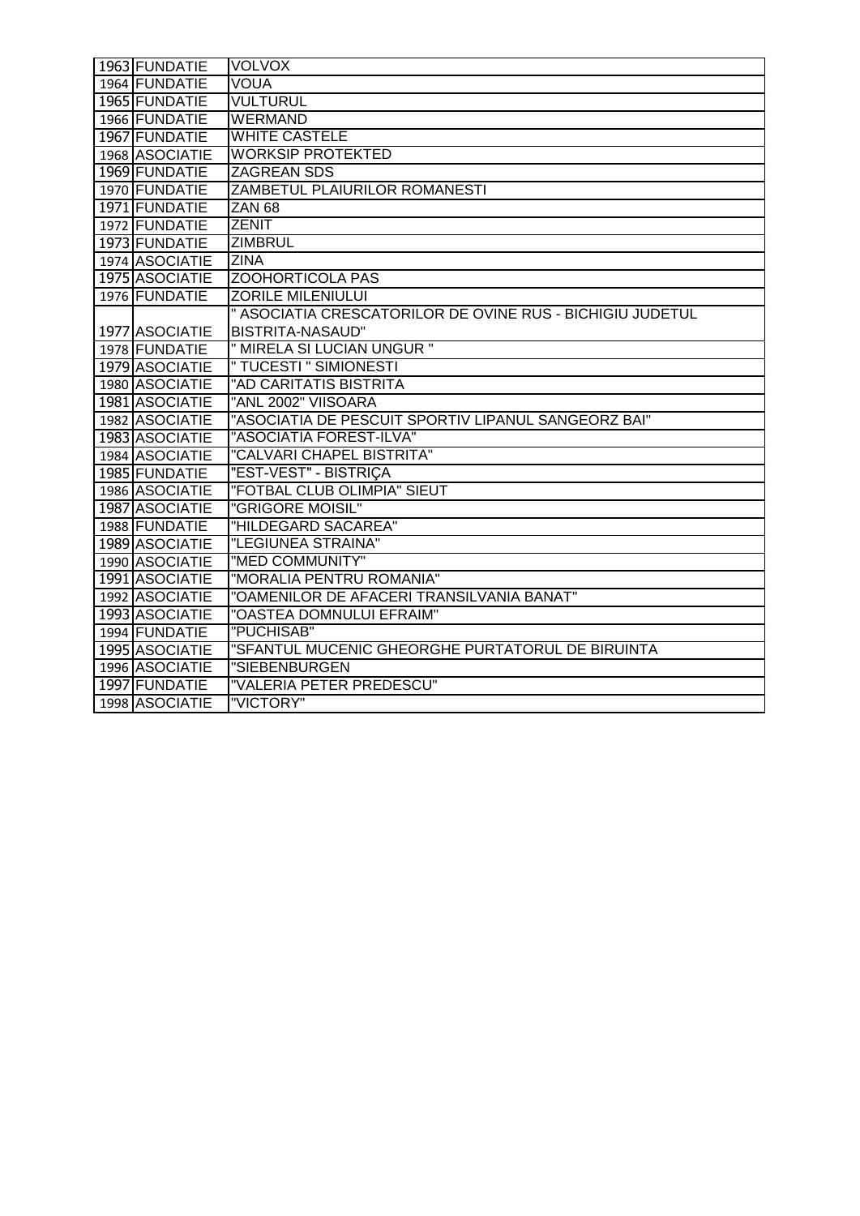| | | |
|---|---|---|
| 1963 | FUNDATIE | VOLVOX |
| 1964 | FUNDATIE | VOUA |
| 1965 | FUNDATIE | VULTURUL |
| 1966 | FUNDATIE | WERMAND |
| 1967 | FUNDATIE | WHITE CASTELE |
| 1968 | ASOCIATIE | WORKSIP PROTEKTED |
| 1969 | FUNDATIE | ZAGREAN SDS |
| 1970 | FUNDATIE | ZAMBETUL PLAIURILOR ROMANESTI |
| 1971 | FUNDATIE | ZAN 68 |
| 1972 | FUNDATIE | ZENIT |
| 1973 | FUNDATIE | ZIMBRUL |
| 1974 | ASOCIATIE | ZINA |
| 1975 | ASOCIATIE | ZOOHORTICOLA PAS |
| 1976 | FUNDATIE | ZORILE MILENIULUI |
| 1977 | ASOCIATIE | " ASOCIATIA CRESCATORILOR DE OVINE RUS - BICHIGIU JUDETUL BISTRITA-NASAUD" |
| 1978 | FUNDATIE | " MIRELA SI LUCIAN UNGUR " |
| 1979 | ASOCIATIE | " TUCESTI " SIMIONESTI |
| 1980 | ASOCIATIE | "AD CARITATIS BISTRITA |
| 1981 | ASOCIATIE | "ANL 2002" VIISOARA |
| 1982 | ASOCIATIE | "ASOCIATIA DE PESCUIT SPORTIV LIPANUL SANGEORZ BAI" |
| 1983 | ASOCIATIE | "ASOCIATIA FOREST-ILVA" |
| 1984 | ASOCIATIE | "CALVARI CHAPEL BISTRITA" |
| 1985 | FUNDATIE | "EST-VEST" - BISTRIÇA |
| 1986 | ASOCIATIE | "FOTBAL CLUB OLIMPIA" SIEUT |
| 1987 | ASOCIATIE | "GRIGORE MOISIL" |
| 1988 | FUNDATIE | "HILDEGARD SACAREA" |
| 1989 | ASOCIATIE | "LEGIUNEA STRAINA" |
| 1990 | ASOCIATIE | "MED COMMUNITY" |
| 1991 | ASOCIATIE | "MORALIA PENTRU ROMANIA" |
| 1992 | ASOCIATIE | "OAMENILOR DE AFACERI TRANSILVANIA BANAT" |
| 1993 | ASOCIATIE | "OASTEA DOMNULUI EFRAIM" |
| 1994 | FUNDATIE | "PUCHISAB" |
| 1995 | ASOCIATIE | "SFANTUL MUCENIC GHEORGHE PURTATORUL DE BIRUINTA |
| 1996 | ASOCIATIE | "SIEBENBURGEN |
| 1997 | FUNDATIE | "VALERIA PETER PREDESCU" |
| 1998 | ASOCIATIE | "VICTORY" |